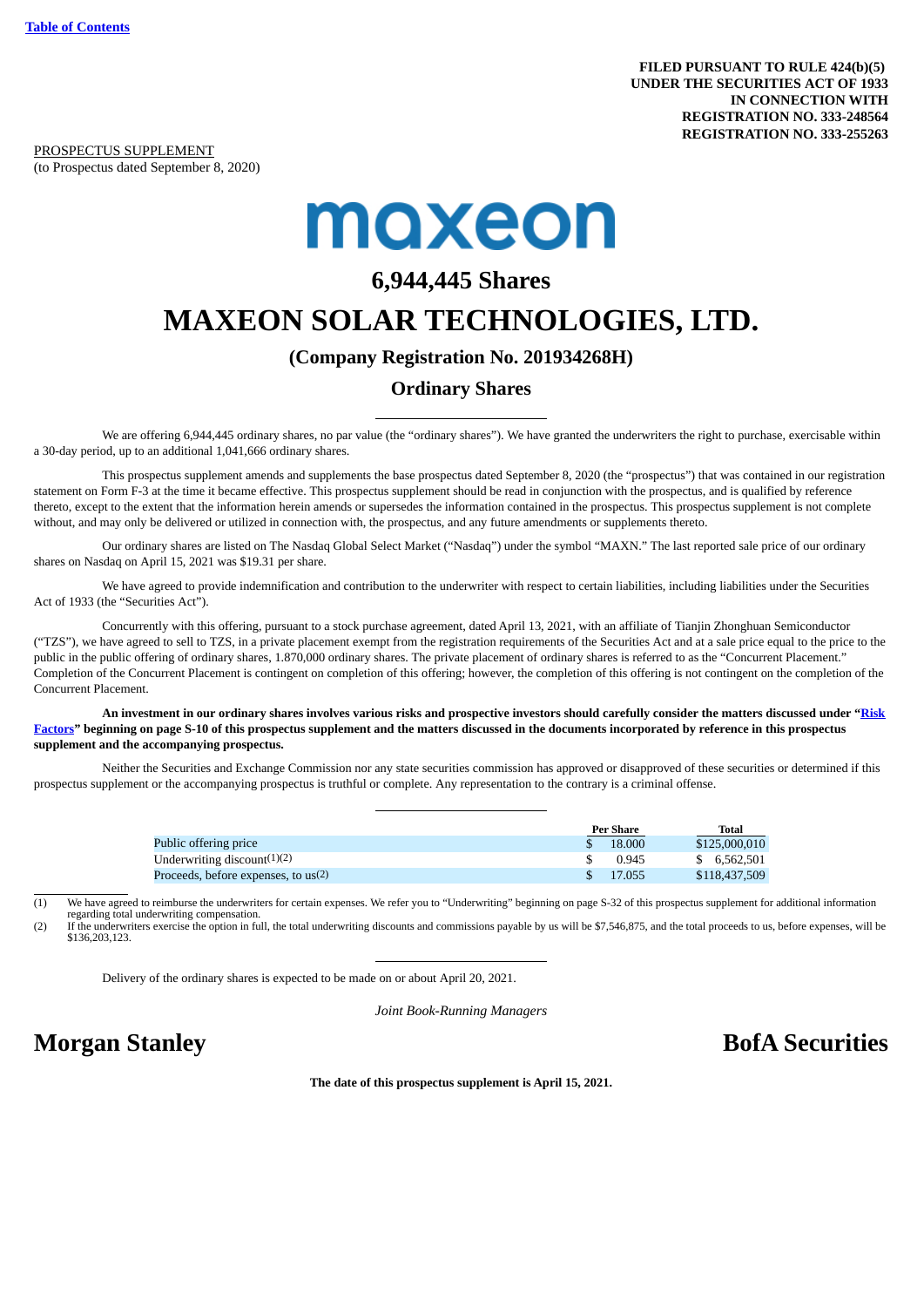Table of Contents

**FILED PURSUANT TO RULE 424(b)(5)**
**UNDER THE SECURITIES ACT OF 1933**
**IN CONNECTION WITH**
**REGISTRATION NO. 333-248564**
**REGISTRATION NO. 333-255263**

PROSPECTUS SUPPLEMENT
(to Prospectus dated September 8, 2020)

maxeon

## 6,944,445 Shares

# MAXEON SOLAR TECHNOLOGIES, LTD.

### (Company Registration No. 201934268H)

### Ordinary Shares

We are offering 6,944,445 ordinary shares, no par value (the "ordinary shares"). We have granted the underwriters the right to purchase, exercisable within a 30-day period, up to an additional 1,041,666 ordinary shares.

This prospectus supplement amends and supplements the base prospectus dated September 8, 2020 (the "prospectus") that was contained in our registration statement on Form F-3 at the time it became effective. This prospectus supplement should be read in conjunction with the prospectus, and is qualified by reference thereto, except to the extent that the information herein amends or supersedes the information contained in the prospectus. This prospectus supplement is not complete without, and may only be delivered or utilized in connection with, the prospectus, and any future amendments or supplements thereto.

Our ordinary shares are listed on The Nasdaq Global Select Market ("Nasdaq") under the symbol "MAXN." The last reported sale price of our ordinary shares on Nasdaq on April 15, 2021 was $19.31 per share.

We have agreed to provide indemnification and contribution to the underwriter with respect to certain liabilities, including liabilities under the Securities Act of 1933 (the "Securities Act").

Concurrently with this offering, pursuant to a stock purchase agreement, dated April 13, 2021, with an affiliate of Tianjin Zhonghuan Semiconductor ("TZS"), we have agreed to sell to TZS, in a private placement exempt from the registration requirements of the Securities Act and at a sale price equal to the price to the public in the public offering of ordinary shares, 1.870,000 ordinary shares. The private placement of ordinary shares is referred to as the "Concurrent Placement." Completion of the Concurrent Placement is contingent on completion of this offering; however, the completion of this offering is not contingent on the completion of the Concurrent Placement.

**An investment in our ordinary shares involves various risks and prospective investors should carefully consider the matters discussed under "Risk Factors" beginning on page S-10 of this prospectus supplement and the matters discussed in the documents incorporated by reference in this prospectus supplement and the accompanying prospectus.**

Neither the Securities and Exchange Commission nor any state securities commission has approved or disapproved of these securities or determined if this prospectus supplement or the accompanying prospectus is truthful or complete. Any representation to the contrary is a criminal offense.

| | Per Share | Total |
|---|---|---|
| Public offering price | $ 18.000 | $125,000,010 |
| Underwriting discount[(1)(2)] | $ 0.945 | $ 6,562,501 |
| Proceeds, before expenses, to us[(2)] | $ 17.055 | $118,437,509 |

(1) We have agreed to reimburse the underwriters for certain expenses. We refer you to "Underwriting" beginning on page S-32 of this prospectus supplement for additional information regarding total underwriting compensation.

(2) If the underwriters exercise the option in full, the total underwriting discounts and commissions payable by us will be $7,546,875, and the total proceeds to us, before expenses, will be $136,203,123.

Delivery of the ordinary shares is expected to be made on or about April 20, 2021.

*Joint Book-Running Managers*

**Morgan Stanley** **BofA Securities**

**The date of this prospectus supplement is April 15, 2021.**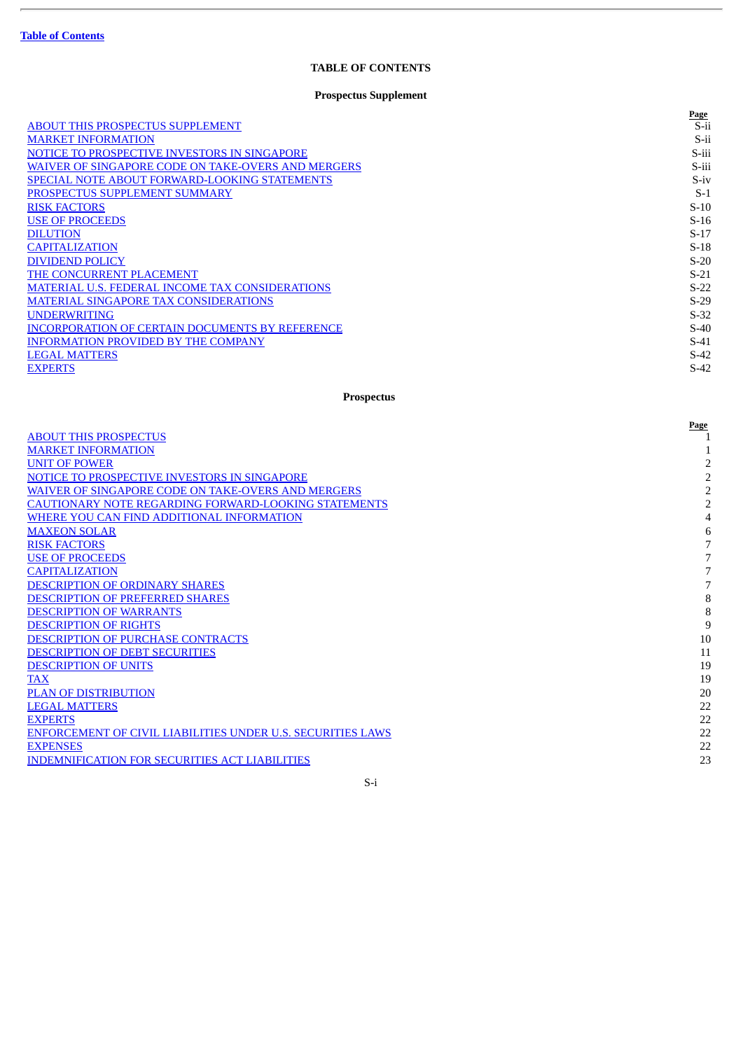[Table of Contents](#)

# TABLE OF CONTENTS

## Prospectus Supplement

| | Page |
|---|---|
| ABOUT THIS PROSPECTUS SUPPLEMENT | S-ii |
| MARKET INFORMATION | S-ii |
| NOTICE TO PROSPECTIVE INVESTORS IN SINGAPORE | S-iii |
| WAIVER OF SINGAPORE CODE ON TAKE-OVERS AND MERGERS | S-iii |
| SPECIAL NOTE ABOUT FORWARD-LOOKING STATEMENTS | S-iv |
| PROSPECTUS SUPPLEMENT SUMMARY | S-1 |
| RISK FACTORS | S-10 |
| USE OF PROCEEDS | S-16 |
| DILUTION | S-17 |
| CAPITALIZATION | S-18 |
| DIVIDEND POLICY | S-20 |
| THE CONCURRENT PLACEMENT | S-21 |
| MATERIAL U.S. FEDERAL INCOME TAX CONSIDERATIONS | S-22 |
| MATERIAL SINGAPORE TAX CONSIDERATIONS | S-29 |
| UNDERWRITING | S-32 |
| INCORPORATION OF CERTAIN DOCUMENTS BY REFERENCE | S-40 |
| INFORMATION PROVIDED BY THE COMPANY | S-41 |
| LEGAL MATTERS | S-42 |
| EXPERTS | S-42 |

## Prospectus

| | Page |
|---|---|
| ABOUT THIS PROSPECTUS | 1 |
| MARKET INFORMATION | 1 |
| UNIT OF POWER | 2 |
| NOTICE TO PROSPECTIVE INVESTORS IN SINGAPORE | 2 |
| WAIVER OF SINGAPORE CODE ON TAKE-OVERS AND MERGERS | 2 |
| CAUTIONARY NOTE REGARDING FORWARD-LOOKING STATEMENTS | 2 |
| WHERE YOU CAN FIND ADDITIONAL INFORMATION | 4 |
| MAXEON SOLAR | 6 |
| RISK FACTORS | 7 |
| USE OF PROCEEDS | 7 |
| CAPITALIZATION | 7 |
| DESCRIPTION OF ORDINARY SHARES | 7 |
| DESCRIPTION OF PREFERRED SHARES | 8 |
| DESCRIPTION OF WARRANTS | 8 |
| DESCRIPTION OF RIGHTS | 9 |
| DESCRIPTION OF PURCHASE CONTRACTS | 10 |
| DESCRIPTION OF DEBT SECURITIES | 11 |
| DESCRIPTION OF UNITS | 19 |
| TAX | 19 |
| PLAN OF DISTRIBUTION | 20 |
| LEGAL MATTERS | 22 |
| EXPERTS | 22 |
| ENFORCEMENT OF CIVIL LIABILITIES UNDER U.S. SECURITIES LAWS | 22 |
| EXPENSES | 22 |
| INDEMNIFICATION FOR SECURITIES ACT LIABILITIES | 23 |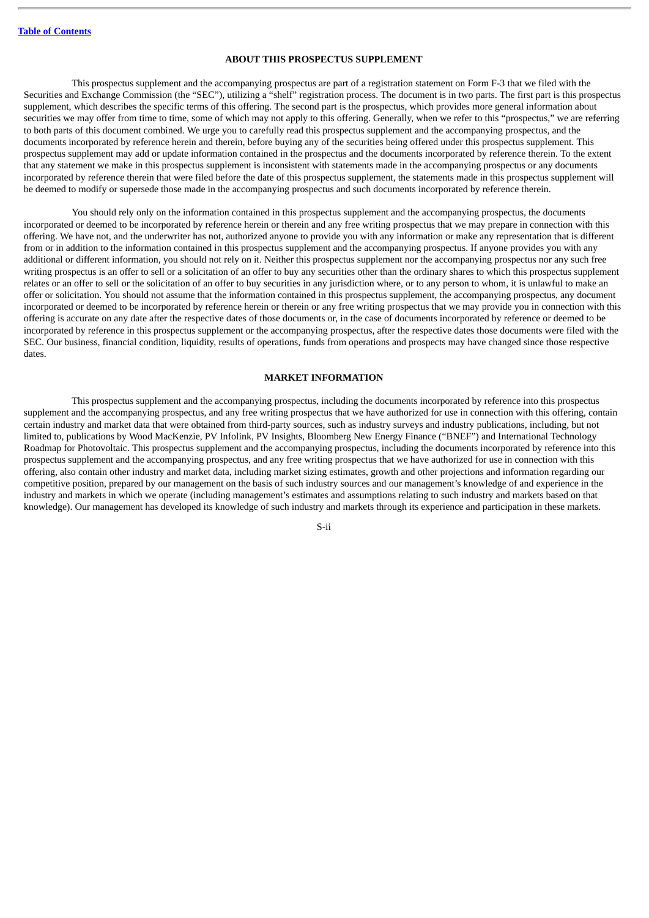## ABOUT THIS PROSPECTUS SUPPLEMENT

This prospectus supplement and the accompanying prospectus are part of a registration statement on Form F-3 that we filed with the Securities and Exchange Commission (the "SEC"), utilizing a "shelf" registration process. The document is in two parts. The first part is this prospectus supplement, which describes the specific terms of this offering. The second part is the prospectus, which provides more general information about securities we may offer from time to time, some of which may not apply to this offering. Generally, when we refer to this "prospectus," we are referring to both parts of this document combined. We urge you to carefully read this prospectus supplement and the accompanying prospectus, and the documents incorporated by reference herein and therein, before buying any of the securities being offered under this prospectus supplement. This prospectus supplement may add or update information contained in the prospectus and the documents incorporated by reference therein. To the extent that any statement we make in this prospectus supplement is inconsistent with statements made in the accompanying prospectus or any documents incorporated by reference therein that were filed before the date of this prospectus supplement, the statements made in this prospectus supplement will be deemed to modify or supersede those made in the accompanying prospectus and such documents incorporated by reference therein.

You should rely only on the information contained in this prospectus supplement and the accompanying prospectus, the documents incorporated or deemed to be incorporated by reference herein or therein and any free writing prospectus that we may prepare in connection with this offering. We have not, and the underwriter has not, authorized anyone to provide you with any information or make any representation that is different from or in addition to the information contained in this prospectus supplement and the accompanying prospectus. If anyone provides you with any additional or different information, you should not rely on it. Neither this prospectus supplement nor the accompanying prospectus nor any such free writing prospectus is an offer to sell or a solicitation of an offer to buy any securities other than the ordinary shares to which this prospectus supplement relates or an offer to sell or the solicitation of an offer to buy securities in any jurisdiction where, or to any person to whom, it is unlawful to make an offer or solicitation. You should not assume that the information contained in this prospectus supplement, the accompanying prospectus, any document incorporated or deemed to be incorporated by reference herein or therein or any free writing prospectus that we may provide you in connection with this offering is accurate on any date after the respective dates of those documents or, in the case of documents incorporated by reference or deemed to be incorporated by reference in this prospectus supplement or the accompanying prospectus, after the respective dates those documents were filed with the SEC. Our business, financial condition, liquidity, results of operations, funds from operations and prospects may have changed since those respective dates.

## MARKET INFORMATION

This prospectus supplement and the accompanying prospectus, including the documents incorporated by reference into this prospectus supplement and the accompanying prospectus, and any free writing prospectus that we have authorized for use in connection with this offering, contain certain industry and market data that were obtained from third-party sources, such as industry surveys and industry publications, including, but not limited to, publications by Wood MacKenzie, PV Infolink, PV Insights, Bloomberg New Energy Finance ("BNEF") and International Technology Roadmap for Photovoltaic. This prospectus supplement and the accompanying prospectus, including the documents incorporated by reference into this prospectus supplement and the accompanying prospectus, and any free writing prospectus that we have authorized for use in connection with this offering, also contain other industry and market data, including market sizing estimates, growth and other projections and information regarding our competitive position, prepared by our management on the basis of such industry sources and our management's knowledge of and experience in the industry and markets in which we operate (including management's estimates and assumptions relating to such industry and markets based on that knowledge). Our management has developed its knowledge of such industry and markets through its experience and participation in these markets.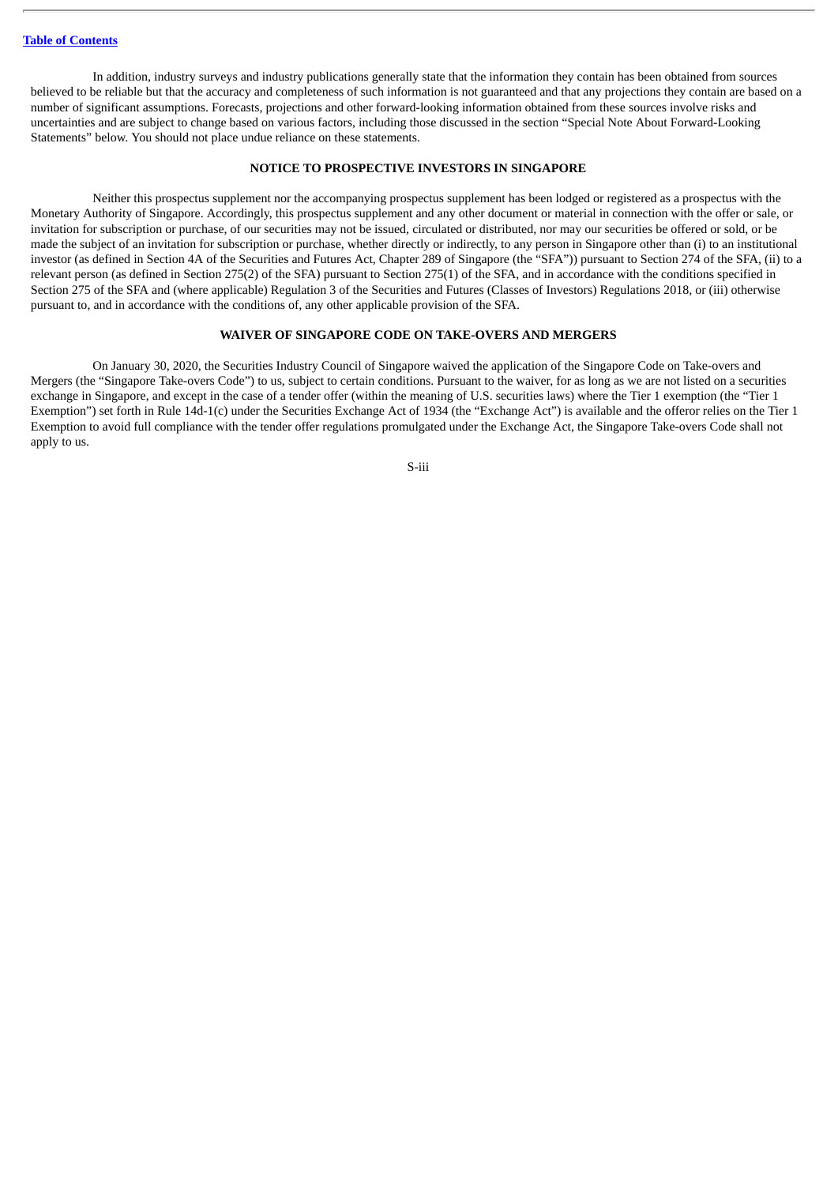In addition, industry surveys and industry publications generally state that the information they contain has been obtained from sources believed to be reliable but that the accuracy and completeness of such information is not guaranteed and that any projections they contain are based on a number of significant assumptions. Forecasts, projections and other forward-looking information obtained from these sources involve risks and uncertainties and are subject to change based on various factors, including those discussed in the section "Special Note About Forward-Looking Statements" below. You should not place undue reliance on these statements.

## NOTICE TO PROSPECTIVE INVESTORS IN SINGAPORE

Neither this prospectus supplement nor the accompanying prospectus supplement has been lodged or registered as a prospectus with the Monetary Authority of Singapore. Accordingly, this prospectus supplement and any other document or material in connection with the offer or sale, or invitation for subscription or purchase, of our securities may not be issued, circulated or distributed, nor may our securities be offered or sold, or be made the subject of an invitation for subscription or purchase, whether directly or indirectly, to any person in Singapore other than (i) to an institutional investor (as defined in Section 4A of the Securities and Futures Act, Chapter 289 of Singapore (the "SFA")) pursuant to Section 274 of the SFA, (ii) to a relevant person (as defined in Section 275(2) of the SFA) pursuant to Section 275(1) of the SFA, and in accordance with the conditions specified in Section 275 of the SFA and (where applicable) Regulation 3 of the Securities and Futures (Classes of Investors) Regulations 2018, or (iii) otherwise pursuant to, and in accordance with the conditions of, any other applicable provision of the SFA.

## WAIVER OF SINGAPORE CODE ON TAKE-OVERS AND MERGERS

On January 30, 2020, the Securities Industry Council of Singapore waived the application of the Singapore Code on Take-overs and Mergers (the "Singapore Take-overs Code") to us, subject to certain conditions. Pursuant to the waiver, for as long as we are not listed on a securities exchange in Singapore, and except in the case of a tender offer (within the meaning of U.S. securities laws) where the Tier 1 exemption (the "Tier 1 Exemption") set forth in Rule 14d-1(c) under the Securities Exchange Act of 1934 (the "Exchange Act") is available and the offeror relies on the Tier 1 Exemption to avoid full compliance with the tender offer regulations promulgated under the Exchange Act, the Singapore Take-overs Code shall not apply to us.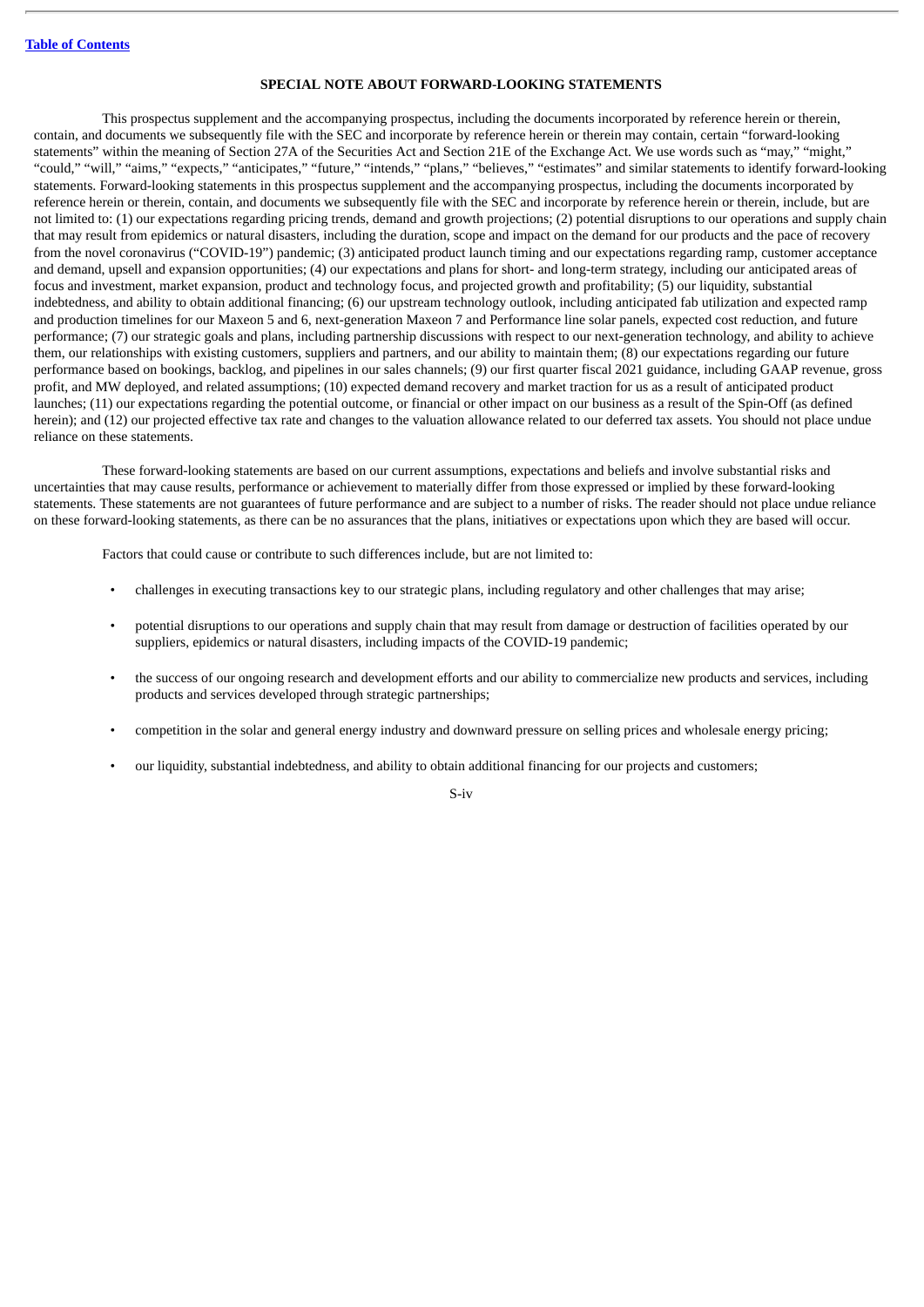[Table of Contents](#)

## SPECIAL NOTE ABOUT FORWARD-LOOKING STATEMENTS

This prospectus supplement and the accompanying prospectus, including the documents incorporated by reference herein or therein, contain, and documents we subsequently file with the SEC and incorporate by reference herein or therein may contain, certain "forward-looking statements" within the meaning of Section 27A of the Securities Act and Section 21E of the Exchange Act. We use words such as "may," "might," "could," "will," "aims," "expects," "anticipates," "future," "intends," "plans," "believes," "estimates" and similar statements to identify forward-looking statements. Forward-looking statements in this prospectus supplement and the accompanying prospectus, including the documents incorporated by reference herein or therein, contain, and documents we subsequently file with the SEC and incorporate by reference herein or therein, include, but are not limited to: (1) our expectations regarding pricing trends, demand and growth projections; (2) potential disruptions to our operations and supply chain that may result from epidemics or natural disasters, including the duration, scope and impact on the demand for our products and the pace of recovery from the novel coronavirus ("COVID-19") pandemic; (3) anticipated product launch timing and our expectations regarding ramp, customer acceptance and demand, upsell and expansion opportunities; (4) our expectations and plans for short- and long-term strategy, including our anticipated areas of focus and investment, market expansion, product and technology focus, and projected growth and profitability; (5) our liquidity, substantial indebtedness, and ability to obtain additional financing; (6) our upstream technology outlook, including anticipated fab utilization and expected ramp and production timelines for our Maxeon 5 and 6, next-generation Maxeon 7 and Performance line solar panels, expected cost reduction, and future performance; (7) our strategic goals and plans, including partnership discussions with respect to our next-generation technology, and ability to achieve them, our relationships with existing customers, suppliers and partners, and our ability to maintain them; (8) our expectations regarding our future performance based on bookings, backlog, and pipelines in our sales channels; (9) our first quarter fiscal 2021 guidance, including GAAP revenue, gross profit, and MW deployed, and related assumptions; (10) expected demand recovery and market traction for us as a result of anticipated product launches; (11) our expectations regarding the potential outcome, or financial or other impact on our business as a result of the Spin-Off (as defined herein); and (12) our projected effective tax rate and changes to the valuation allowance related to our deferred tax assets. You should not place undue reliance on these statements.

These forward-looking statements are based on our current assumptions, expectations and beliefs and involve substantial risks and uncertainties that may cause results, performance or achievement to materially differ from those expressed or implied by these forward-looking statements. These statements are not guarantees of future performance and are subject to a number of risks. The reader should not place undue reliance on these forward-looking statements, as there can be no assurances that the plans, initiatives or expectations upon which they are based will occur.

Factors that could cause or contribute to such differences include, but are not limited to:

- challenges in executing transactions key to our strategic plans, including regulatory and other challenges that may arise;
- potential disruptions to our operations and supply chain that may result from damage or destruction of facilities operated by our suppliers, epidemics or natural disasters, including impacts of the COVID-19 pandemic;
- the success of our ongoing research and development efforts and our ability to commercialize new products and services, including products and services developed through strategic partnerships;
- competition in the solar and general energy industry and downward pressure on selling prices and wholesale energy pricing;
- our liquidity, substantial indebtedness, and ability to obtain additional financing for our projects and customers;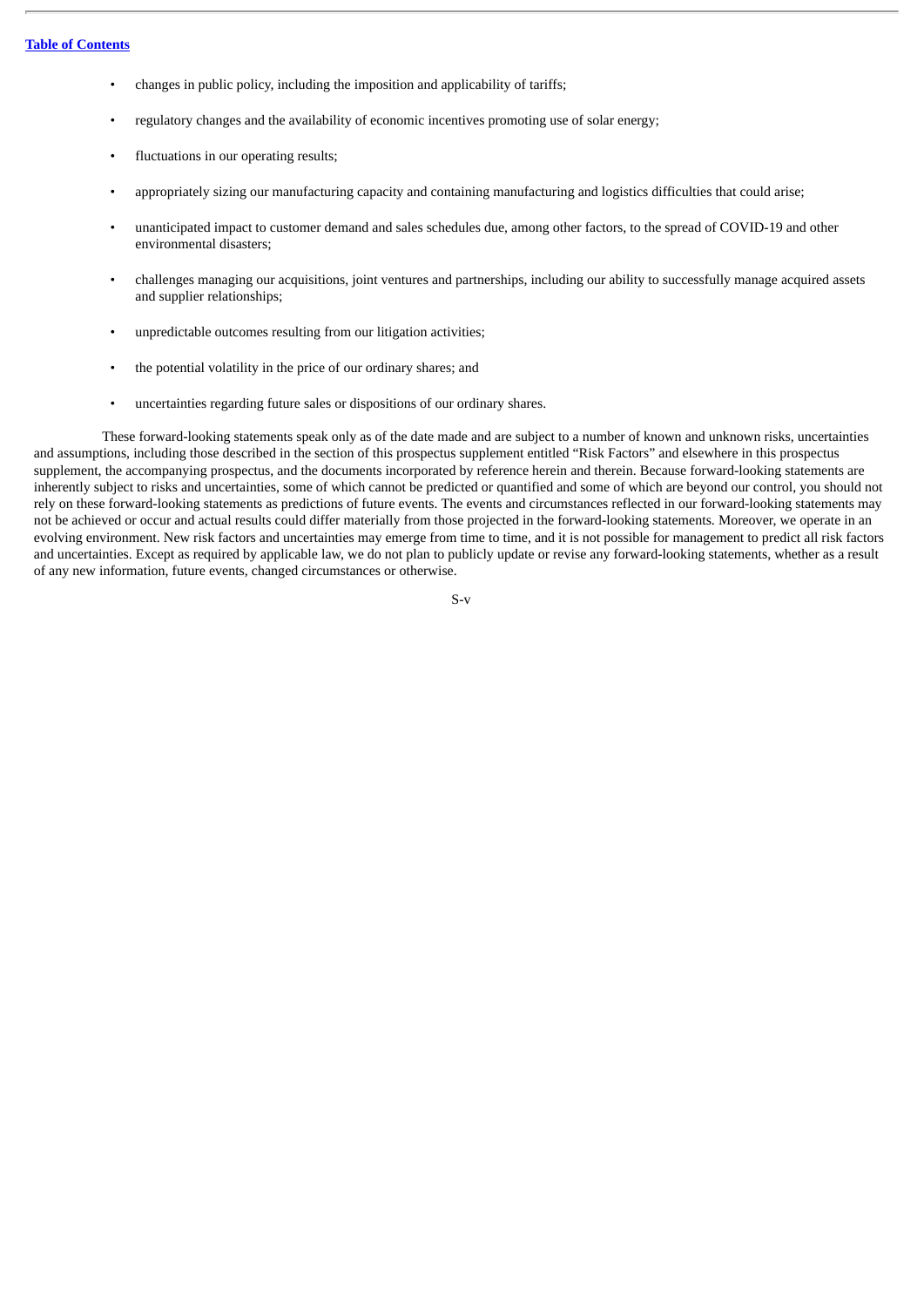- changes in public policy, including the imposition and applicability of tariffs;
- regulatory changes and the availability of economic incentives promoting use of solar energy;
- fluctuations in our operating results;
- appropriately sizing our manufacturing capacity and containing manufacturing and logistics difficulties that could arise;
- unanticipated impact to customer demand and sales schedules due, among other factors, to the spread of COVID-19 and other environmental disasters;
- challenges managing our acquisitions, joint ventures and partnerships, including our ability to successfully manage acquired assets and supplier relationships;
- unpredictable outcomes resulting from our litigation activities;
- the potential volatility in the price of our ordinary shares; and
- uncertainties regarding future sales or dispositions of our ordinary shares.

These forward-looking statements speak only as of the date made and are subject to a number of known and unknown risks, uncertainties and assumptions, including those described in the section of this prospectus supplement entitled "Risk Factors" and elsewhere in this prospectus supplement, the accompanying prospectus, and the documents incorporated by reference herein and therein. Because forward-looking statements are inherently subject to risks and uncertainties, some of which cannot be predicted or quantified and some of which are beyond our control, you should not rely on these forward-looking statements as predictions of future events. The events and circumstances reflected in our forward-looking statements may not be achieved or occur and actual results could differ materially from those projected in the forward-looking statements. Moreover, we operate in an evolving environment. New risk factors and uncertainties may emerge from time to time, and it is not possible for management to predict all risk factors and uncertainties. Except as required by applicable law, we do not plan to publicly update or revise any forward-looking statements, whether as a result of any new information, future events, changed circumstances or otherwise.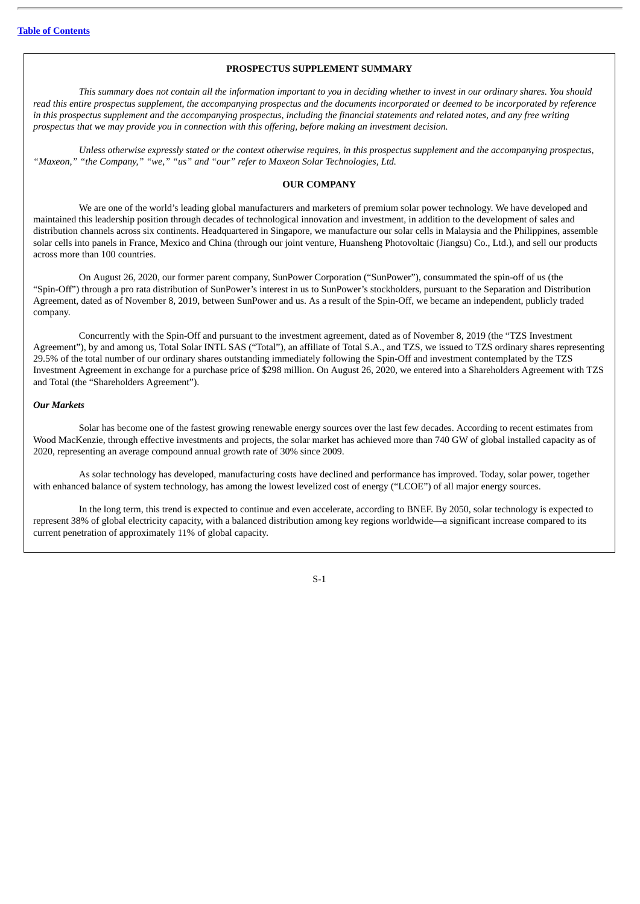[Table of Contents](#)

## PROSPECTUS SUPPLEMENT SUMMARY

*This summary does not contain all the information important to you in deciding whether to invest in our ordinary shares. You should read this entire prospectus supplement, the accompanying prospectus and the documents incorporated or deemed to be incorporated by reference in this prospectus supplement and the accompanying prospectus, including the financial statements and related notes, and any free writing prospectus that we may provide you in connection with this offering, before making an investment decision.*

*Unless otherwise expressly stated or the context otherwise requires, in this prospectus supplement and the accompanying prospectus, "Maxeon," "the Company," "we," "us" and "our" refer to Maxeon Solar Technologies, Ltd.*

### OUR COMPANY

We are one of the world's leading global manufacturers and marketers of premium solar power technology. We have developed and maintained this leadership position through decades of technological innovation and investment, in addition to the development of sales and distribution channels across six continents. Headquartered in Singapore, we manufacture our solar cells in Malaysia and the Philippines, assemble solar cells into panels in France, Mexico and China (through our joint venture, Huansheng Photovoltaic (Jiangsu) Co., Ltd.), and sell our products across more than 100 countries.

On August 26, 2020, our former parent company, SunPower Corporation ("SunPower"), consummated the spin-off of us (the "Spin-Off") through a pro rata distribution of SunPower's interest in us to SunPower's stockholders, pursuant to the Separation and Distribution Agreement, dated as of November 8, 2019, between SunPower and us. As a result of the Spin-Off, we became an independent, publicly traded company.

Concurrently with the Spin-Off and pursuant to the investment agreement, dated as of November 8, 2019 (the "TZS Investment Agreement"), by and among us, Total Solar INTL SAS ("Total"), an affiliate of Total S.A., and TZS, we issued to TZS ordinary shares representing 29.5% of the total number of our ordinary shares outstanding immediately following the Spin-Off and investment contemplated by the TZS Investment Agreement in exchange for a purchase price of $298 million. On August 26, 2020, we entered into a Shareholders Agreement with TZS and Total (the "Shareholders Agreement").

***Our Markets***

Solar has become one of the fastest growing renewable energy sources over the last few decades. According to recent estimates from Wood MacKenzie, through effective investments and projects, the solar market has achieved more than 740 GW of global installed capacity as of 2020, representing an average compound annual growth rate of 30% since 2009.

As solar technology has developed, manufacturing costs have declined and performance has improved. Today, solar power, together with enhanced balance of system technology, has among the lowest levelized cost of energy ("LCOE") of all major energy sources.

In the long term, this trend is expected to continue and even accelerate, according to BNEF. By 2050, solar technology is expected to represent 38% of global electricity capacity, with a balanced distribution among key regions worldwide—a significant increase compared to its current penetration of approximately 11% of global capacity.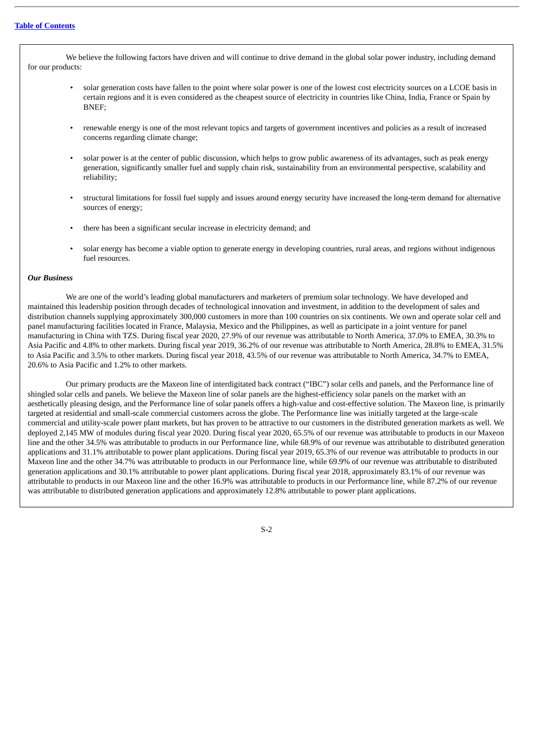We believe the following factors have driven and will continue to drive demand in the global solar power industry, including demand for our products:

- solar generation costs have fallen to the point where solar power is one of the lowest cost electricity sources on a LCOE basis in certain regions and it is even considered as the cheapest source of electricity in countries like China, India, France or Spain by BNEF;
- renewable energy is one of the most relevant topics and targets of government incentives and policies as a result of increased concerns regarding climate change;
- solar power is at the center of public discussion, which helps to grow public awareness of its advantages, such as peak energy generation, significantly smaller fuel and supply chain risk, sustainability from an environmental perspective, scalability and reliability;
- structural limitations for fossil fuel supply and issues around energy security have increased the long-term demand for alternative sources of energy;
- there has been a significant secular increase in electricity demand; and
- solar energy has become a viable option to generate energy in developing countries, rural areas, and regions without indigenous fuel resources.

***Our Business***

We are one of the world's leading global manufacturers and marketers of premium solar technology. We have developed and maintained this leadership position through decades of technological innovation and investment, in addition to the development of sales and distribution channels supplying approximately 300,000 customers in more than 100 countries on six continents. We own and operate solar cell and panel manufacturing facilities located in France, Malaysia, Mexico and the Philippines, as well as participate in a joint venture for panel manufacturing in China with TZS. During fiscal year 2020, 27.9% of our revenue was attributable to North America, 37.0% to EMEA, 30.3% to Asia Pacific and 4.8% to other markets. During fiscal year 2019, 36.2% of our revenue was attributable to North America, 28.8% to EMEA, 31.5% to Asia Pacific and 3.5% to other markets. During fiscal year 2018, 43.5% of our revenue was attributable to North America, 34.7% to EMEA, 20.6% to Asia Pacific and 1.2% to other markets.

Our primary products are the Maxeon line of interdigitated back contract ("IBC") solar cells and panels, and the Performance line of shingled solar cells and panels. We believe the Maxeon line of solar panels are the highest-efficiency solar panels on the market with an aesthetically pleasing design, and the Performance line of solar panels offers a high-value and cost-effective solution. The Maxeon line, is primarily targeted at residential and small-scale commercial customers across the globe. The Performance line was initially targeted at the large-scale commercial and utility-scale power plant markets, but has proven to be attractive to our customers in the distributed generation markets as well. We deployed 2,145 MW of modules during fiscal year 2020. During fiscal year 2020, 65.5% of our revenue was attributable to products in our Maxeon line and the other 34.5% was attributable to products in our Performance line, while 68.9% of our revenue was attributable to distributed generation applications and 31.1% attributable to power plant applications. During fiscal year 2019, 65.3% of our revenue was attributable to products in our Maxeon line and the other 34.7% was attributable to products in our Performance line, while 69.9% of our revenue was attributable to distributed generation applications and 30.1% attributable to power plant applications. During fiscal year 2018, approximately 83.1% of our revenue was attributable to products in our Maxeon line and the other 16.9% was attributable to products in our Performance line, while 87.2% of our revenue was attributable to distributed generation applications and approximately 12.8% attributable to power plant applications.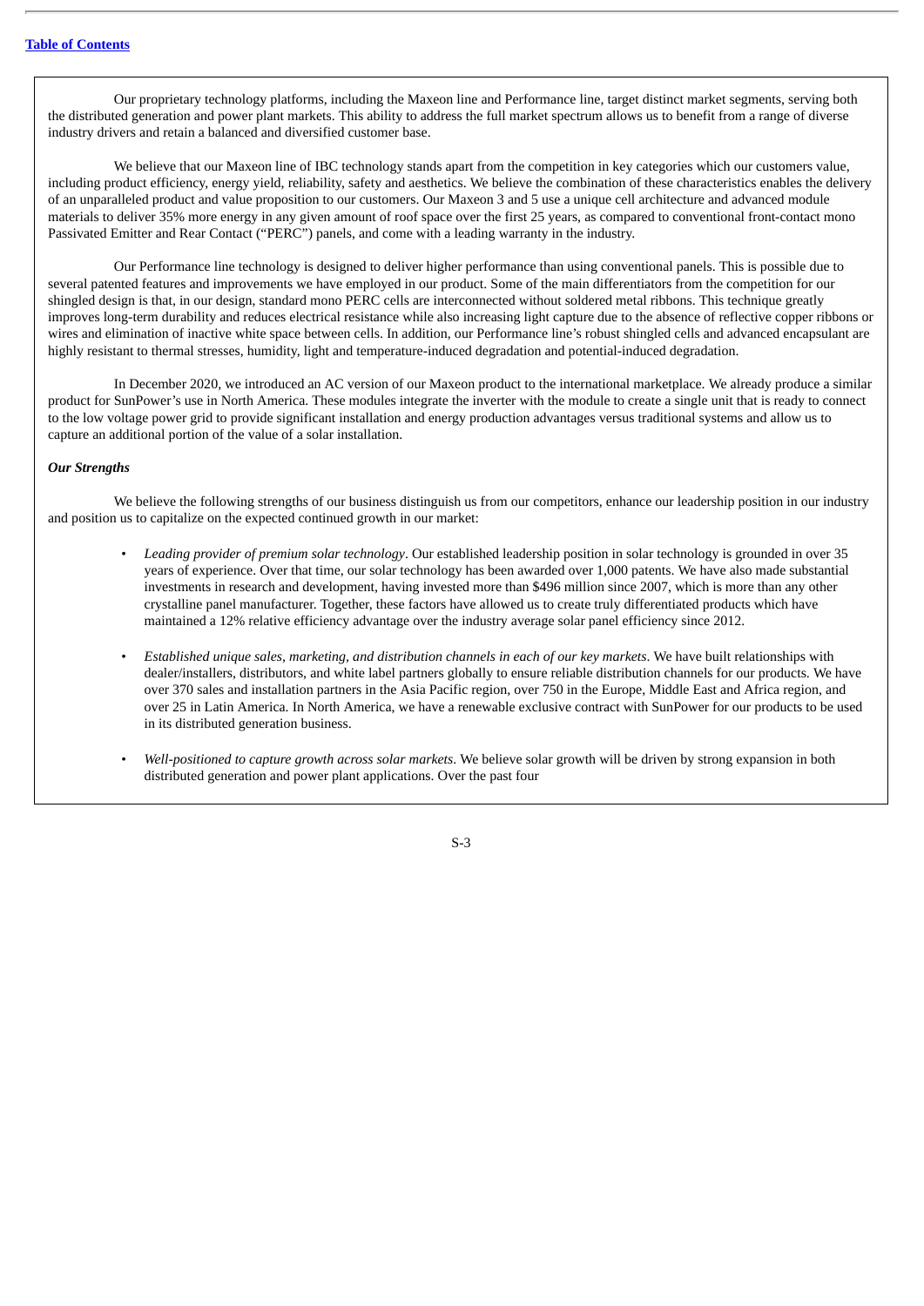Our proprietary technology platforms, including the Maxeon line and Performance line, target distinct market segments, serving both the distributed generation and power plant markets. This ability to address the full market spectrum allows us to benefit from a range of diverse industry drivers and retain a balanced and diversified customer base.

We believe that our Maxeon line of IBC technology stands apart from the competition in key categories which our customers value, including product efficiency, energy yield, reliability, safety and aesthetics. We believe the combination of these characteristics enables the delivery of an unparalleled product and value proposition to our customers. Our Maxeon 3 and 5 use a unique cell architecture and advanced module materials to deliver 35% more energy in any given amount of roof space over the first 25 years, as compared to conventional front-contact mono Passivated Emitter and Rear Contact ("PERC") panels, and come with a leading warranty in the industry.

Our Performance line technology is designed to deliver higher performance than using conventional panels. This is possible due to several patented features and improvements we have employed in our product. Some of the main differentiators from the competition for our shingled design is that, in our design, standard mono PERC cells are interconnected without soldered metal ribbons. This technique greatly improves long-term durability and reduces electrical resistance while also increasing light capture due to the absence of reflective copper ribbons or wires and elimination of inactive white space between cells. In addition, our Performance line's robust shingled cells and advanced encapsulant are highly resistant to thermal stresses, humidity, light and temperature-induced degradation and potential-induced degradation.

In December 2020, we introduced an AC version of our Maxeon product to the international marketplace. We already produce a similar product for SunPower's use in North America. These modules integrate the inverter with the module to create a single unit that is ready to connect to the low voltage power grid to provide significant installation and energy production advantages versus traditional systems and allow us to capture an additional portion of the value of a solar installation.

***Our Strengths***

We believe the following strengths of our business distinguish us from our competitors, enhance our leadership position in our industry and position us to capitalize on the expected continued growth in our market:

- *Leading provider of premium solar technology*. Our established leadership position in solar technology is grounded in over 35 years of experience. Over that time, our solar technology has been awarded over 1,000 patents. We have also made substantial investments in research and development, having invested more than $496 million since 2007, which is more than any other crystalline panel manufacturer. Together, these factors have allowed us to create truly differentiated products which have maintained a 12% relative efficiency advantage over the industry average solar panel efficiency since 2012.

- *Established unique sales, marketing, and distribution channels in each of our key markets*. We have built relationships with dealer/installers, distributors, and white label partners globally to ensure reliable distribution channels for our products. We have over 370 sales and installation partners in the Asia Pacific region, over 750 in the Europe, Middle East and Africa region, and over 25 in Latin America. In North America, we have a renewable exclusive contract with SunPower for our products to be used in its distributed generation business.

- *Well-positioned to capture growth across solar markets*. We believe solar growth will be driven by strong expansion in both distributed generation and power plant applications. Over the past four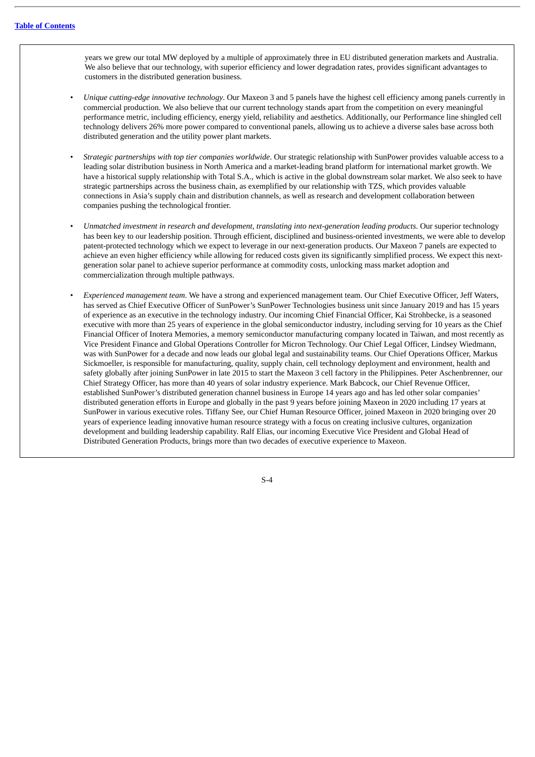years we grew our total MW deployed by a multiple of approximately three in EU distributed generation markets and Australia. We also believe that our technology, with superior efficiency and lower degradation rates, provides significant advantages to customers in the distributed generation business.

- *Unique cutting-edge innovative technology*. Our Maxeon 3 and 5 panels have the highest cell efficiency among panels currently in commercial production. We also believe that our current technology stands apart from the competition on every meaningful performance metric, including efficiency, energy yield, reliability and aesthetics. Additionally, our Performance line shingled cell technology delivers 26% more power compared to conventional panels, allowing us to achieve a diverse sales base across both distributed generation and the utility power plant markets.

- *Strategic partnerships with top tier companies worldwide*. Our strategic relationship with SunPower provides valuable access to a leading solar distribution business in North America and a market-leading brand platform for international market growth. We have a historical supply relationship with Total S.A., which is active in the global downstream solar market. We also seek to have strategic partnerships across the business chain, as exemplified by our relationship with TZS, which provides valuable connections in Asia's supply chain and distribution channels, as well as research and development collaboration between companies pushing the technological frontier.

- *Unmatched investment in research and development, translating into next-generation leading products.* Our superior technology has been key to our leadership position. Through efficient, disciplined and business-oriented investments, we were able to develop patent-protected technology which we expect to leverage in our next-generation products. Our Maxeon 7 panels are expected to achieve an even higher efficiency while allowing for reduced costs given its significantly simplified process. We expect this next-generation solar panel to achieve superior performance at commodity costs, unlocking mass market adoption and commercialization through multiple pathways.

- *Experienced management team*. We have a strong and experienced management team. Our Chief Executive Officer, Jeff Waters, has served as Chief Executive Officer of SunPower's SunPower Technologies business unit since January 2019 and has 15 years of experience as an executive in the technology industry. Our incoming Chief Financial Officer, Kai Strohbecke, is a seasoned executive with more than 25 years of experience in the global semiconductor industry, including serving for 10 years as the Chief Financial Officer of Inotera Memories, a memory semiconductor manufacturing company located in Taiwan, and most recently as Vice President Finance and Global Operations Controller for Micron Technology. Our Chief Legal Officer, Lindsey Wiedmann, was with SunPower for a decade and now leads our global legal and sustainability teams. Our Chief Operations Officer, Markus Sickmoeller, is responsible for manufacturing, quality, supply chain, cell technology deployment and environment, health and safety globally after joining SunPower in late 2015 to start the Maxeon 3 cell factory in the Philippines. Peter Aschenbrenner, our Chief Strategy Officer, has more than 40 years of solar industry experience. Mark Babcock, our Chief Revenue Officer, established SunPower's distributed generation channel business in Europe 14 years ago and has led other solar companies' distributed generation efforts in Europe and globally in the past 9 years before joining Maxeon in 2020 including 17 years at SunPower in various executive roles. Tiffany See, our Chief Human Resource Officer, joined Maxeon in 2020 bringing over 20 years of experience leading innovative human resource strategy with a focus on creating inclusive cultures, organization development and building leadership capability. Ralf Elias, our incoming Executive Vice President and Global Head of Distributed Generation Products, brings more than two decades of executive experience to Maxeon.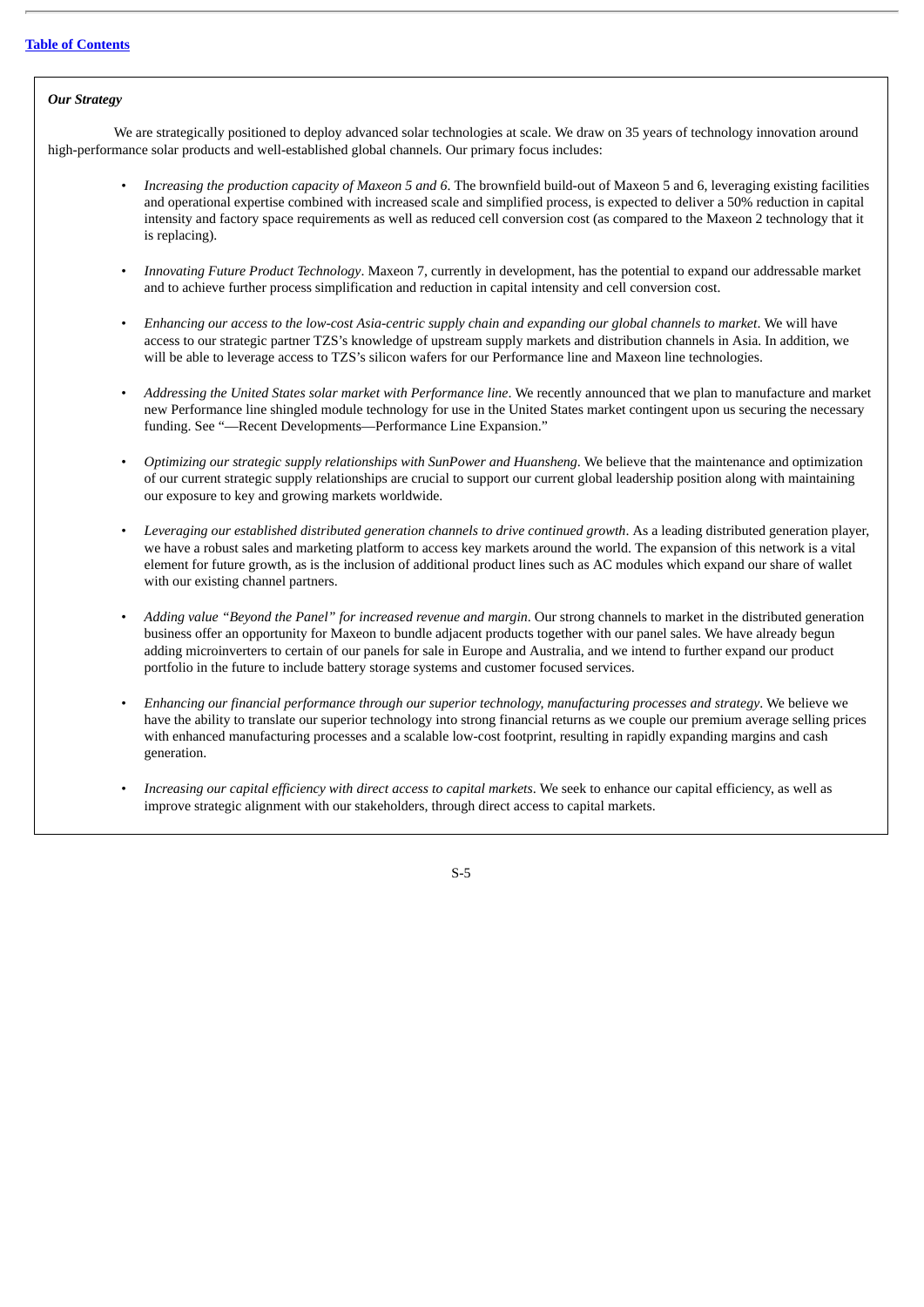### *Our Strategy*

We are strategically positioned to deploy advanced solar technologies at scale. We draw on 35 years of technology innovation around high-performance solar products and well-established global channels. Our primary focus includes:

- *Increasing the production capacity of Maxeon 5 and 6*. The brownfield build-out of Maxeon 5 and 6, leveraging existing facilities and operational expertise combined with increased scale and simplified process, is expected to deliver a 50% reduction in capital intensity and factory space requirements as well as reduced cell conversion cost (as compared to the Maxeon 2 technology that it is replacing).

- *Innovating Future Product Technology*. Maxeon 7, currently in development, has the potential to expand our addressable market and to achieve further process simplification and reduction in capital intensity and cell conversion cost.

- *Enhancing our access to the low-cost Asia-centric supply chain and expanding our global channels to market*. We will have access to our strategic partner TZS's knowledge of upstream supply markets and distribution channels in Asia. In addition, we will be able to leverage access to TZS's silicon wafers for our Performance line and Maxeon line technologies.

- *Addressing the United States solar market with Performance line*. We recently announced that we plan to manufacture and market new Performance line shingled module technology for use in the United States market contingent upon us securing the necessary funding. See "—Recent Developments—Performance Line Expansion."

- *Optimizing our strategic supply relationships with SunPower and Huansheng*. We believe that the maintenance and optimization of our current strategic supply relationships are crucial to support our current global leadership position along with maintaining our exposure to key and growing markets worldwide.

- *Leveraging our established distributed generation channels to drive continued growth*. As a leading distributed generation player, we have a robust sales and marketing platform to access key markets around the world. The expansion of this network is a vital element for future growth, as is the inclusion of additional product lines such as AC modules which expand our share of wallet with our existing channel partners.

- *Adding value "Beyond the Panel" for increased revenue and margin*. Our strong channels to market in the distributed generation business offer an opportunity for Maxeon to bundle adjacent products together with our panel sales. We have already begun adding microinverters to certain of our panels for sale in Europe and Australia, and we intend to further expand our product portfolio in the future to include battery storage systems and customer focused services.

- *Enhancing our financial performance through our superior technology, manufacturing processes and strategy*. We believe we have the ability to translate our superior technology into strong financial returns as we couple our premium average selling prices with enhanced manufacturing processes and a scalable low-cost footprint, resulting in rapidly expanding margins and cash generation.

- *Increasing our capital efficiency with direct access to capital markets*. We seek to enhance our capital efficiency, as well as improve strategic alignment with our stakeholders, through direct access to capital markets.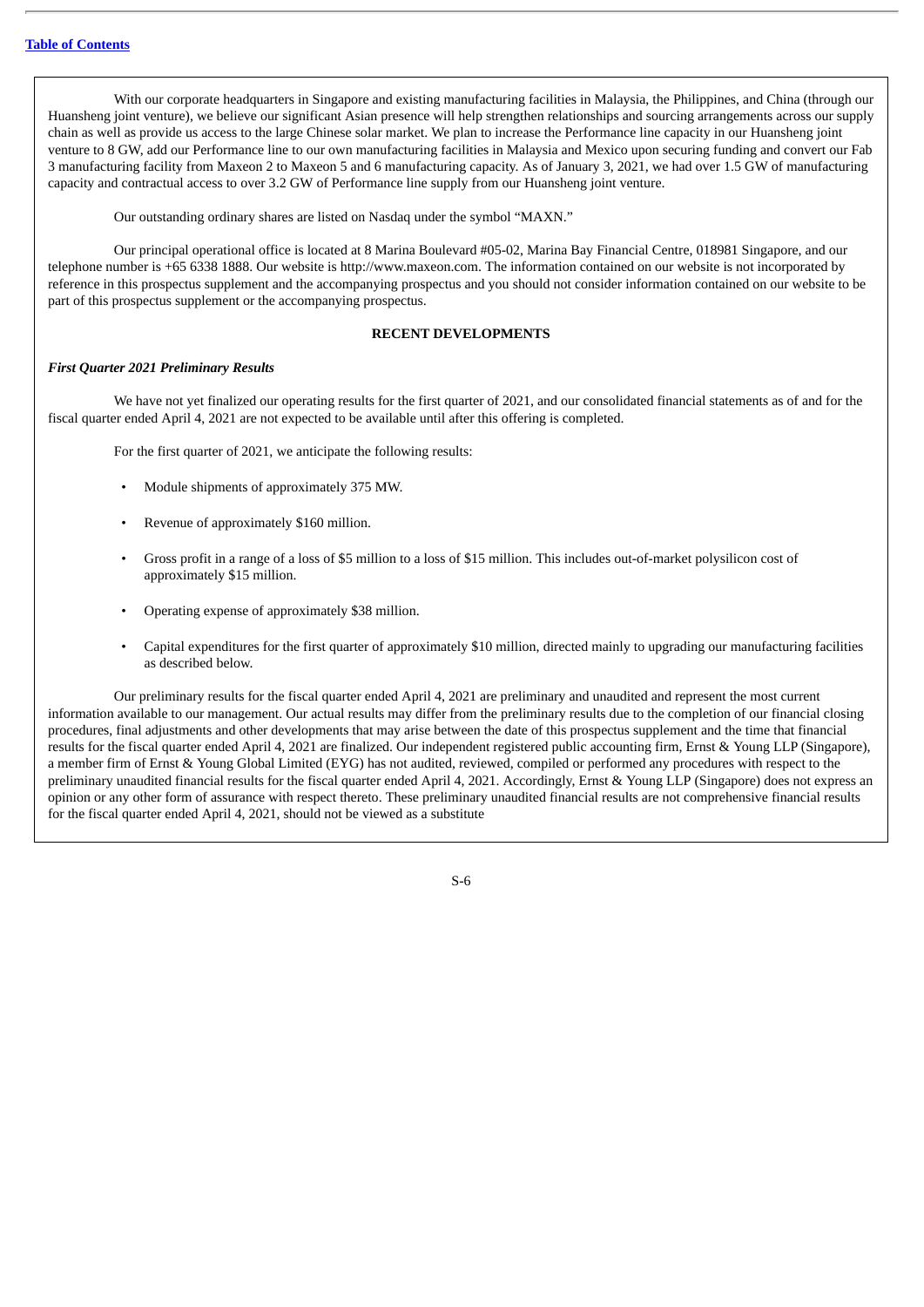With our corporate headquarters in Singapore and existing manufacturing facilities in Malaysia, the Philippines, and China (through our Huansheng joint venture), we believe our significant Asian presence will help strengthen relationships and sourcing arrangements across our supply chain as well as provide us access to the large Chinese solar market. We plan to increase the Performance line capacity in our Huansheng joint venture to 8 GW, add our Performance line to our own manufacturing facilities in Malaysia and Mexico upon securing funding and convert our Fab 3 manufacturing facility from Maxeon 2 to Maxeon 5 and 6 manufacturing capacity. As of January 3, 2021, we had over 1.5 GW of manufacturing capacity and contractual access to over 3.2 GW of Performance line supply from our Huansheng joint venture.

Our outstanding ordinary shares are listed on Nasdaq under the symbol "MAXN."

Our principal operational office is located at 8 Marina Boulevard #05-02, Marina Bay Financial Centre, 018981 Singapore, and our telephone number is +65 6338 1888. Our website is http://www.maxeon.com. The information contained on our website is not incorporated by reference in this prospectus supplement and the accompanying prospectus and you should not consider information contained on our website to be part of this prospectus supplement or the accompanying prospectus.

## RECENT DEVELOPMENTS

### *First Quarter 2021 Preliminary Results*

We have not yet finalized our operating results for the first quarter of 2021, and our consolidated financial statements as of and for the fiscal quarter ended April 4, 2021 are not expected to be available until after this offering is completed.

For the first quarter of 2021, we anticipate the following results:

- Module shipments of approximately 375 MW.
- Revenue of approximately $160 million.
- Gross profit in a range of a loss of $5 million to a loss of $15 million. This includes out-of-market polysilicon cost of approximately $15 million.
- Operating expense of approximately $38 million.
- Capital expenditures for the first quarter of approximately $10 million, directed mainly to upgrading our manufacturing facilities as described below.

Our preliminary results for the fiscal quarter ended April 4, 2021 are preliminary and unaudited and represent the most current information available to our management. Our actual results may differ from the preliminary results due to the completion of our financial closing procedures, final adjustments and other developments that may arise between the date of this prospectus supplement and the time that financial results for the fiscal quarter ended April 4, 2021 are finalized. Our independent registered public accounting firm, Ernst & Young LLP (Singapore), a member firm of Ernst & Young Global Limited (EYG) has not audited, reviewed, compiled or performed any procedures with respect to the preliminary unaudited financial results for the fiscal quarter ended April 4, 2021. Accordingly, Ernst & Young LLP (Singapore) does not express an opinion or any other form of assurance with respect thereto. These preliminary unaudited financial results are not comprehensive financial results for the fiscal quarter ended April 4, 2021, should not be viewed as a substitute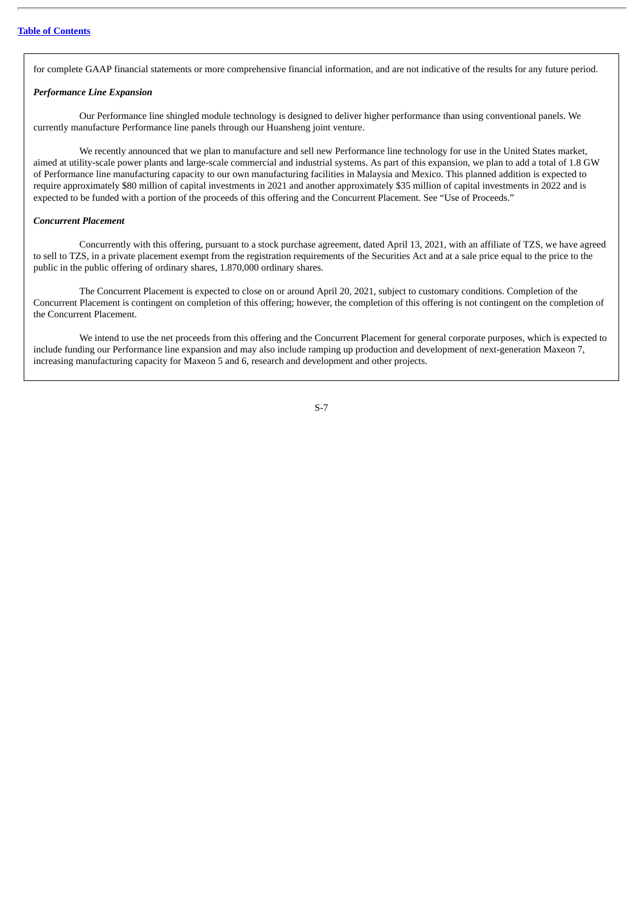for complete GAAP financial statements or more comprehensive financial information, and are not indicative of the results for any future period.

***Performance Line Expansion***

Our Performance line shingled module technology is designed to deliver higher performance than using conventional panels. We currently manufacture Performance line panels through our Huansheng joint venture.

We recently announced that we plan to manufacture and sell new Performance line technology for use in the United States market, aimed at utility-scale power plants and large-scale commercial and industrial systems. As part of this expansion, we plan to add a total of 1.8 GW of Performance line manufacturing capacity to our own manufacturing facilities in Malaysia and Mexico. This planned addition is expected to require approximately $80 million of capital investments in 2021 and another approximately $35 million of capital investments in 2022 and is expected to be funded with a portion of the proceeds of this offering and the Concurrent Placement. See "Use of Proceeds."

***Concurrent Placement***

Concurrently with this offering, pursuant to a stock purchase agreement, dated April 13, 2021, with an affiliate of TZS, we have agreed to sell to TZS, in a private placement exempt from the registration requirements of the Securities Act and at a sale price equal to the price to the public in the public offering of ordinary shares, 1.870,000 ordinary shares.

The Concurrent Placement is expected to close on or around April 20, 2021, subject to customary conditions. Completion of the Concurrent Placement is contingent on completion of this offering; however, the completion of this offering is not contingent on the completion of the Concurrent Placement.

We intend to use the net proceeds from this offering and the Concurrent Placement for general corporate purposes, which is expected to include funding our Performance line expansion and may also include ramping up production and development of next-generation Maxeon 7, increasing manufacturing capacity for Maxeon 5 and 6, research and development and other projects.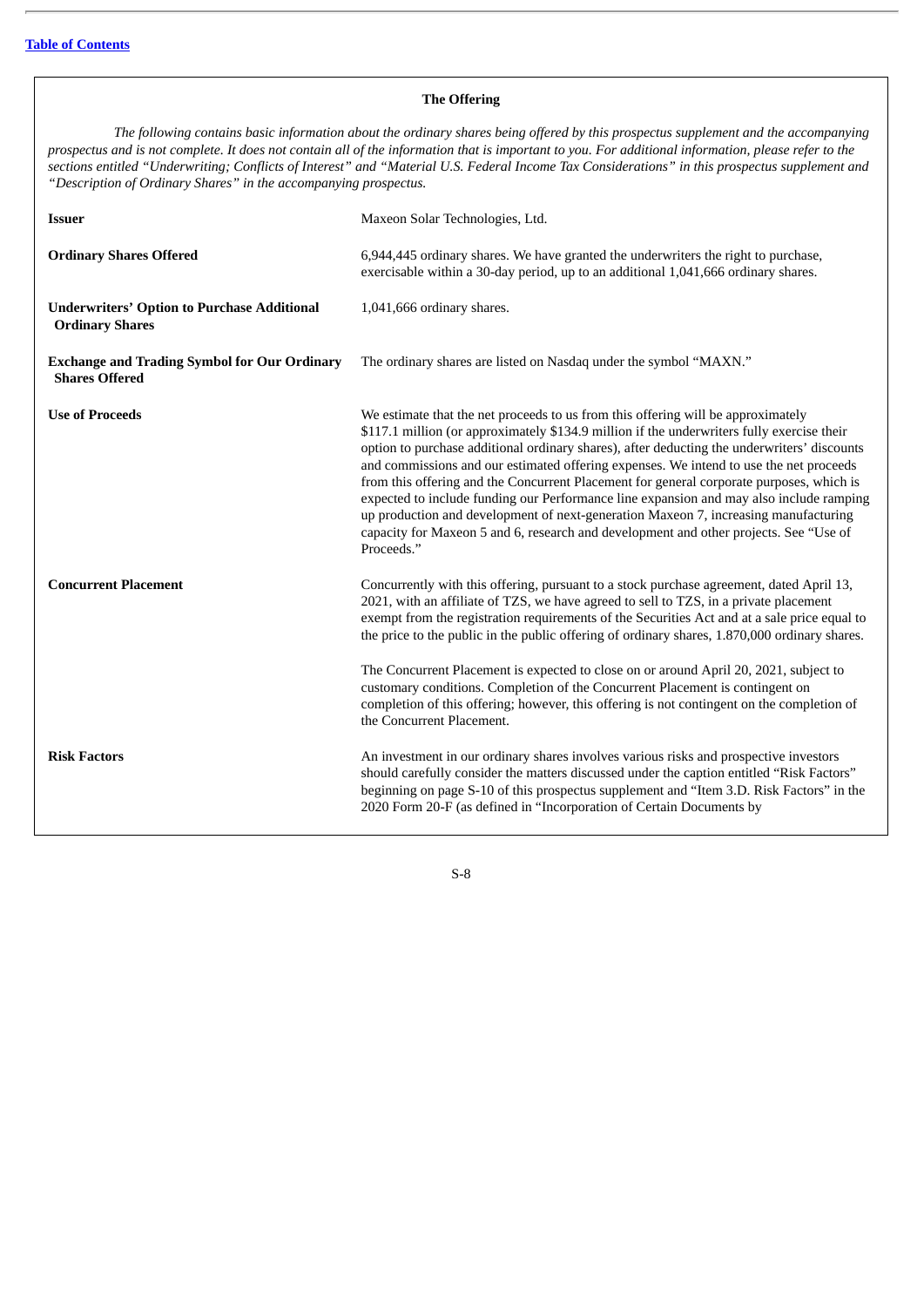## The Offering

*The following contains basic information about the ordinary shares being offered by this prospectus supplement and the accompanying prospectus and is not complete. It does not contain all of the information that is important to you. For additional information, please refer to the sections entitled "Underwriting; Conflicts of Interest" and "Material U.S. Federal Income Tax Considerations" in this prospectus supplement and "Description of Ordinary Shares" in the accompanying prospectus.*

| | |
|---|---|
| **Issuer** | Maxeon Solar Technologies, Ltd. |
| **Ordinary Shares Offered** | 6,944,445 ordinary shares. We have granted the underwriters the right to purchase, exercisable within a 30-day period, up to an additional 1,041,666 ordinary shares. |
| **Underwriters' Option to Purchase Additional Ordinary Shares** | 1,041,666 ordinary shares. |
| **Exchange and Trading Symbol for Our Ordinary Shares Offered** | The ordinary shares are listed on Nasdaq under the symbol "MAXN." |
| **Use of Proceeds** | We estimate that the net proceeds to us from this offering will be approximately $117.1 million (or approximately $134.9 million if the underwriters fully exercise their option to purchase additional ordinary shares), after deducting the underwriters' discounts and commissions and our estimated offering expenses. We intend to use the net proceeds from this offering and the Concurrent Placement for general corporate purposes, which is expected to include funding our Performance line expansion and may also include ramping up production and development of next-generation Maxeon 7, increasing manufacturing capacity for Maxeon 5 and 6, research and development and other projects. See "Use of Proceeds." |
| **Concurrent Placement** | Concurrently with this offering, pursuant to a stock purchase agreement, dated April 13, 2021, with an affiliate of TZS, we have agreed to sell to TZS, in a private placement exempt from the registration requirements of the Securities Act and at a sale price equal to the price to the public in the public offering of ordinary shares, 1.870,000 ordinary shares.<br><br>The Concurrent Placement is expected to close on or around April 20, 2021, subject to customary conditions. Completion of the Concurrent Placement is contingent on completion of this offering; however, this offering is not contingent on the completion of the Concurrent Placement. |
| **Risk Factors** | An investment in our ordinary shares involves various risks and prospective investors should carefully consider the matters discussed under the caption entitled "Risk Factors" beginning on page S-10 of this prospectus supplement and "Item 3.D. Risk Factors" in the 2020 Form 20-F (as defined in "Incorporation of Certain Documents by |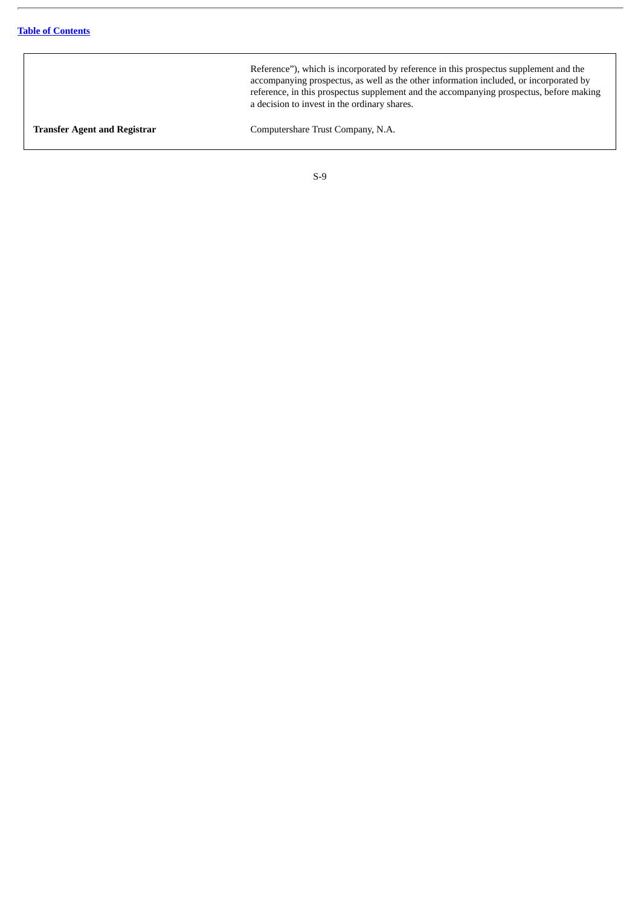| | |
|---|---|
| | Reference"), which is incorporated by reference in this prospectus supplement and the accompanying prospectus, as well as the other information included, or incorporated by reference, in this prospectus supplement and the accompanying prospectus, before making a decision to invest in the ordinary shares. |
| **Transfer Agent and Registrar** | Computershare Trust Company, N.A. |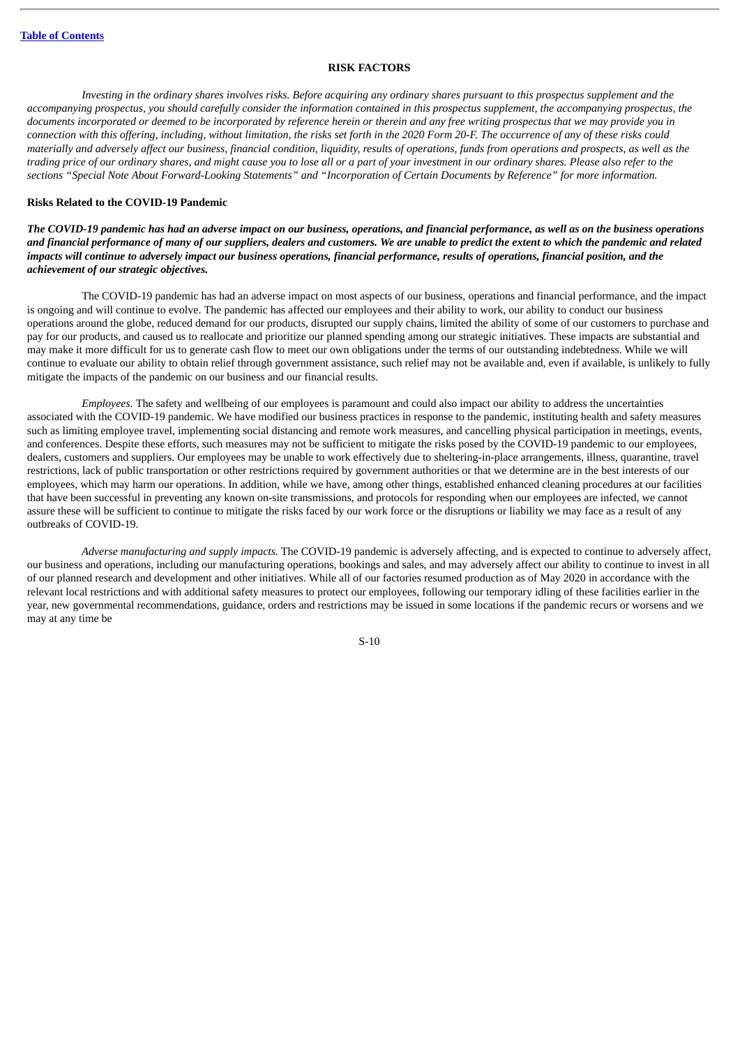## RISK FACTORS

*Investing in the ordinary shares involves risks. Before acquiring any ordinary shares pursuant to this prospectus supplement and the accompanying prospectus, you should carefully consider the information contained in this prospectus supplement, the accompanying prospectus, the documents incorporated or deemed to be incorporated by reference herein or therein and any free writing prospectus that we may provide you in connection with this offering, including, without limitation, the risks set forth in the 2020 Form 20-F. The occurrence of any of these risks could materially and adversely affect our business, financial condition, liquidity, results of operations, funds from operations and prospects, as well as the trading price of our ordinary shares, and might cause you to lose all or a part of your investment in our ordinary shares. Please also refer to the sections "Special Note About Forward-Looking Statements" and "Incorporation of Certain Documents by Reference" for more information.*

### Risks Related to the COVID-19 Pandemic

***The COVID-19 pandemic has had an adverse impact on our business, operations, and financial performance, as well as on the business operations and financial performance of many of our suppliers, dealers and customers. We are unable to predict the extent to which the pandemic and related impacts will continue to adversely impact our business operations, financial performance, results of operations, financial position, and the achievement of our strategic objectives.***

The COVID-19 pandemic has had an adverse impact on most aspects of our business, operations and financial performance, and the impact is ongoing and will continue to evolve. The pandemic has affected our employees and their ability to work, our ability to conduct our business operations around the globe, reduced demand for our products, disrupted our supply chains, limited the ability of some of our customers to purchase and pay for our products, and caused us to reallocate and prioritize our planned spending among our strategic initiatives. These impacts are substantial and may make it more difficult for us to generate cash flow to meet our own obligations under the terms of our outstanding indebtedness. While we will continue to evaluate our ability to obtain relief through government assistance, such relief may not be available and, even if available, is unlikely to fully mitigate the impacts of the pandemic on our business and our financial results.

*Employees.* The safety and wellbeing of our employees is paramount and could also impact our ability to address the uncertainties associated with the COVID-19 pandemic. We have modified our business practices in response to the pandemic, instituting health and safety measures such as limiting employee travel, implementing social distancing and remote work measures, and cancelling physical participation in meetings, events, and conferences. Despite these efforts, such measures may not be sufficient to mitigate the risks posed by the COVID-19 pandemic to our employees, dealers, customers and suppliers. Our employees may be unable to work effectively due to sheltering-in-place arrangements, illness, quarantine, travel restrictions, lack of public transportation or other restrictions required by government authorities or that we determine are in the best interests of our employees, which may harm our operations. In addition, while we have, among other things, established enhanced cleaning procedures at our facilities that have been successful in preventing any known on-site transmissions, and protocols for responding when our employees are infected, we cannot assure these will be sufficient to continue to mitigate the risks faced by our work force or the disruptions or liability we may face as a result of any outbreaks of COVID-19.

*Adverse manufacturing and supply impacts.* The COVID-19 pandemic is adversely affecting, and is expected to continue to adversely affect, our business and operations, including our manufacturing operations, bookings and sales, and may adversely affect our ability to continue to invest in all of our planned research and development and other initiatives. While all of our factories resumed production as of May 2020 in accordance with the relevant local restrictions and with additional safety measures to protect our employees, following our temporary idling of these facilities earlier in the year, new governmental recommendations, guidance, orders and restrictions may be issued in some locations if the pandemic recurs or worsens and we may at any time be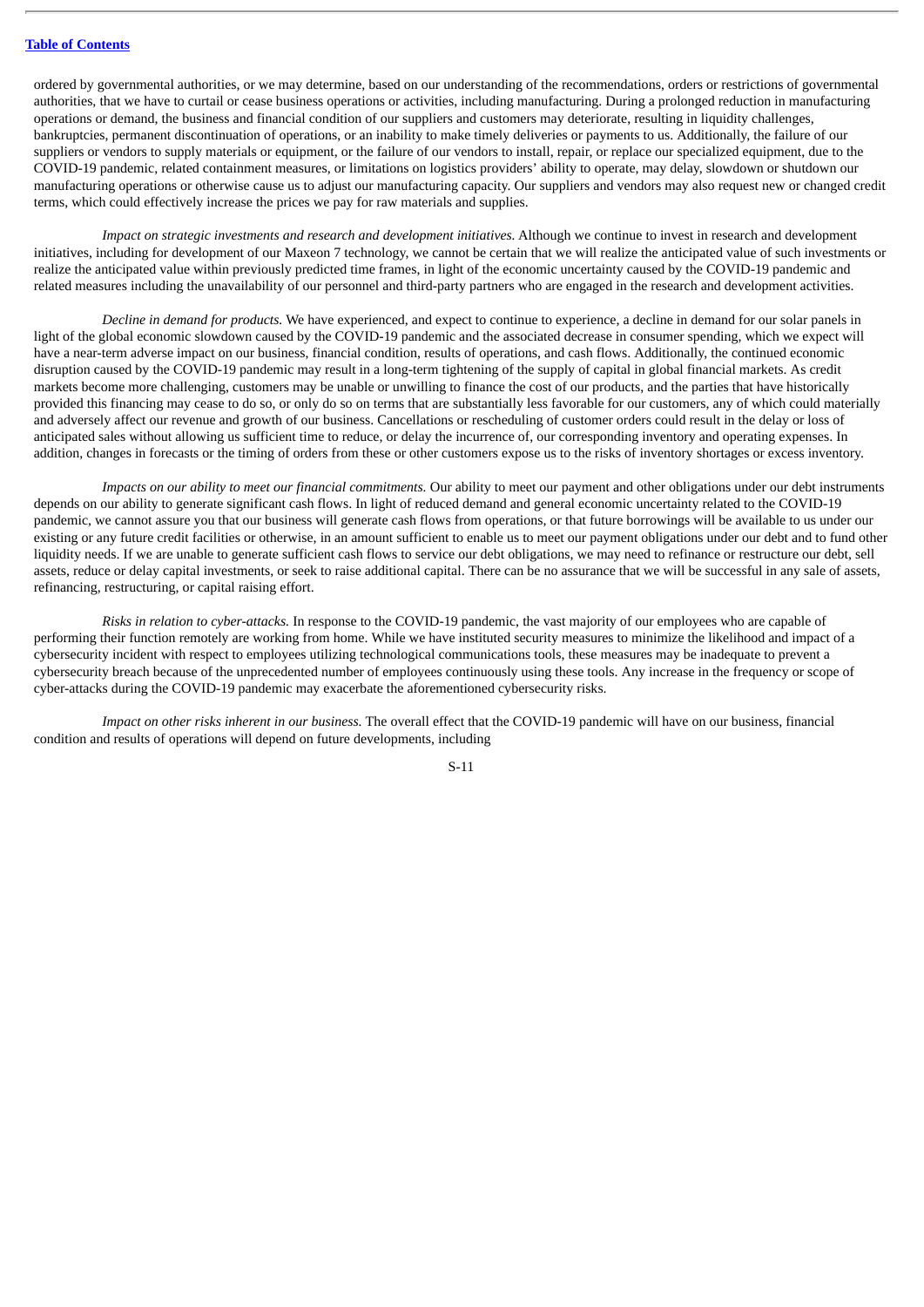ordered by governmental authorities, or we may determine, based on our understanding of the recommendations, orders or restrictions of governmental authorities, that we have to curtail or cease business operations or activities, including manufacturing. During a prolonged reduction in manufacturing operations or demand, the business and financial condition of our suppliers and customers may deteriorate, resulting in liquidity challenges, bankruptcies, permanent discontinuation of operations, or an inability to make timely deliveries or payments to us. Additionally, the failure of our suppliers or vendors to supply materials or equipment, or the failure of our vendors to install, repair, or replace our specialized equipment, due to the COVID-19 pandemic, related containment measures, or limitations on logistics providers' ability to operate, may delay, slowdown or shutdown our manufacturing operations or otherwise cause us to adjust our manufacturing capacity. Our suppliers and vendors may also request new or changed credit terms, which could effectively increase the prices we pay for raw materials and supplies.

*Impact on strategic investments and research and development initiatives.* Although we continue to invest in research and development initiatives, including for development of our Maxeon 7 technology, we cannot be certain that we will realize the anticipated value of such investments or realize the anticipated value within previously predicted time frames, in light of the economic uncertainty caused by the COVID-19 pandemic and related measures including the unavailability of our personnel and third-party partners who are engaged in the research and development activities.

*Decline in demand for products.* We have experienced, and expect to continue to experience, a decline in demand for our solar panels in light of the global economic slowdown caused by the COVID-19 pandemic and the associated decrease in consumer spending, which we expect will have a near-term adverse impact on our business, financial condition, results of operations, and cash flows. Additionally, the continued economic disruption caused by the COVID-19 pandemic may result in a long-term tightening of the supply of capital in global financial markets. As credit markets become more challenging, customers may be unable or unwilling to finance the cost of our products, and the parties that have historically provided this financing may cease to do so, or only do so on terms that are substantially less favorable for our customers, any of which could materially and adversely affect our revenue and growth of our business. Cancellations or rescheduling of customer orders could result in the delay or loss of anticipated sales without allowing us sufficient time to reduce, or delay the incurrence of, our corresponding inventory and operating expenses. In addition, changes in forecasts or the timing of orders from these or other customers expose us to the risks of inventory shortages or excess inventory.

*Impacts on our ability to meet our financial commitments.* Our ability to meet our payment and other obligations under our debt instruments depends on our ability to generate significant cash flows. In light of reduced demand and general economic uncertainty related to the COVID-19 pandemic, we cannot assure you that our business will generate cash flows from operations, or that future borrowings will be available to us under our existing or any future credit facilities or otherwise, in an amount sufficient to enable us to meet our payment obligations under our debt and to fund other liquidity needs. If we are unable to generate sufficient cash flows to service our debt obligations, we may need to refinance or restructure our debt, sell assets, reduce or delay capital investments, or seek to raise additional capital. There can be no assurance that we will be successful in any sale of assets, refinancing, restructuring, or capital raising effort.

*Risks in relation to cyber-attacks.* In response to the COVID-19 pandemic, the vast majority of our employees who are capable of performing their function remotely are working from home. While we have instituted security measures to minimize the likelihood and impact of a cybersecurity incident with respect to employees utilizing technological communications tools, these measures may be inadequate to prevent a cybersecurity breach because of the unprecedented number of employees continuously using these tools. Any increase in the frequency or scope of cyber-attacks during the COVID-19 pandemic may exacerbate the aforementioned cybersecurity risks.

*Impact on other risks inherent in our business.* The overall effect that the COVID-19 pandemic will have on our business, financial condition and results of operations will depend on future developments, including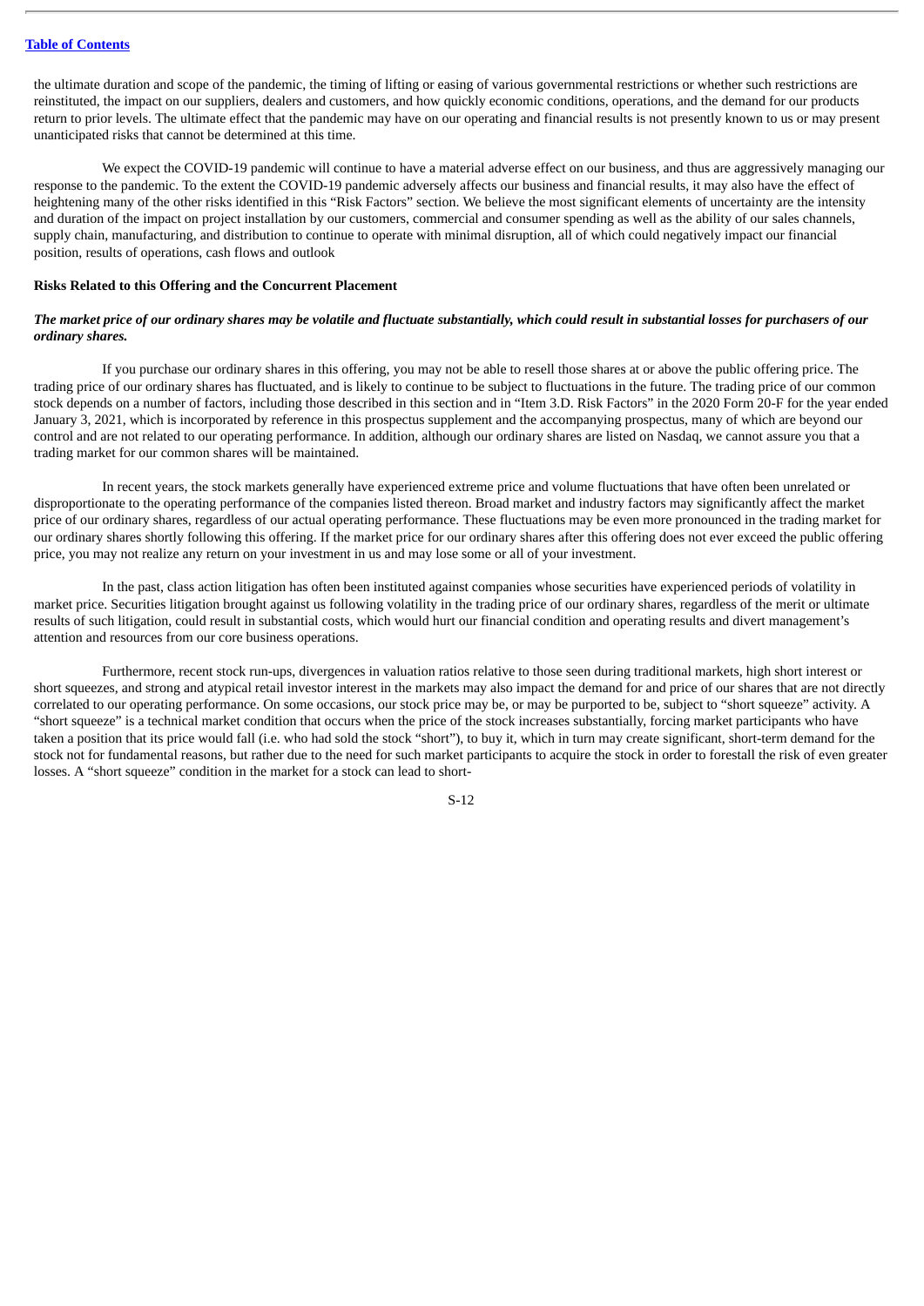the ultimate duration and scope of the pandemic, the timing of lifting or easing of various governmental restrictions or whether such restrictions are reinstituted, the impact on our suppliers, dealers and customers, and how quickly economic conditions, operations, and the demand for our products return to prior levels. The ultimate effect that the pandemic may have on our operating and financial results is not presently known to us or may present unanticipated risks that cannot be determined at this time.

We expect the COVID-19 pandemic will continue to have a material adverse effect on our business, and thus are aggressively managing our response to the pandemic. To the extent the COVID-19 pandemic adversely affects our business and financial results, it may also have the effect of heightening many of the other risks identified in this "Risk Factors" section. We believe the most significant elements of uncertainty are the intensity and duration of the impact on project installation by our customers, commercial and consumer spending as well as the ability of our sales channels, supply chain, manufacturing, and distribution to continue to operate with minimal disruption, all of which could negatively impact our financial position, results of operations, cash flows and outlook

**Risks Related to this Offering and the Concurrent Placement**

***The market price of our ordinary shares may be volatile and fluctuate substantially, which could result in substantial losses for purchasers of our ordinary shares.***

If you purchase our ordinary shares in this offering, you may not be able to resell those shares at or above the public offering price. The trading price of our ordinary shares has fluctuated, and is likely to continue to be subject to fluctuations in the future. The trading price of our common stock depends on a number of factors, including those described in this section and in "Item 3.D. Risk Factors" in the 2020 Form 20-F for the year ended January 3, 2021, which is incorporated by reference in this prospectus supplement and the accompanying prospectus, many of which are beyond our control and are not related to our operating performance. In addition, although our ordinary shares are listed on Nasdaq, we cannot assure you that a trading market for our common shares will be maintained.

In recent years, the stock markets generally have experienced extreme price and volume fluctuations that have often been unrelated or disproportionate to the operating performance of the companies listed thereon. Broad market and industry factors may significantly affect the market price of our ordinary shares, regardless of our actual operating performance. These fluctuations may be even more pronounced in the trading market for our ordinary shares shortly following this offering. If the market price for our ordinary shares after this offering does not ever exceed the public offering price, you may not realize any return on your investment in us and may lose some or all of your investment.

In the past, class action litigation has often been instituted against companies whose securities have experienced periods of volatility in market price. Securities litigation brought against us following volatility in the trading price of our ordinary shares, regardless of the merit or ultimate results of such litigation, could result in substantial costs, which would hurt our financial condition and operating results and divert management's attention and resources from our core business operations.

Furthermore, recent stock run-ups, divergences in valuation ratios relative to those seen during traditional markets, high short interest or short squeezes, and strong and atypical retail investor interest in the markets may also impact the demand for and price of our shares that are not directly correlated to our operating performance. On some occasions, our stock price may be, or may be purported to be, subject to "short squeeze" activity. A "short squeeze" is a technical market condition that occurs when the price of the stock increases substantially, forcing market participants who have taken a position that its price would fall (i.e. who had sold the stock "short"), to buy it, which in turn may create significant, short-term demand for the stock not for fundamental reasons, but rather due to the need for such market participants to acquire the stock in order to forestall the risk of even greater losses. A "short squeeze" condition in the market for a stock can lead to short-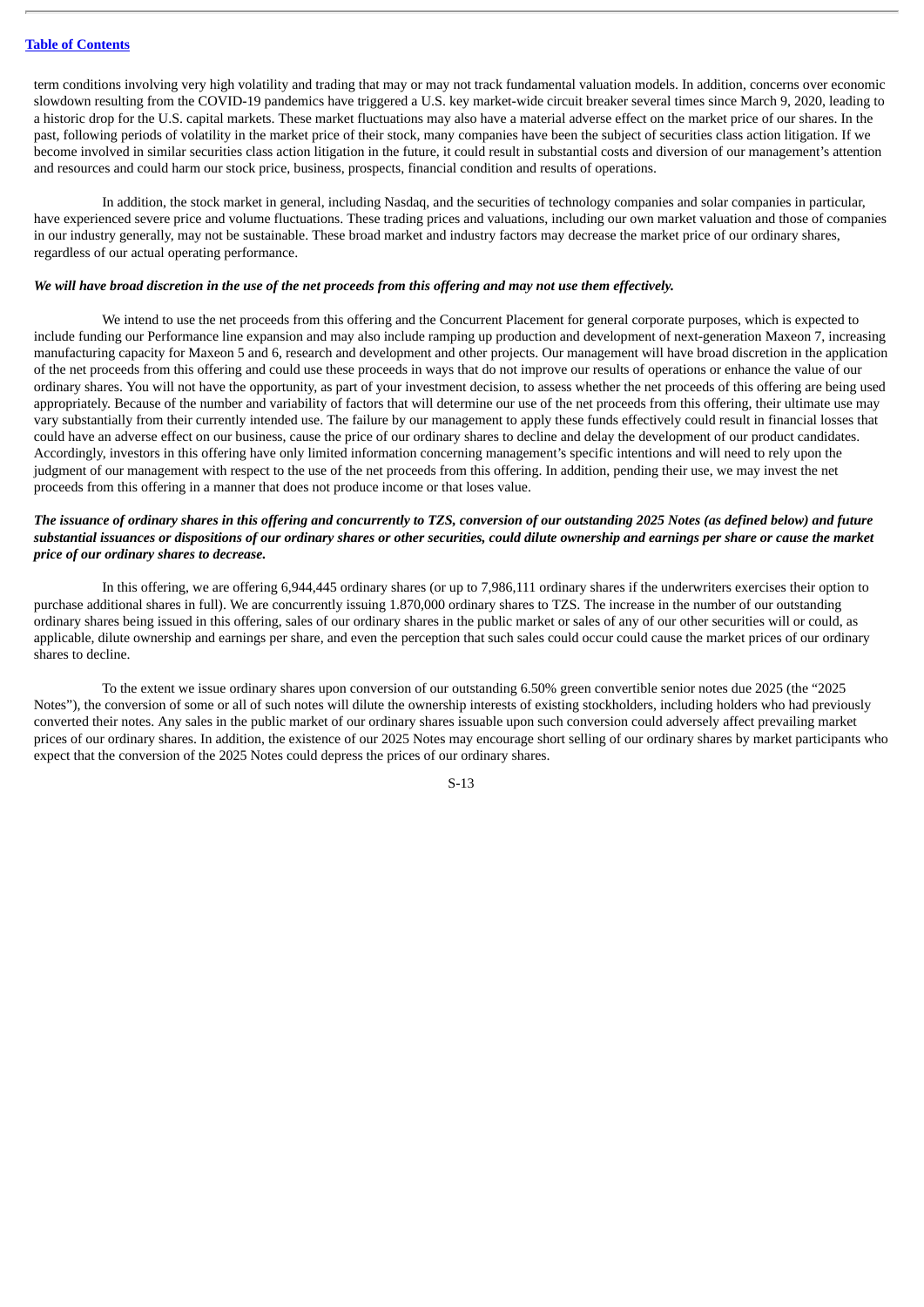term conditions involving very high volatility and trading that may or may not track fundamental valuation models. In addition, concerns over economic slowdown resulting from the COVID-19 pandemics have triggered a U.S. key market-wide circuit breaker several times since March 9, 2020, leading to a historic drop for the U.S. capital markets. These market fluctuations may also have a material adverse effect on the market price of our shares. In the past, following periods of volatility in the market price of their stock, many companies have been the subject of securities class action litigation. If we become involved in similar securities class action litigation in the future, it could result in substantial costs and diversion of our management's attention and resources and could harm our stock price, business, prospects, financial condition and results of operations.

In addition, the stock market in general, including Nasdaq, and the securities of technology companies and solar companies in particular, have experienced severe price and volume fluctuations. These trading prices and valuations, including our own market valuation and those of companies in our industry generally, may not be sustainable. These broad market and industry factors may decrease the market price of our ordinary shares, regardless of our actual operating performance.

***We will have broad discretion in the use of the net proceeds from this offering and may not use them effectively.***

We intend to use the net proceeds from this offering and the Concurrent Placement for general corporate purposes, which is expected to include funding our Performance line expansion and may also include ramping up production and development of next-generation Maxeon 7, increasing manufacturing capacity for Maxeon 5 and 6, research and development and other projects. Our management will have broad discretion in the application of the net proceeds from this offering and could use these proceeds in ways that do not improve our results of operations or enhance the value of our ordinary shares. You will not have the opportunity, as part of your investment decision, to assess whether the net proceeds of this offering are being used appropriately. Because of the number and variability of factors that will determine our use of the net proceeds from this offering, their ultimate use may vary substantially from their currently intended use. The failure by our management to apply these funds effectively could result in financial losses that could have an adverse effect on our business, cause the price of our ordinary shares to decline and delay the development of our product candidates. Accordingly, investors in this offering have only limited information concerning management's specific intentions and will need to rely upon the judgment of our management with respect to the use of the net proceeds from this offering. In addition, pending their use, we may invest the net proceeds from this offering in a manner that does not produce income or that loses value.

***The issuance of ordinary shares in this offering and concurrently to TZS, conversion of our outstanding 2025 Notes (as defined below) and future substantial issuances or dispositions of our ordinary shares or other securities, could dilute ownership and earnings per share or cause the market price of our ordinary shares to decrease.***

In this offering, we are offering 6,944,445 ordinary shares (or up to 7,986,111 ordinary shares if the underwriters exercises their option to purchase additional shares in full). We are concurrently issuing 1.870,000 ordinary shares to TZS. The increase in the number of our outstanding ordinary shares being issued in this offering, sales of our ordinary shares in the public market or sales of any of our other securities will or could, as applicable, dilute ownership and earnings per share, and even the perception that such sales could occur could cause the market prices of our ordinary shares to decline.

To the extent we issue ordinary shares upon conversion of our outstanding 6.50% green convertible senior notes due 2025 (the "2025 Notes"), the conversion of some or all of such notes will dilute the ownership interests of existing stockholders, including holders who had previously converted their notes. Any sales in the public market of our ordinary shares issuable upon such conversion could adversely affect prevailing market prices of our ordinary shares. In addition, the existence of our 2025 Notes may encourage short selling of our ordinary shares by market participants who expect that the conversion of the 2025 Notes could depress the prices of our ordinary shares.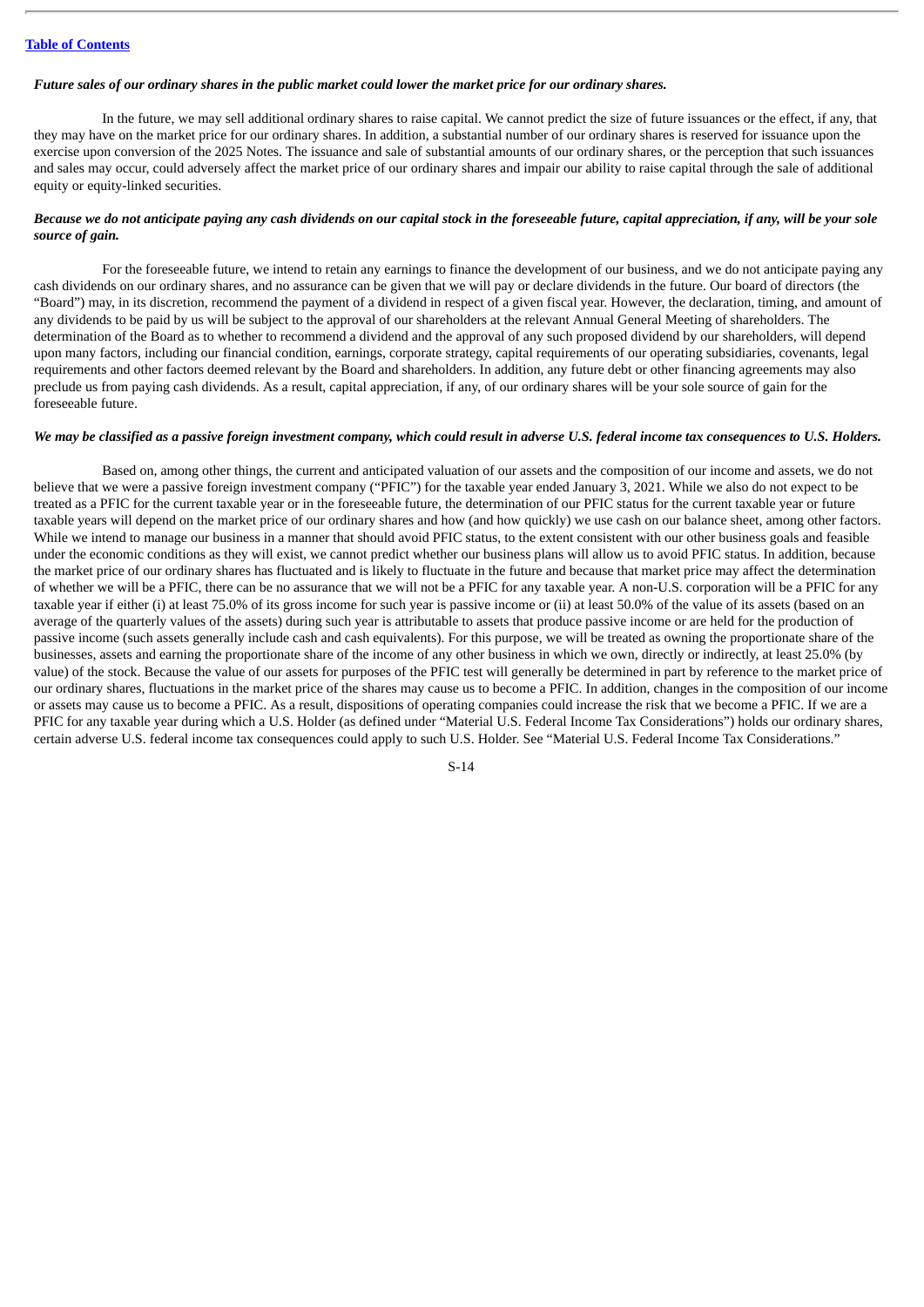*Future sales of our ordinary shares in the public market could lower the market price for our ordinary shares.*

In the future, we may sell additional ordinary shares to raise capital. We cannot predict the size of future issuances or the effect, if any, that they may have on the market price for our ordinary shares. In addition, a substantial number of our ordinary shares is reserved for issuance upon the exercise upon conversion of the 2025 Notes. The issuance and sale of substantial amounts of our ordinary shares, or the perception that such issuances and sales may occur, could adversely affect the market price of our ordinary shares and impair our ability to raise capital through the sale of additional equity or equity-linked securities.

***Because we do not anticipate paying any cash dividends on our capital stock in the foreseeable future, capital appreciation, if any, will be your sole source of gain.***

For the foreseeable future, we intend to retain any earnings to finance the development of our business, and we do not anticipate paying any cash dividends on our ordinary shares, and no assurance can be given that we will pay or declare dividends in the future. Our board of directors (the "Board") may, in its discretion, recommend the payment of a dividend in respect of a given fiscal year. However, the declaration, timing, and amount of any dividends to be paid by us will be subject to the approval of our shareholders at the relevant Annual General Meeting of shareholders. The determination of the Board as to whether to recommend a dividend and the approval of any such proposed dividend by our shareholders, will depend upon many factors, including our financial condition, earnings, corporate strategy, capital requirements of our operating subsidiaries, covenants, legal requirements and other factors deemed relevant by the Board and shareholders. In addition, any future debt or other financing agreements may also preclude us from paying cash dividends. As a result, capital appreciation, if any, of our ordinary shares will be your sole source of gain for the foreseeable future.

***We may be classified as a passive foreign investment company, which could result in adverse U.S. federal income tax consequences to U.S. Holders.***

Based on, among other things, the current and anticipated valuation of our assets and the composition of our income and assets, we do not believe that we were a passive foreign investment company ("PFIC") for the taxable year ended January 3, 2021. While we also do not expect to be treated as a PFIC for the current taxable year or in the foreseeable future, the determination of our PFIC status for the current taxable year or future taxable years will depend on the market price of our ordinary shares and how (and how quickly) we use cash on our balance sheet, among other factors. While we intend to manage our business in a manner that should avoid PFIC status, to the extent consistent with our other business goals and feasible under the economic conditions as they will exist, we cannot predict whether our business plans will allow us to avoid PFIC status. In addition, because the market price of our ordinary shares has fluctuated and is likely to fluctuate in the future and because that market price may affect the determination of whether we will be a PFIC, there can be no assurance that we will not be a PFIC for any taxable year. A non-U.S. corporation will be a PFIC for any taxable year if either (i) at least 75.0% of its gross income for such year is passive income or (ii) at least 50.0% of the value of its assets (based on an average of the quarterly values of the assets) during such year is attributable to assets that produce passive income or are held for the production of passive income (such assets generally include cash and cash equivalents). For this purpose, we will be treated as owning the proportionate share of the businesses, assets and earning the proportionate share of the income of any other business in which we own, directly or indirectly, at least 25.0% (by value) of the stock. Because the value of our assets for purposes of the PFIC test will generally be determined in part by reference to the market price of our ordinary shares, fluctuations in the market price of the shares may cause us to become a PFIC. In addition, changes in the composition of our income or assets may cause us to become a PFIC. As a result, dispositions of operating companies could increase the risk that we become a PFIC. If we are a PFIC for any taxable year during which a U.S. Holder (as defined under "Material U.S. Federal Income Tax Considerations") holds our ordinary shares, certain adverse U.S. federal income tax consequences could apply to such U.S. Holder. See "Material U.S. Federal Income Tax Considerations."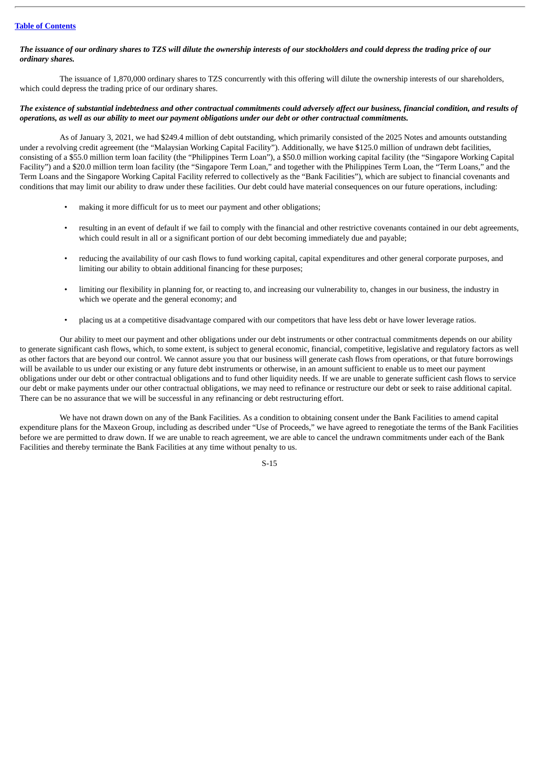***The issuance of our ordinary shares to TZS will dilute the ownership interests of our stockholders and could depress the trading price of our ordinary shares.***

The issuance of 1,870,000 ordinary shares to TZS concurrently with this offering will dilute the ownership interests of our shareholders, which could depress the trading price of our ordinary shares.

***The existence of substantial indebtedness and other contractual commitments could adversely affect our business, financial condition, and results of operations, as well as our ability to meet our payment obligations under our debt or other contractual commitments.***

As of January 3, 2021, we had $249.4 million of debt outstanding, which primarily consisted of the 2025 Notes and amounts outstanding under a revolving credit agreement (the "Malaysian Working Capital Facility"). Additionally, we have $125.0 million of undrawn debt facilities, consisting of a $55.0 million term loan facility (the "Philippines Term Loan"), a $50.0 million working capital facility (the "Singapore Working Capital Facility") and a $20.0 million term loan facility (the "Singapore Term Loan," and together with the Philippines Term Loan, the "Term Loans," and the Term Loans and the Singapore Working Capital Facility referred to collectively as the "Bank Facilities"), which are subject to financial covenants and conditions that may limit our ability to draw under these facilities. Our debt could have material consequences on our future operations, including:

- making it more difficult for us to meet our payment and other obligations;
- resulting in an event of default if we fail to comply with the financial and other restrictive covenants contained in our debt agreements, which could result in all or a significant portion of our debt becoming immediately due and payable;
- reducing the availability of our cash flows to fund working capital, capital expenditures and other general corporate purposes, and limiting our ability to obtain additional financing for these purposes;
- limiting our flexibility in planning for, or reacting to, and increasing our vulnerability to, changes in our business, the industry in which we operate and the general economy; and
- placing us at a competitive disadvantage compared with our competitors that have less debt or have lower leverage ratios.

Our ability to meet our payment and other obligations under our debt instruments or other contractual commitments depends on our ability to generate significant cash flows, which, to some extent, is subject to general economic, financial, competitive, legislative and regulatory factors as well as other factors that are beyond our control. We cannot assure you that our business will generate cash flows from operations, or that future borrowings will be available to us under our existing or any future debt instruments or otherwise, in an amount sufficient to enable us to meet our payment obligations under our debt or other contractual obligations and to fund other liquidity needs. If we are unable to generate sufficient cash flows to service our debt or make payments under our other contractual obligations, we may need to refinance or restructure our debt or seek to raise additional capital. There can be no assurance that we will be successful in any refinancing or debt restructuring effort.

We have not drawn down on any of the Bank Facilities. As a condition to obtaining consent under the Bank Facilities to amend capital expenditure plans for the Maxeon Group, including as described under "Use of Proceeds," we have agreed to renegotiate the terms of the Bank Facilities before we are permitted to draw down. If we are unable to reach agreement, we are able to cancel the undrawn commitments under each of the Bank Facilities and thereby terminate the Bank Facilities at any time without penalty to us.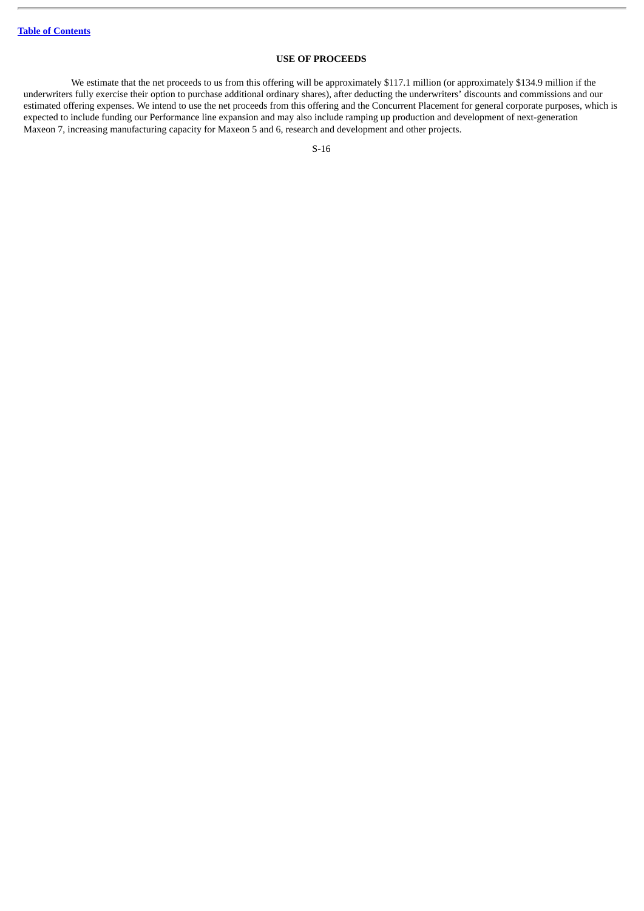## USE OF PROCEEDS

We estimate that the net proceeds to us from this offering will be approximately $117.1 million (or approximately $134.9 million if the underwriters fully exercise their option to purchase additional ordinary shares), after deducting the underwriters' discounts and commissions and our estimated offering expenses. We intend to use the net proceeds from this offering and the Concurrent Placement for general corporate purposes, which is expected to include funding our Performance line expansion and may also include ramping up production and development of next-generation Maxeon 7, increasing manufacturing capacity for Maxeon 5 and 6, research and development and other projects.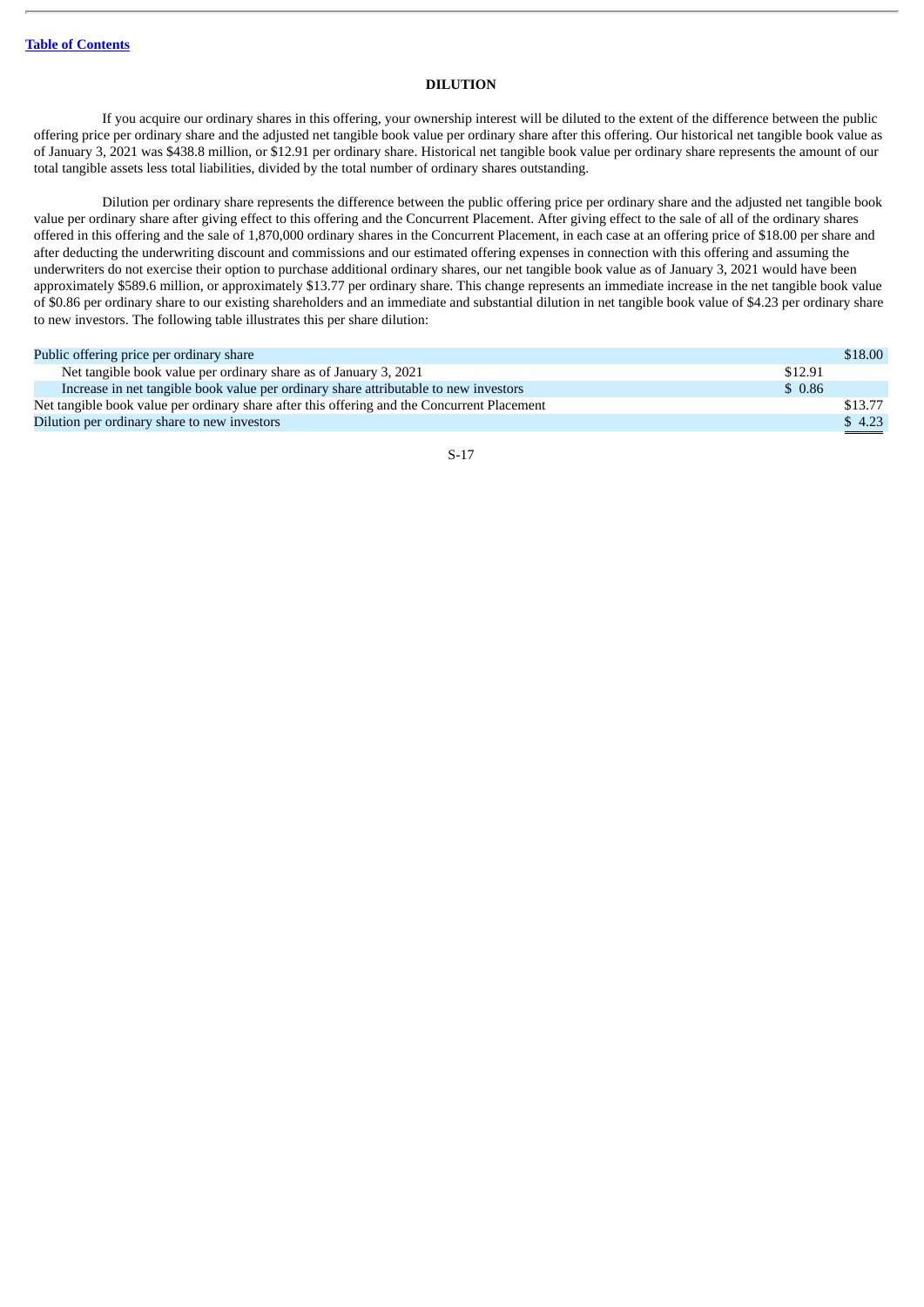## DILUTION

If you acquire our ordinary shares in this offering, your ownership interest will be diluted to the extent of the difference between the public offering price per ordinary share and the adjusted net tangible book value per ordinary share after this offering. Our historical net tangible book value as of January 3, 2021 was $438.8 million, or $12.91 per ordinary share. Historical net tangible book value per ordinary share represents the amount of our total tangible assets less total liabilities, divided by the total number of ordinary shares outstanding.

Dilution per ordinary share represents the difference between the public offering price per ordinary share and the adjusted net tangible book value per ordinary share after giving effect to this offering and the Concurrent Placement. After giving effect to the sale of all of the ordinary shares offered in this offering and the sale of 1,870,000 ordinary shares in the Concurrent Placement, in each case at an offering price of $18.00 per share and after deducting the underwriting discount and commissions and our estimated offering expenses in connection with this offering and assuming the underwriters do not exercise their option to purchase additional ordinary shares, our net tangible book value as of January 3, 2021 would have been approximately $589.6 million, or approximately $13.77 per ordinary share. This change represents an immediate increase in the net tangible book value of $0.86 per ordinary share to our existing shareholders and an immediate and substantial dilution in net tangible book value of $4.23 per ordinary share to new investors. The following table illustrates this per share dilution:

| | | |
|---|---|---|
| Public offering price per ordinary share | | $18.00 |
| Net tangible book value per ordinary share as of January 3, 2021 | $12.91 | |
| Increase in net tangible book value per ordinary share attributable to new investors | $ 0.86 | |
| Net tangible book value per ordinary share after this offering and the Concurrent Placement | | $13.77 |
| Dilution per ordinary share to new investors | | $ 4.23 |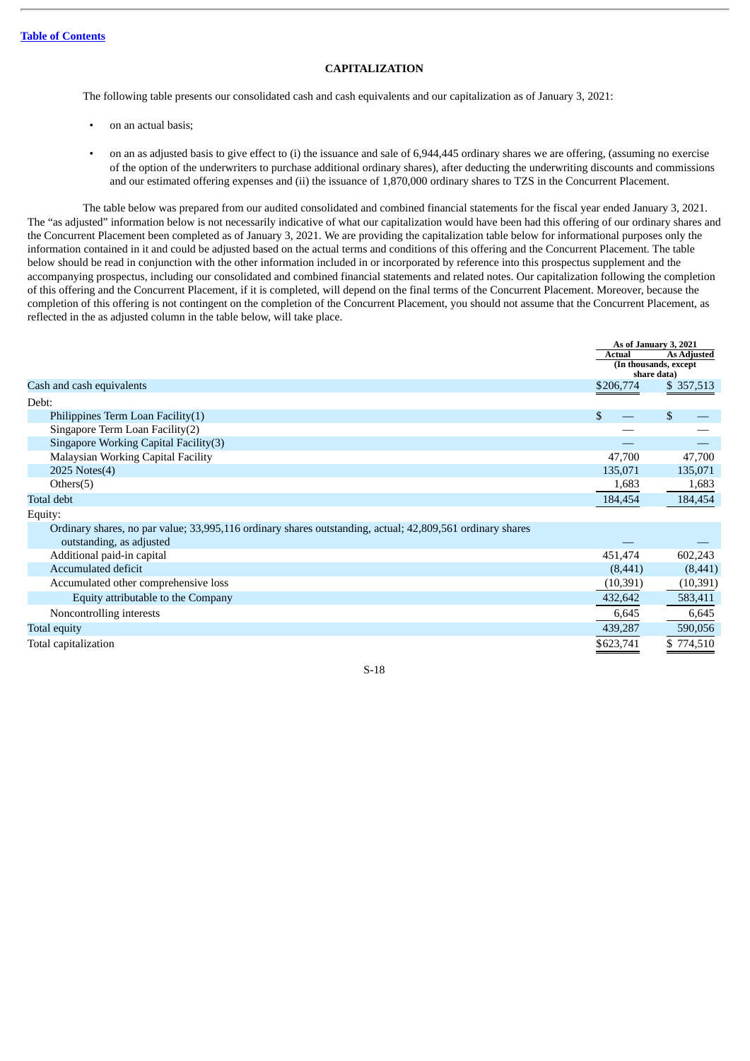[Table of Contents](#)

## CAPITALIZATION

The following table presents our consolidated cash and cash equivalents and our capitalization as of January 3, 2021:

- on an actual basis;
- on an as adjusted basis to give effect to (i) the issuance and sale of 6,944,445 ordinary shares we are offering, (assuming no exercise of the option of the underwriters to purchase additional ordinary shares), after deducting the underwriting discounts and commissions and our estimated offering expenses and (ii) the issuance of 1,870,000 ordinary shares to TZS in the Concurrent Placement.

The table below was prepared from our audited consolidated and combined financial statements for the fiscal year ended January 3, 2021. The "as adjusted" information below is not necessarily indicative of what our capitalization would have been had this offering of our ordinary shares and the Concurrent Placement been completed as of January 3, 2021. We are providing the capitalization table below for informational purposes only the information contained in it and could be adjusted based on the actual terms and conditions of this offering and the Concurrent Placement. The table below should be read in conjunction with the other information included in or incorporated by reference into this prospectus supplement and the accompanying prospectus, including our consolidated and combined financial statements and related notes. Our capitalization following the completion of this offering and the Concurrent Placement, if it is completed, will depend on the final terms of the Concurrent Placement. Moreover, because the completion of this offering is not contingent on the completion of the Concurrent Placement, you should not assume that the Concurrent Placement, as reflected in the as adjusted column in the table below, will take place.

| | As of January 3, 2021 | |
|---|---|---|
| | Actual | As Adjusted |
| | (In thousands, except share data) | |
| Cash and cash equivalents | $206,774 | $ 357,513 |
| Debt: | | |
| Philippines Term Loan Facility(1) | $ — | $ — |
| Singapore Term Loan Facility(2) | — | — |
| Singapore Working Capital Facility(3) | — | — |
| Malaysian Working Capital Facility | 47,700 | 47,700 |
| 2025 Notes(4) | 135,071 | 135,071 |
| Others(5) | 1,683 | 1,683 |
| Total debt | 184,454 | 184,454 |
| Equity: | | |
| Ordinary shares, no par value; 33,995,116 ordinary shares outstanding, actual; 42,809,561 ordinary shares outstanding, as adjusted | — | — |
| Additional paid-in capital | 451,474 | 602,243 |
| Accumulated deficit | (8,441) | (8,441) |
| Accumulated other comprehensive loss | (10,391) | (10,391) |
| Equity attributable to the Company | 432,642 | 583,411 |
| Noncontrolling interests | 6,645 | 6,645 |
| Total equity | 439,287 | 590,056 |
| Total capitalization | $623,741 | $ 774,510 |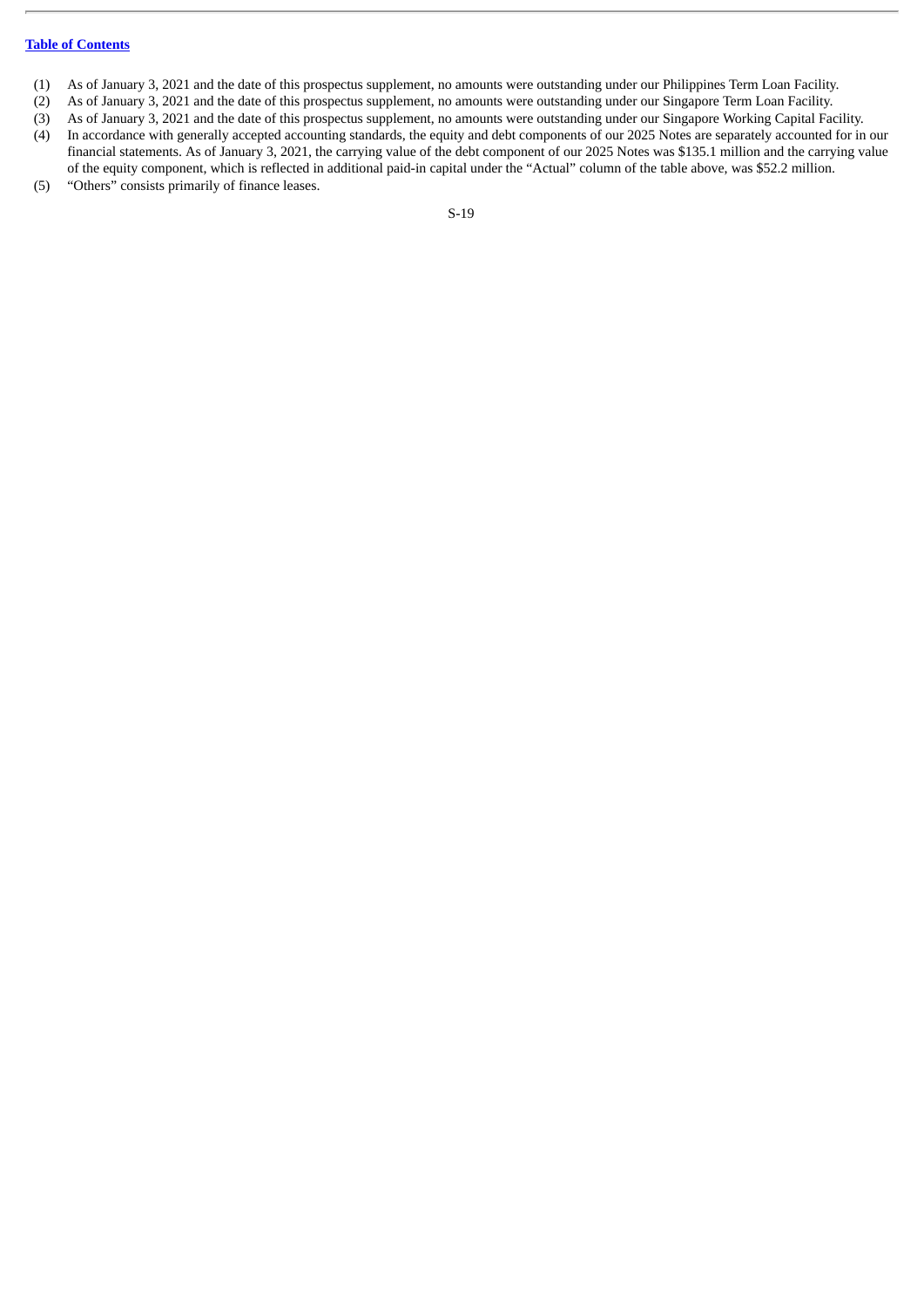(1) As of January 3, 2021 and the date of this prospectus supplement, no amounts were outstanding under our Philippines Term Loan Facility.

(2) As of January 3, 2021 and the date of this prospectus supplement, no amounts were outstanding under our Singapore Term Loan Facility.

(3) As of January 3, 2021 and the date of this prospectus supplement, no amounts were outstanding under our Singapore Working Capital Facility.

(4) In accordance with generally accepted accounting standards, the equity and debt components of our 2025 Notes are separately accounted for in our financial statements. As of January 3, 2021, the carrying value of the debt component of our 2025 Notes was $135.1 million and the carrying value of the equity component, which is reflected in additional paid-in capital under the "Actual" column of the table above, was $52.2 million.

(5) "Others" consists primarily of finance leases.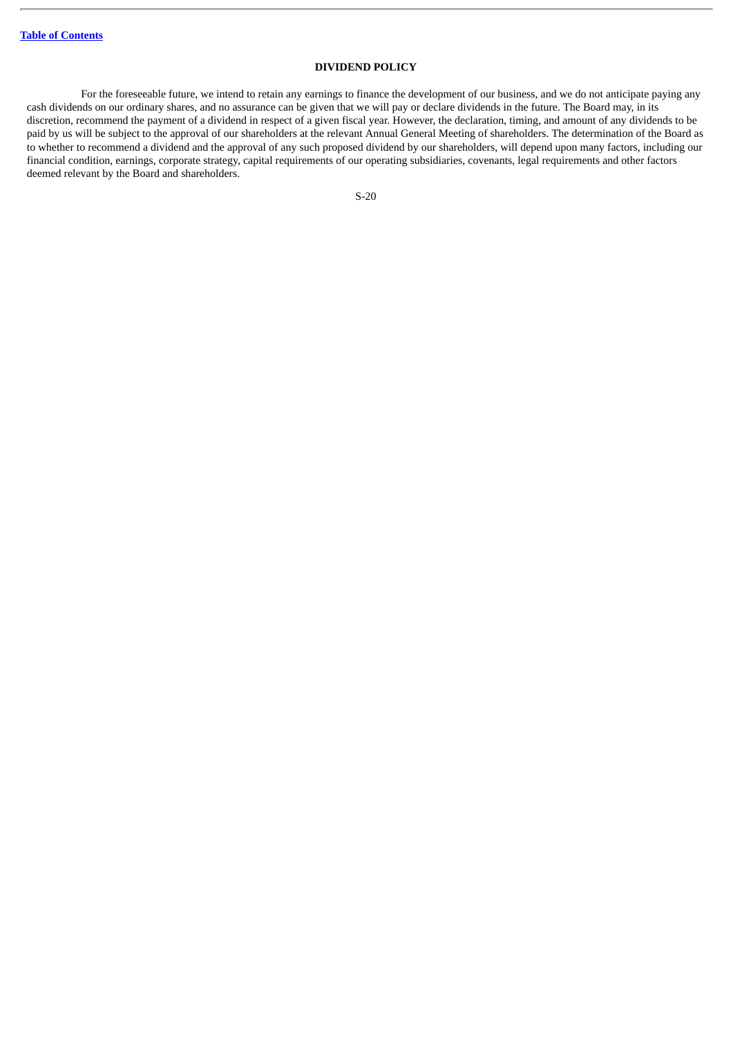## DIVIDEND POLICY

For the foreseeable future, we intend to retain any earnings to finance the development of our business, and we do not anticipate paying any cash dividends on our ordinary shares, and no assurance can be given that we will pay or declare dividends in the future. The Board may, in its discretion, recommend the payment of a dividend in respect of a given fiscal year. However, the declaration, timing, and amount of any dividends to be paid by us will be subject to the approval of our shareholders at the relevant Annual General Meeting of shareholders. The determination of the Board as to whether to recommend a dividend and the approval of any such proposed dividend by our shareholders, will depend upon many factors, including our financial condition, earnings, corporate strategy, capital requirements of our operating subsidiaries, covenants, legal requirements and other factors deemed relevant by the Board and shareholders.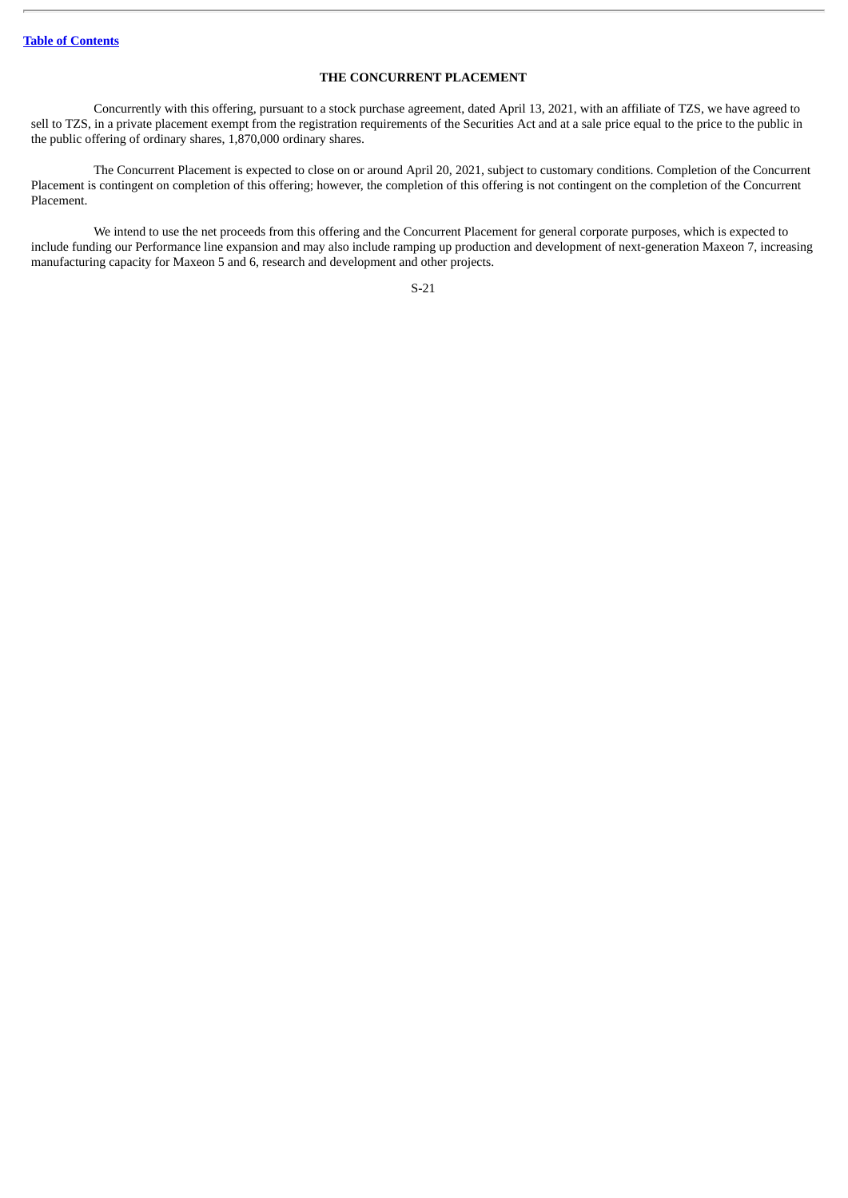## THE CONCURRENT PLACEMENT

Concurrently with this offering, pursuant to a stock purchase agreement, dated April 13, 2021, with an affiliate of TZS, we have agreed to sell to TZS, in a private placement exempt from the registration requirements of the Securities Act and at a sale price equal to the price to the public in the public offering of ordinary shares, 1,870,000 ordinary shares.

The Concurrent Placement is expected to close on or around April 20, 2021, subject to customary conditions. Completion of the Concurrent Placement is contingent on completion of this offering; however, the completion of this offering is not contingent on the completion of the Concurrent Placement.

We intend to use the net proceeds from this offering and the Concurrent Placement for general corporate purposes, which is expected to include funding our Performance line expansion and may also include ramping up production and development of next-generation Maxeon 7, increasing manufacturing capacity for Maxeon 5 and 6, research and development and other projects.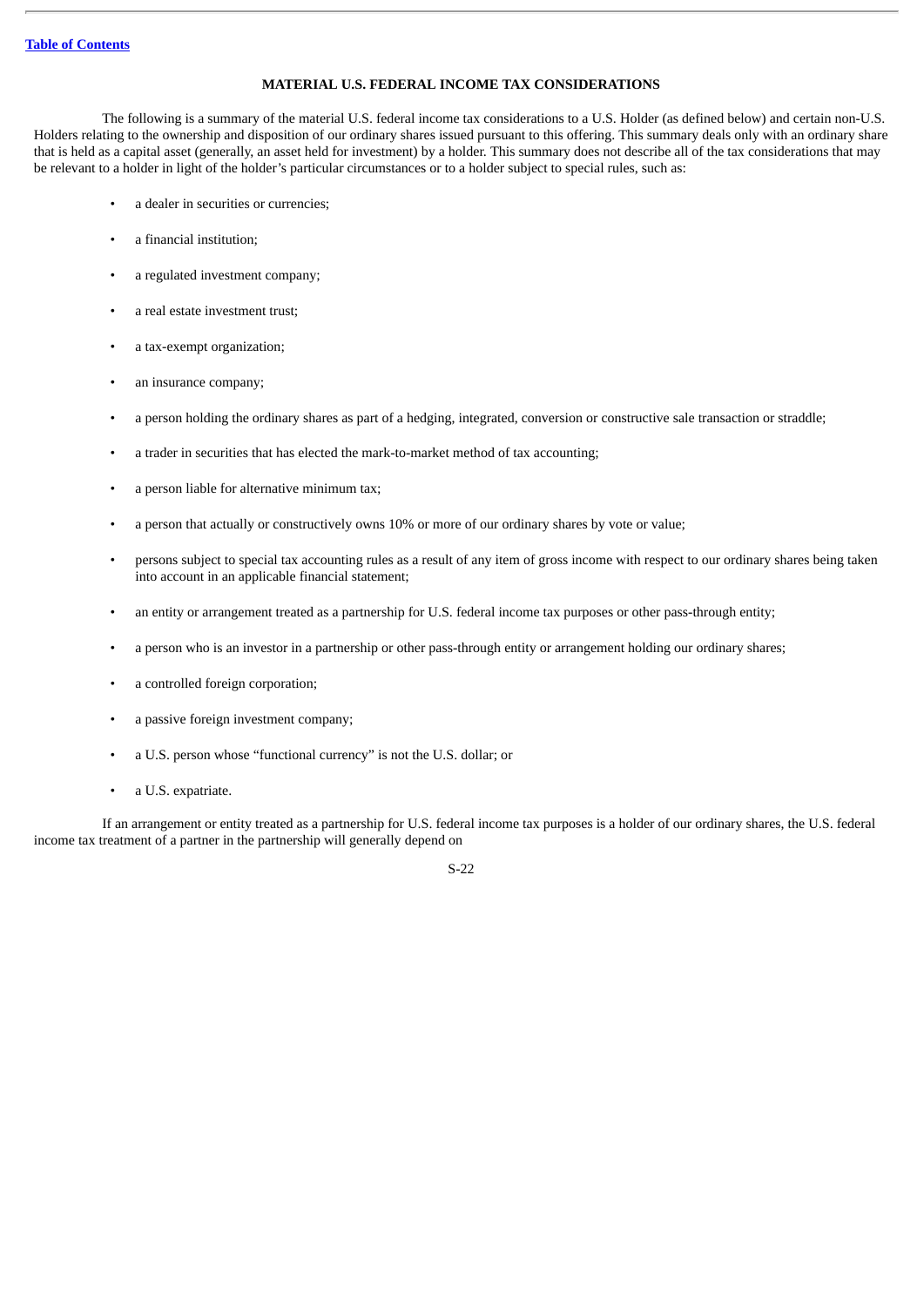## MATERIAL U.S. FEDERAL INCOME TAX CONSIDERATIONS

The following is a summary of the material U.S. federal income tax considerations to a U.S. Holder (as defined below) and certain non-U.S. Holders relating to the ownership and disposition of our ordinary shares issued pursuant to this offering. This summary deals only with an ordinary share that is held as a capital asset (generally, an asset held for investment) by a holder. This summary does not describe all of the tax considerations that may be relevant to a holder in light of the holder's particular circumstances or to a holder subject to special rules, such as:

- a dealer in securities or currencies;
- a financial institution;
- a regulated investment company;
- a real estate investment trust;
- a tax-exempt organization;
- an insurance company;
- a person holding the ordinary shares as part of a hedging, integrated, conversion or constructive sale transaction or straddle;
- a trader in securities that has elected the mark-to-market method of tax accounting;
- a person liable for alternative minimum tax;
- a person that actually or constructively owns 10% or more of our ordinary shares by vote or value;
- persons subject to special tax accounting rules as a result of any item of gross income with respect to our ordinary shares being taken into account in an applicable financial statement;
- an entity or arrangement treated as a partnership for U.S. federal income tax purposes or other pass-through entity;
- a person who is an investor in a partnership or other pass-through entity or arrangement holding our ordinary shares;
- a controlled foreign corporation;
- a passive foreign investment company;
- a U.S. person whose "functional currency" is not the U.S. dollar; or
- a U.S. expatriate.

If an arrangement or entity treated as a partnership for U.S. federal income tax purposes is a holder of our ordinary shares, the U.S. federal income tax treatment of a partner in the partnership will generally depend on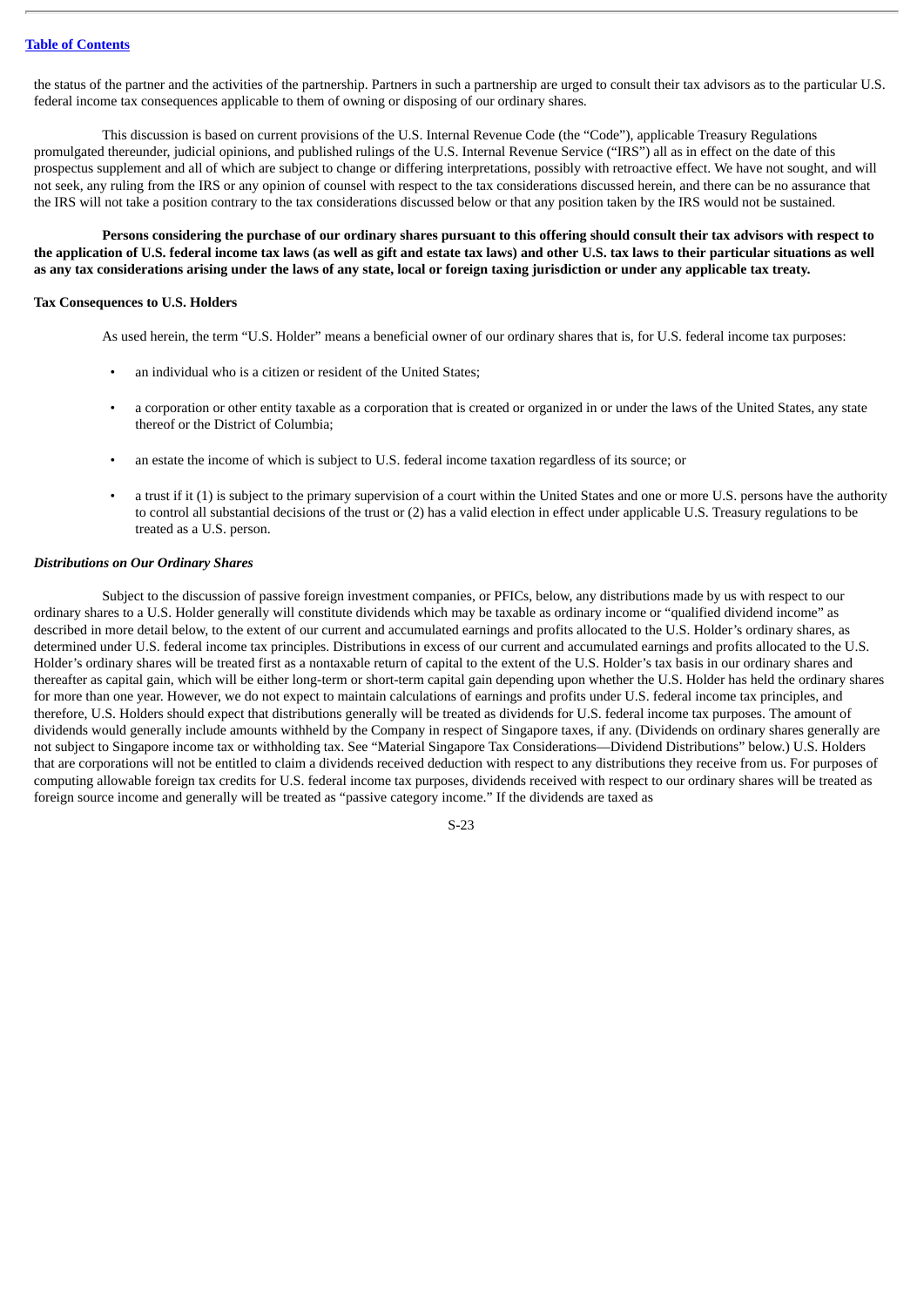the status of the partner and the activities of the partnership. Partners in such a partnership are urged to consult their tax advisors as to the particular U.S. federal income tax consequences applicable to them of owning or disposing of our ordinary shares.

This discussion is based on current provisions of the U.S. Internal Revenue Code (the "Code"), applicable Treasury Regulations promulgated thereunder, judicial opinions, and published rulings of the U.S. Internal Revenue Service ("IRS") all as in effect on the date of this prospectus supplement and all of which are subject to change or differing interpretations, possibly with retroactive effect. We have not sought, and will not seek, any ruling from the IRS or any opinion of counsel with respect to the tax considerations discussed herein, and there can be no assurance that the IRS will not take a position contrary to the tax considerations discussed below or that any position taken by the IRS would not be sustained.

**Persons considering the purchase of our ordinary shares pursuant to this offering should consult their tax advisors with respect to the application of U.S. federal income tax laws (as well as gift and estate tax laws) and other U.S. tax laws to their particular situations as well as any tax considerations arising under the laws of any state, local or foreign taxing jurisdiction or under any applicable tax treaty.**

**Tax Consequences to U.S. Holders**

As used herein, the term "U.S. Holder" means a beneficial owner of our ordinary shares that is, for U.S. federal income tax purposes:

- an individual who is a citizen or resident of the United States;
- a corporation or other entity taxable as a corporation that is created or organized in or under the laws of the United States, any state thereof or the District of Columbia;
- an estate the income of which is subject to U.S. federal income taxation regardless of its source; or
- a trust if it (1) is subject to the primary supervision of a court within the United States and one or more U.S. persons have the authority to control all substantial decisions of the trust or (2) has a valid election in effect under applicable U.S. Treasury regulations to be treated as a U.S. person.

***Distributions on Our Ordinary Shares***

Subject to the discussion of passive foreign investment companies, or PFICs, below, any distributions made by us with respect to our ordinary shares to a U.S. Holder generally will constitute dividends which may be taxable as ordinary income or "qualified dividend income" as described in more detail below, to the extent of our current and accumulated earnings and profits allocated to the U.S. Holder's ordinary shares, as determined under U.S. federal income tax principles. Distributions in excess of our current and accumulated earnings and profits allocated to the U.S. Holder's ordinary shares will be treated first as a nontaxable return of capital to the extent of the U.S. Holder's tax basis in our ordinary shares and thereafter as capital gain, which will be either long-term or short-term capital gain depending upon whether the U.S. Holder has held the ordinary shares for more than one year. However, we do not expect to maintain calculations of earnings and profits under U.S. federal income tax principles, and therefore, U.S. Holders should expect that distributions generally will be treated as dividends for U.S. federal income tax purposes. The amount of dividends would generally include amounts withheld by the Company in respect of Singapore taxes, if any. (Dividends on ordinary shares generally are not subject to Singapore income tax or withholding tax. See "Material Singapore Tax Considerations—Dividend Distributions" below.) U.S. Holders that are corporations will not be entitled to claim a dividends received deduction with respect to any distributions they receive from us. For purposes of computing allowable foreign tax credits for U.S. federal income tax purposes, dividends received with respect to our ordinary shares will be treated as foreign source income and generally will be treated as "passive category income." If the dividends are taxed as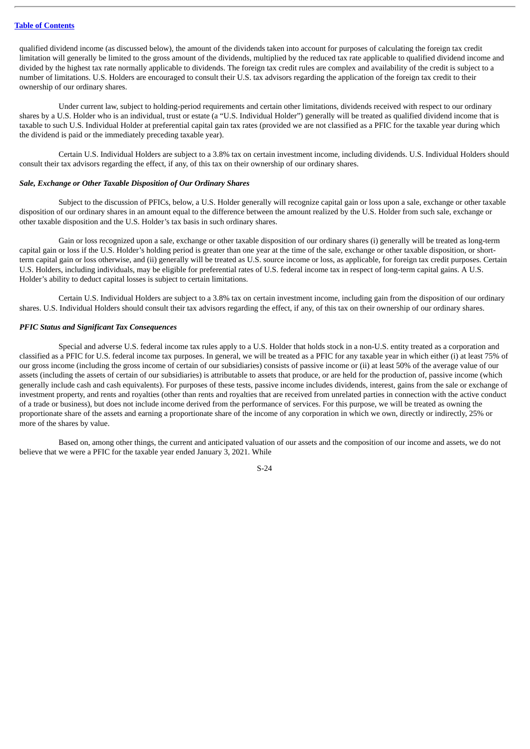qualified dividend income (as discussed below), the amount of the dividends taken into account for purposes of calculating the foreign tax credit limitation will generally be limited to the gross amount of the dividends, multiplied by the reduced tax rate applicable to qualified dividend income and divided by the highest tax rate normally applicable to dividends. The foreign tax credit rules are complex and availability of the credit is subject to a number of limitations. U.S. Holders are encouraged to consult their U.S. tax advisors regarding the application of the foreign tax credit to their ownership of our ordinary shares.

Under current law, subject to holding-period requirements and certain other limitations, dividends received with respect to our ordinary shares by a U.S. Holder who is an individual, trust or estate (a "U.S. Individual Holder") generally will be treated as qualified dividend income that is taxable to such U.S. Individual Holder at preferential capital gain tax rates (provided we are not classified as a PFIC for the taxable year during which the dividend is paid or the immediately preceding taxable year).

Certain U.S. Individual Holders are subject to a 3.8% tax on certain investment income, including dividends. U.S. Individual Holders should consult their tax advisors regarding the effect, if any, of this tax on their ownership of our ordinary shares.

***Sale, Exchange or Other Taxable Disposition of Our Ordinary Shares***

Subject to the discussion of PFICs, below, a U.S. Holder generally will recognize capital gain or loss upon a sale, exchange or other taxable disposition of our ordinary shares in an amount equal to the difference between the amount realized by the U.S. Holder from such sale, exchange or other taxable disposition and the U.S. Holder's tax basis in such ordinary shares.

Gain or loss recognized upon a sale, exchange or other taxable disposition of our ordinary shares (i) generally will be treated as long-term capital gain or loss if the U.S. Holder's holding period is greater than one year at the time of the sale, exchange or other taxable disposition, or short-term capital gain or loss otherwise, and (ii) generally will be treated as U.S. source income or loss, as applicable, for foreign tax credit purposes. Certain U.S. Holders, including individuals, may be eligible for preferential rates of U.S. federal income tax in respect of long-term capital gains. A U.S. Holder's ability to deduct capital losses is subject to certain limitations.

Certain U.S. Individual Holders are subject to a 3.8% tax on certain investment income, including gain from the disposition of our ordinary shares. U.S. Individual Holders should consult their tax advisors regarding the effect, if any, of this tax on their ownership of our ordinary shares.

***PFIC Status and Significant Tax Consequences***

Special and adverse U.S. federal income tax rules apply to a U.S. Holder that holds stock in a non-U.S. entity treated as a corporation and classified as a PFIC for U.S. federal income tax purposes. In general, we will be treated as a PFIC for any taxable year in which either (i) at least 75% of our gross income (including the gross income of certain of our subsidiaries) consists of passive income or (ii) at least 50% of the average value of our assets (including the assets of certain of our subsidiaries) is attributable to assets that produce, or are held for the production of, passive income (which generally include cash and cash equivalents). For purposes of these tests, passive income includes dividends, interest, gains from the sale or exchange of investment property, and rents and royalties (other than rents and royalties that are received from unrelated parties in connection with the active conduct of a trade or business), but does not include income derived from the performance of services. For this purpose, we will be treated as owning the proportionate share of the assets and earning a proportionate share of the income of any corporation in which we own, directly or indirectly, 25% or more of the shares by value.

Based on, among other things, the current and anticipated valuation of our assets and the composition of our income and assets, we do not believe that we were a PFIC for the taxable year ended January 3, 2021. While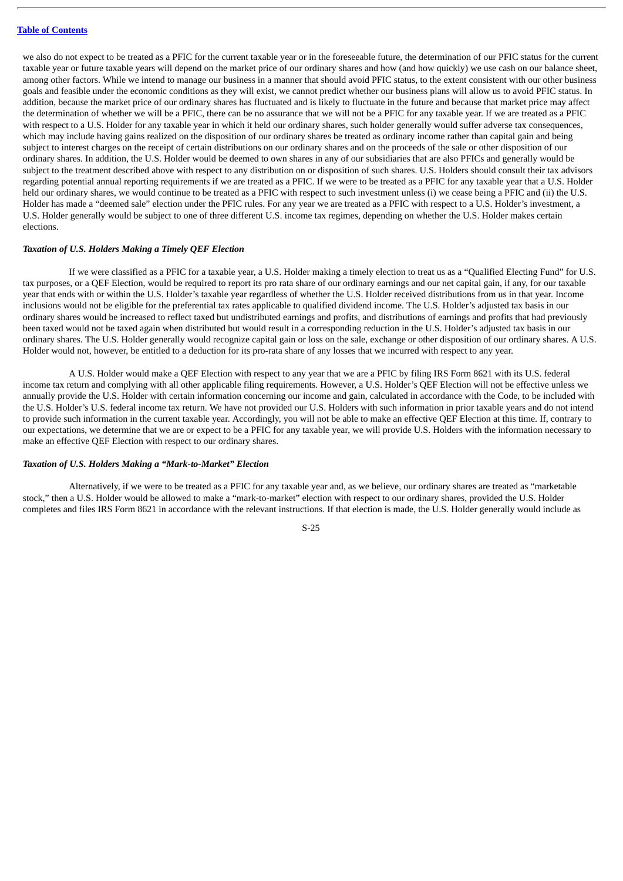we also do not expect to be treated as a PFIC for the current taxable year or in the foreseeable future, the determination of our PFIC status for the current taxable year or future taxable years will depend on the market price of our ordinary shares and how (and how quickly) we use cash on our balance sheet, among other factors. While we intend to manage our business in a manner that should avoid PFIC status, to the extent consistent with our other business goals and feasible under the economic conditions as they will exist, we cannot predict whether our business plans will allow us to avoid PFIC status. In addition, because the market price of our ordinary shares has fluctuated and is likely to fluctuate in the future and because that market price may affect the determination of whether we will be a PFIC, there can be no assurance that we will not be a PFIC for any taxable year. If we are treated as a PFIC with respect to a U.S. Holder for any taxable year in which it held our ordinary shares, such holder generally would suffer adverse tax consequences, which may include having gains realized on the disposition of our ordinary shares be treated as ordinary income rather than capital gain and being subject to interest charges on the receipt of certain distributions on our ordinary shares and on the proceeds of the sale or other disposition of our ordinary shares. In addition, the U.S. Holder would be deemed to own shares in any of our subsidiaries that are also PFICs and generally would be subject to the treatment described above with respect to any distribution on or disposition of such shares. U.S. Holders should consult their tax advisors regarding potential annual reporting requirements if we are treated as a PFIC. If we were to be treated as a PFIC for any taxable year that a U.S. Holder held our ordinary shares, we would continue to be treated as a PFIC with respect to such investment unless (i) we cease being a PFIC and (ii) the U.S. Holder has made a "deemed sale" election under the PFIC rules. For any year we are treated as a PFIC with respect to a U.S. Holder's investment, a U.S. Holder generally would be subject to one of three different U.S. income tax regimes, depending on whether the U.S. Holder makes certain elections.

***Taxation of U.S. Holders Making a Timely QEF Election***

If we were classified as a PFIC for a taxable year, a U.S. Holder making a timely election to treat us as a "Qualified Electing Fund" for U.S. tax purposes, or a QEF Election, would be required to report its pro rata share of our ordinary earnings and our net capital gain, if any, for our taxable year that ends with or within the U.S. Holder's taxable year regardless of whether the U.S. Holder received distributions from us in that year. Income inclusions would not be eligible for the preferential tax rates applicable to qualified dividend income. The U.S. Holder's adjusted tax basis in our ordinary shares would be increased to reflect taxed but undistributed earnings and profits, and distributions of earnings and profits that had previously been taxed would not be taxed again when distributed but would result in a corresponding reduction in the U.S. Holder's adjusted tax basis in our ordinary shares. The U.S. Holder generally would recognize capital gain or loss on the sale, exchange or other disposition of our ordinary shares. A U.S. Holder would not, however, be entitled to a deduction for its pro-rata share of any losses that we incurred with respect to any year.

A U.S. Holder would make a QEF Election with respect to any year that we are a PFIC by filing IRS Form 8621 with its U.S. federal income tax return and complying with all other applicable filing requirements. However, a U.S. Holder's QEF Election will not be effective unless we annually provide the U.S. Holder with certain information concerning our income and gain, calculated in accordance with the Code, to be included with the U.S. Holder's U.S. federal income tax return. We have not provided our U.S. Holders with such information in prior taxable years and do not intend to provide such information in the current taxable year. Accordingly, you will not be able to make an effective QEF Election at this time. If, contrary to our expectations, we determine that we are or expect to be a PFIC for any taxable year, we will provide U.S. Holders with the information necessary to make an effective QEF Election with respect to our ordinary shares.

***Taxation of U.S. Holders Making a "Mark-to-Market" Election***

Alternatively, if we were to be treated as a PFIC for any taxable year and, as we believe, our ordinary shares are treated as "marketable stock," then a U.S. Holder would be allowed to make a "mark-to-market" election with respect to our ordinary shares, provided the U.S. Holder completes and files IRS Form 8621 in accordance with the relevant instructions. If that election is made, the U.S. Holder generally would include as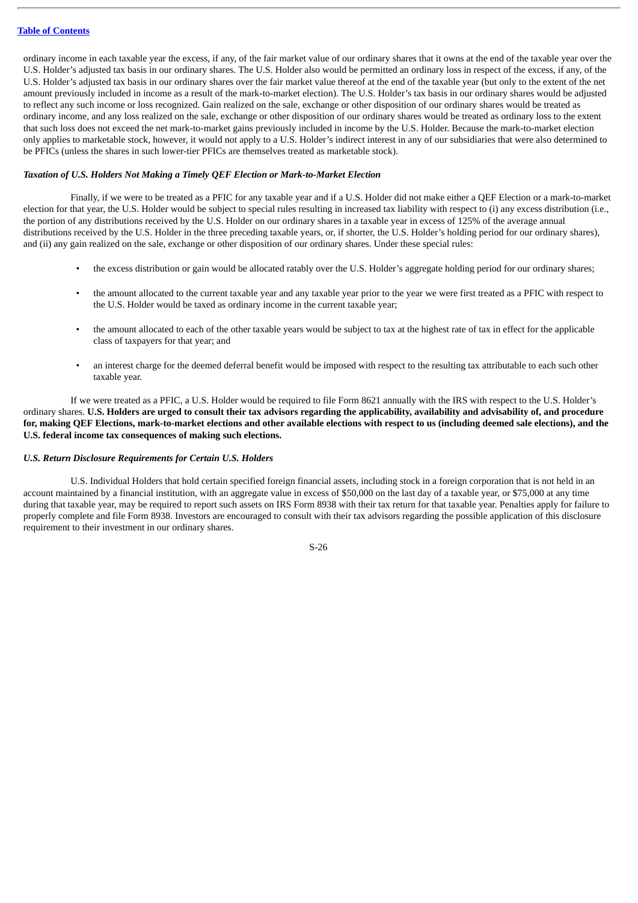ordinary income in each taxable year the excess, if any, of the fair market value of our ordinary shares that it owns at the end of the taxable year over the U.S. Holder's adjusted tax basis in our ordinary shares. The U.S. Holder also would be permitted an ordinary loss in respect of the excess, if any, of the U.S. Holder's adjusted tax basis in our ordinary shares over the fair market value thereof at the end of the taxable year (but only to the extent of the net amount previously included in income as a result of the mark-to-market election). The U.S. Holder's tax basis in our ordinary shares would be adjusted to reflect any such income or loss recognized. Gain realized on the sale, exchange or other disposition of our ordinary shares would be treated as ordinary income, and any loss realized on the sale, exchange or other disposition of our ordinary shares would be treated as ordinary loss to the extent that such loss does not exceed the net mark-to-market gains previously included in income by the U.S. Holder. Because the mark-to-market election only applies to marketable stock, however, it would not apply to a U.S. Holder's indirect interest in any of our subsidiaries that were also determined to be PFICs (unless the shares in such lower-tier PFICs are themselves treated as marketable stock).

***Taxation of U.S. Holders Not Making a Timely QEF Election or Mark-to-Market Election***

Finally, if we were to be treated as a PFIC for any taxable year and if a U.S. Holder did not make either a QEF Election or a mark-to-market election for that year, the U.S. Holder would be subject to special rules resulting in increased tax liability with respect to (i) any excess distribution (i.e., the portion of any distributions received by the U.S. Holder on our ordinary shares in a taxable year in excess of 125% of the average annual distributions received by the U.S. Holder in the three preceding taxable years, or, if shorter, the U.S. Holder's holding period for our ordinary shares), and (ii) any gain realized on the sale, exchange or other disposition of our ordinary shares. Under these special rules:

- the excess distribution or gain would be allocated ratably over the U.S. Holder's aggregate holding period for our ordinary shares;
- the amount allocated to the current taxable year and any taxable year prior to the year we were first treated as a PFIC with respect to the U.S. Holder would be taxed as ordinary income in the current taxable year;
- the amount allocated to each of the other taxable years would be subject to tax at the highest rate of tax in effect for the applicable class of taxpayers for that year; and
- an interest charge for the deemed deferral benefit would be imposed with respect to the resulting tax attributable to each such other taxable year.

If we were treated as a PFIC, a U.S. Holder would be required to file Form 8621 annually with the IRS with respect to the U.S. Holder's ordinary shares. **U.S. Holders are urged to consult their tax advisors regarding the applicability, availability and advisability of, and procedure for, making QEF Elections, mark-to-market elections and other available elections with respect to us (including deemed sale elections), and the U.S. federal income tax consequences of making such elections.**

***U.S. Return Disclosure Requirements for Certain U.S. Holders***

U.S. Individual Holders that hold certain specified foreign financial assets, including stock in a foreign corporation that is not held in an account maintained by a financial institution, with an aggregate value in excess of $50,000 on the last day of a taxable year, or $75,000 at any time during that taxable year, may be required to report such assets on IRS Form 8938 with their tax return for that taxable year. Penalties apply for failure to properly complete and file Form 8938. Investors are encouraged to consult with their tax advisors regarding the possible application of this disclosure requirement to their investment in our ordinary shares.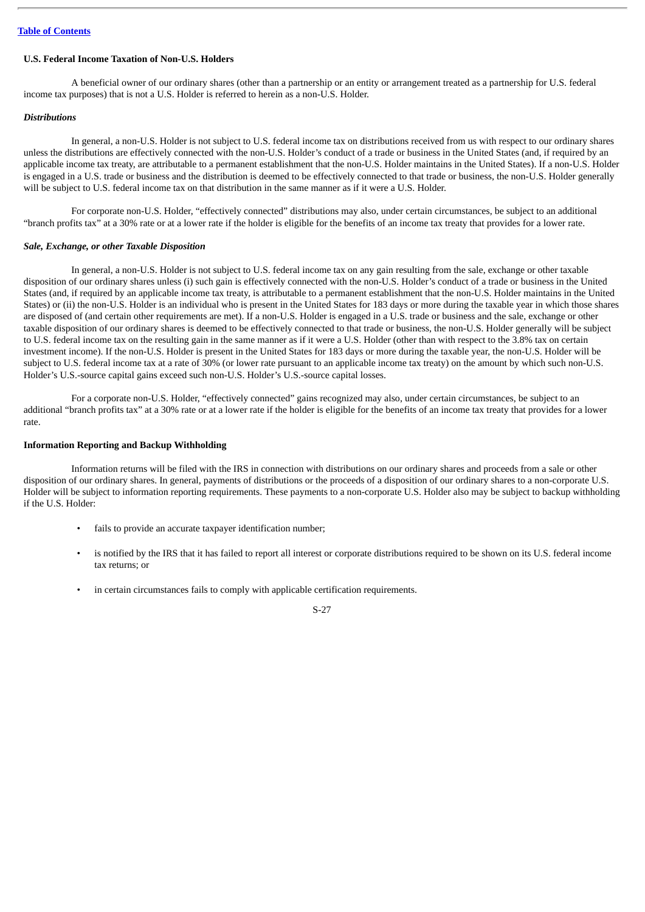**U.S. Federal Income Taxation of Non-U.S. Holders**

A beneficial owner of our ordinary shares (other than a partnership or an entity or arrangement treated as a partnership for U.S. federal income tax purposes) that is not a U.S. Holder is referred to herein as a non-U.S. Holder.

***Distributions***

In general, a non-U.S. Holder is not subject to U.S. federal income tax on distributions received from us with respect to our ordinary shares unless the distributions are effectively connected with the non-U.S. Holder's conduct of a trade or business in the United States (and, if required by an applicable income tax treaty, are attributable to a permanent establishment that the non-U.S. Holder maintains in the United States). If a non-U.S. Holder is engaged in a U.S. trade or business and the distribution is deemed to be effectively connected to that trade or business, the non-U.S. Holder generally will be subject to U.S. federal income tax on that distribution in the same manner as if it were a U.S. Holder.

For corporate non-U.S. Holder, "effectively connected" distributions may also, under certain circumstances, be subject to an additional "branch profits tax" at a 30% rate or at a lower rate if the holder is eligible for the benefits of an income tax treaty that provides for a lower rate.

***Sale, Exchange, or other Taxable Disposition***

In general, a non-U.S. Holder is not subject to U.S. federal income tax on any gain resulting from the sale, exchange or other taxable disposition of our ordinary shares unless (i) such gain is effectively connected with the non-U.S. Holder's conduct of a trade or business in the United States (and, if required by an applicable income tax treaty, is attributable to a permanent establishment that the non-U.S. Holder maintains in the United States) or (ii) the non-U.S. Holder is an individual who is present in the United States for 183 days or more during the taxable year in which those shares are disposed of (and certain other requirements are met). If a non-U.S. Holder is engaged in a U.S. trade or business and the sale, exchange or other taxable disposition of our ordinary shares is deemed to be effectively connected to that trade or business, the non-U.S. Holder generally will be subject to U.S. federal income tax on the resulting gain in the same manner as if it were a U.S. Holder (other than with respect to the 3.8% tax on certain investment income). If the non-U.S. Holder is present in the United States for 183 days or more during the taxable year, the non-U.S. Holder will be subject to U.S. federal income tax at a rate of 30% (or lower rate pursuant to an applicable income tax treaty) on the amount by which such non-U.S. Holder's U.S.-source capital gains exceed such non-U.S. Holder's U.S.-source capital losses.

For a corporate non-U.S. Holder, "effectively connected" gains recognized may also, under certain circumstances, be subject to an additional "branch profits tax" at a 30% rate or at a lower rate if the holder is eligible for the benefits of an income tax treaty that provides for a lower rate.

**Information Reporting and Backup Withholding**

Information returns will be filed with the IRS in connection with distributions on our ordinary shares and proceeds from a sale or other disposition of our ordinary shares. In general, payments of distributions or the proceeds of a disposition of our ordinary shares to a non-corporate U.S. Holder will be subject to information reporting requirements. These payments to a non-corporate U.S. Holder also may be subject to backup withholding if the U.S. Holder:

- fails to provide an accurate taxpayer identification number;
- is notified by the IRS that it has failed to report all interest or corporate distributions required to be shown on its U.S. federal income tax returns; or
- in certain circumstances fails to comply with applicable certification requirements.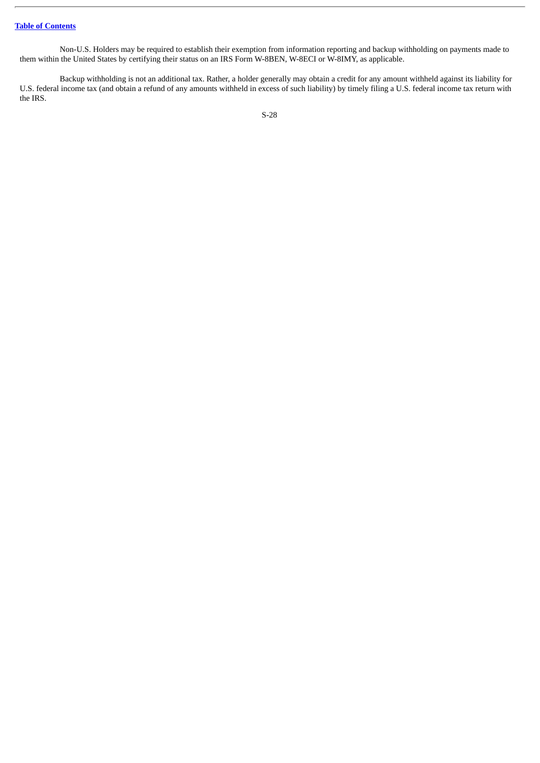Non-U.S. Holders may be required to establish their exemption from information reporting and backup withholding on payments made to them within the United States by certifying their status on an IRS Form W-8BEN, W-8ECI or W-8IMY, as applicable.

Backup withholding is not an additional tax. Rather, a holder generally may obtain a credit for any amount withheld against its liability for U.S. federal income tax (and obtain a refund of any amounts withheld in excess of such liability) by timely filing a U.S. federal income tax return with the IRS.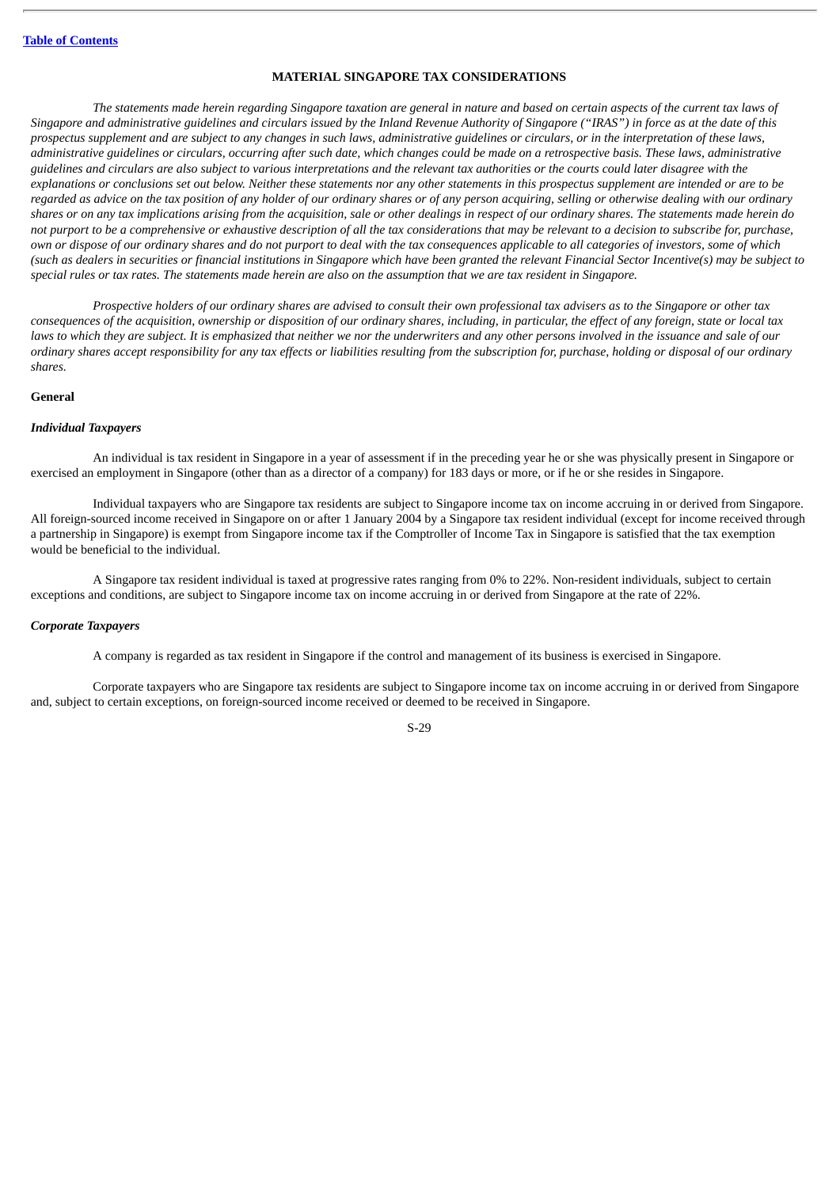## MATERIAL SINGAPORE TAX CONSIDERATIONS

*The statements made herein regarding Singapore taxation are general in nature and based on certain aspects of the current tax laws of Singapore and administrative guidelines and circulars issued by the Inland Revenue Authority of Singapore ("IRAS") in force as at the date of this prospectus supplement and are subject to any changes in such laws, administrative guidelines or circulars, or in the interpretation of these laws, administrative guidelines or circulars, occurring after such date, which changes could be made on a retrospective basis. These laws, administrative guidelines and circulars are also subject to various interpretations and the relevant tax authorities or the courts could later disagree with the explanations or conclusions set out below. Neither these statements nor any other statements in this prospectus supplement are intended or are to be regarded as advice on the tax position of any holder of our ordinary shares or of any person acquiring, selling or otherwise dealing with our ordinary shares or on any tax implications arising from the acquisition, sale or other dealings in respect of our ordinary shares. The statements made herein do not purport to be a comprehensive or exhaustive description of all the tax considerations that may be relevant to a decision to subscribe for, purchase, own or dispose of our ordinary shares and do not purport to deal with the tax consequences applicable to all categories of investors, some of which (such as dealers in securities or financial institutions in Singapore which have been granted the relevant Financial Sector Incentive(s) may be subject to special rules or tax rates. The statements made herein are also on the assumption that we are tax resident in Singapore.*

*Prospective holders of our ordinary shares are advised to consult their own professional tax advisers as to the Singapore or other tax consequences of the acquisition, ownership or disposition of our ordinary shares, including, in particular, the effect of any foreign, state or local tax laws to which they are subject. It is emphasized that neither we nor the underwriters and any other persons involved in the issuance and sale of our ordinary shares accept responsibility for any tax effects or liabilities resulting from the subscription for, purchase, holding or disposal of our ordinary shares.*

### General

#### *Individual Taxpayers*

An individual is tax resident in Singapore in a year of assessment if in the preceding year he or she was physically present in Singapore or exercised an employment in Singapore (other than as a director of a company) for 183 days or more, or if he or she resides in Singapore.

Individual taxpayers who are Singapore tax residents are subject to Singapore income tax on income accruing in or derived from Singapore. All foreign-sourced income received in Singapore on or after 1 January 2004 by a Singapore tax resident individual (except for income received through a partnership in Singapore) is exempt from Singapore income tax if the Comptroller of Income Tax in Singapore is satisfied that the tax exemption would be beneficial to the individual.

A Singapore tax resident individual is taxed at progressive rates ranging from 0% to 22%. Non-resident individuals, subject to certain exceptions and conditions, are subject to Singapore income tax on income accruing in or derived from Singapore at the rate of 22%.

#### *Corporate Taxpayers*

A company is regarded as tax resident in Singapore if the control and management of its business is exercised in Singapore.

Corporate taxpayers who are Singapore tax residents are subject to Singapore income tax on income accruing in or derived from Singapore and, subject to certain exceptions, on foreign-sourced income received or deemed to be received in Singapore.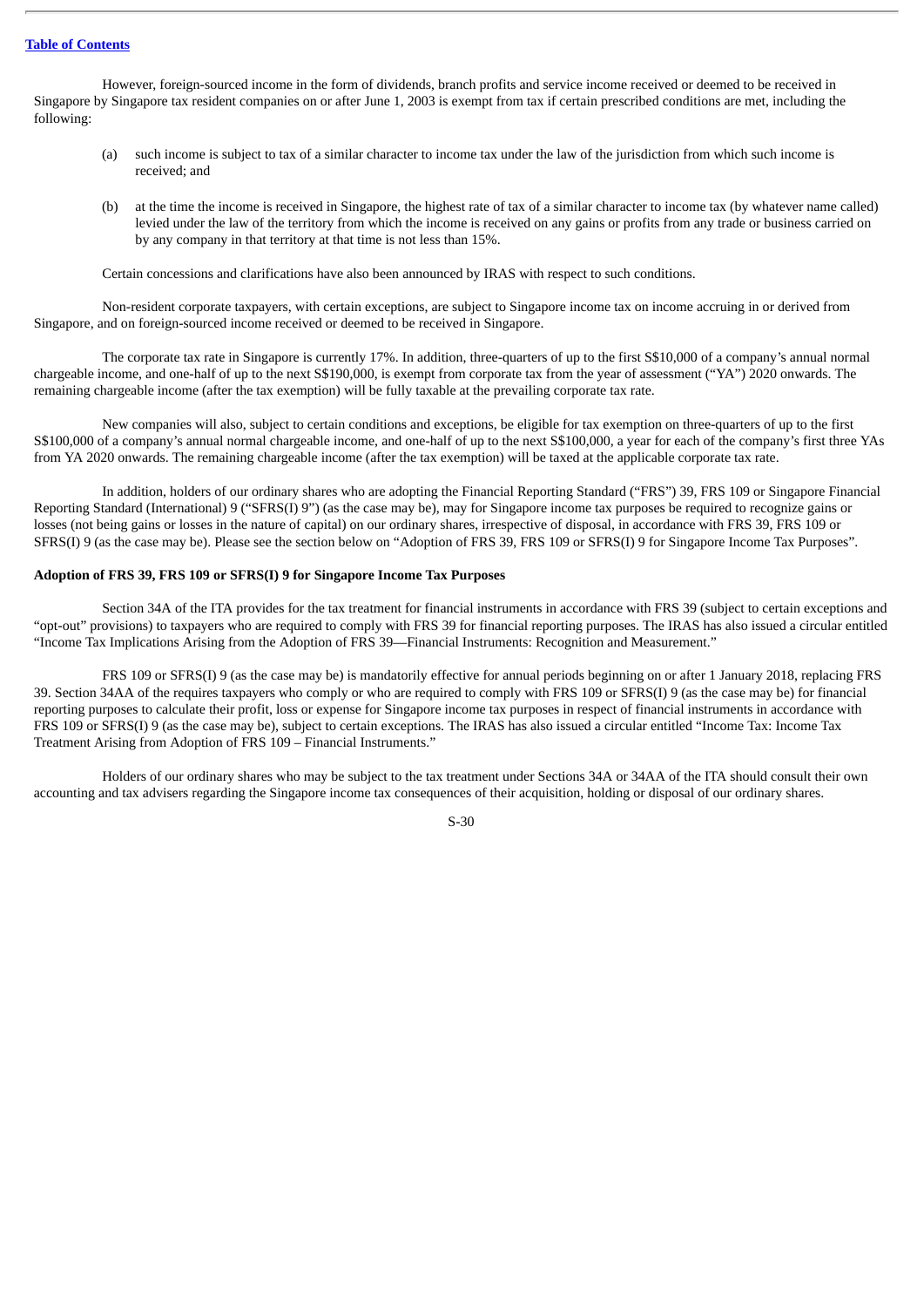However, foreign-sourced income in the form of dividends, branch profits and service income received or deemed to be received in Singapore by Singapore tax resident companies on or after June 1, 2003 is exempt from tax if certain prescribed conditions are met, including the following:

(a) such income is subject to tax of a similar character to income tax under the law of the jurisdiction from which such income is received; and

(b) at the time the income is received in Singapore, the highest rate of tax of a similar character to income tax (by whatever name called) levied under the law of the territory from which the income is received on any gains or profits from any trade or business carried on by any company in that territory at that time is not less than 15%.

Certain concessions and clarifications have also been announced by IRAS with respect to such conditions.

Non-resident corporate taxpayers, with certain exceptions, are subject to Singapore income tax on income accruing in or derived from Singapore, and on foreign-sourced income received or deemed to be received in Singapore.

The corporate tax rate in Singapore is currently 17%. In addition, three-quarters of up to the first S$10,000 of a company's annual normal chargeable income, and one-half of up to the next S$190,000, is exempt from corporate tax from the year of assessment ("YA") 2020 onwards. The remaining chargeable income (after the tax exemption) will be fully taxable at the prevailing corporate tax rate.

New companies will also, subject to certain conditions and exceptions, be eligible for tax exemption on three-quarters of up to the first S$100,000 of a company's annual normal chargeable income, and one-half of up to the next S$100,000, a year for each of the company's first three YAs from YA 2020 onwards. The remaining chargeable income (after the tax exemption) will be taxed at the applicable corporate tax rate.

In addition, holders of our ordinary shares who are adopting the Financial Reporting Standard ("FRS") 39, FRS 109 or Singapore Financial Reporting Standard (International) 9 ("SFRS(I) 9") (as the case may be), may for Singapore income tax purposes be required to recognize gains or losses (not being gains or losses in the nature of capital) on our ordinary shares, irrespective of disposal, in accordance with FRS 39, FRS 109 or SFRS(I) 9 (as the case may be). Please see the section below on "Adoption of FRS 39, FRS 109 or SFRS(I) 9 for Singapore Income Tax Purposes".

**Adoption of FRS 39, FRS 109 or SFRS(I) 9 for Singapore Income Tax Purposes**

Section 34A of the ITA provides for the tax treatment for financial instruments in accordance with FRS 39 (subject to certain exceptions and "opt-out" provisions) to taxpayers who are required to comply with FRS 39 for financial reporting purposes. The IRAS has also issued a circular entitled "Income Tax Implications Arising from the Adoption of FRS 39—Financial Instruments: Recognition and Measurement."

FRS 109 or SFRS(I) 9 (as the case may be) is mandatorily effective for annual periods beginning on or after 1 January 2018, replacing FRS 39. Section 34AA of the requires taxpayers who comply or who are required to comply with FRS 109 or SFRS(I) 9 (as the case may be) for financial reporting purposes to calculate their profit, loss or expense for Singapore income tax purposes in respect of financial instruments in accordance with FRS 109 or SFRS(I) 9 (as the case may be), subject to certain exceptions. The IRAS has also issued a circular entitled "Income Tax: Income Tax Treatment Arising from Adoption of FRS 109 – Financial Instruments."

Holders of our ordinary shares who may be subject to the tax treatment under Sections 34A or 34AA of the ITA should consult their own accounting and tax advisers regarding the Singapore income tax consequences of their acquisition, holding or disposal of our ordinary shares.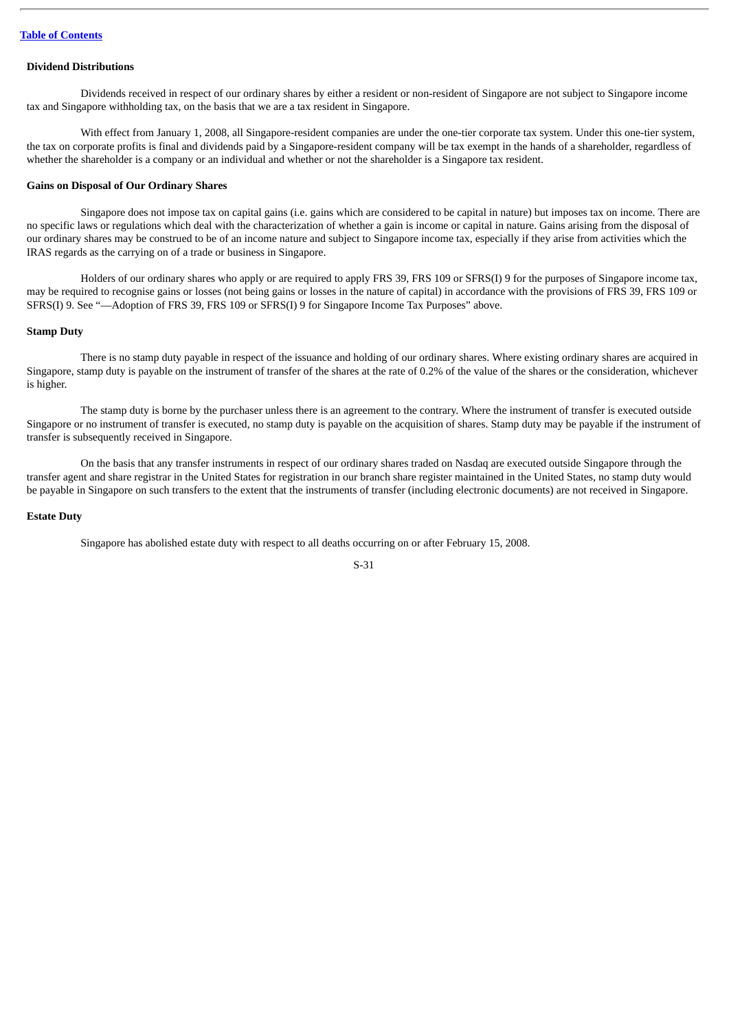#### Dividend Distributions

Dividends received in respect of our ordinary shares by either a resident or non-resident of Singapore are not subject to Singapore income tax and Singapore withholding tax, on the basis that we are a tax resident in Singapore.

With effect from January 1, 2008, all Singapore-resident companies are under the one-tier corporate tax system. Under this one-tier system, the tax on corporate profits is final and dividends paid by a Singapore-resident company will be tax exempt in the hands of a shareholder, regardless of whether the shareholder is a company or an individual and whether or not the shareholder is a Singapore tax resident.

#### Gains on Disposal of Our Ordinary Shares

Singapore does not impose tax on capital gains (i.e. gains which are considered to be capital in nature) but imposes tax on income. There are no specific laws or regulations which deal with the characterization of whether a gain is income or capital in nature. Gains arising from the disposal of our ordinary shares may be construed to be of an income nature and subject to Singapore income tax, especially if they arise from activities which the IRAS regards as the carrying on of a trade or business in Singapore.

Holders of our ordinary shares who apply or are required to apply FRS 39, FRS 109 or SFRS(I) 9 for the purposes of Singapore income tax, may be required to recognise gains or losses (not being gains or losses in the nature of capital) in accordance with the provisions of FRS 39, FRS 109 or SFRS(I) 9. See "—Adoption of FRS 39, FRS 109 or SFRS(I) 9 for Singapore Income Tax Purposes" above.

#### Stamp Duty

There is no stamp duty payable in respect of the issuance and holding of our ordinary shares. Where existing ordinary shares are acquired in Singapore, stamp duty is payable on the instrument of transfer of the shares at the rate of 0.2% of the value of the shares or the consideration, whichever is higher.

The stamp duty is borne by the purchaser unless there is an agreement to the contrary. Where the instrument of transfer is executed outside Singapore or no instrument of transfer is executed, no stamp duty is payable on the acquisition of shares. Stamp duty may be payable if the instrument of transfer is subsequently received in Singapore.

On the basis that any transfer instruments in respect of our ordinary shares traded on Nasdaq are executed outside Singapore through the transfer agent and share registrar in the United States for registration in our branch share register maintained in the United States, no stamp duty would be payable in Singapore on such transfers to the extent that the instruments of transfer (including electronic documents) are not received in Singapore.

#### Estate Duty

Singapore has abolished estate duty with respect to all deaths occurring on or after February 15, 2008.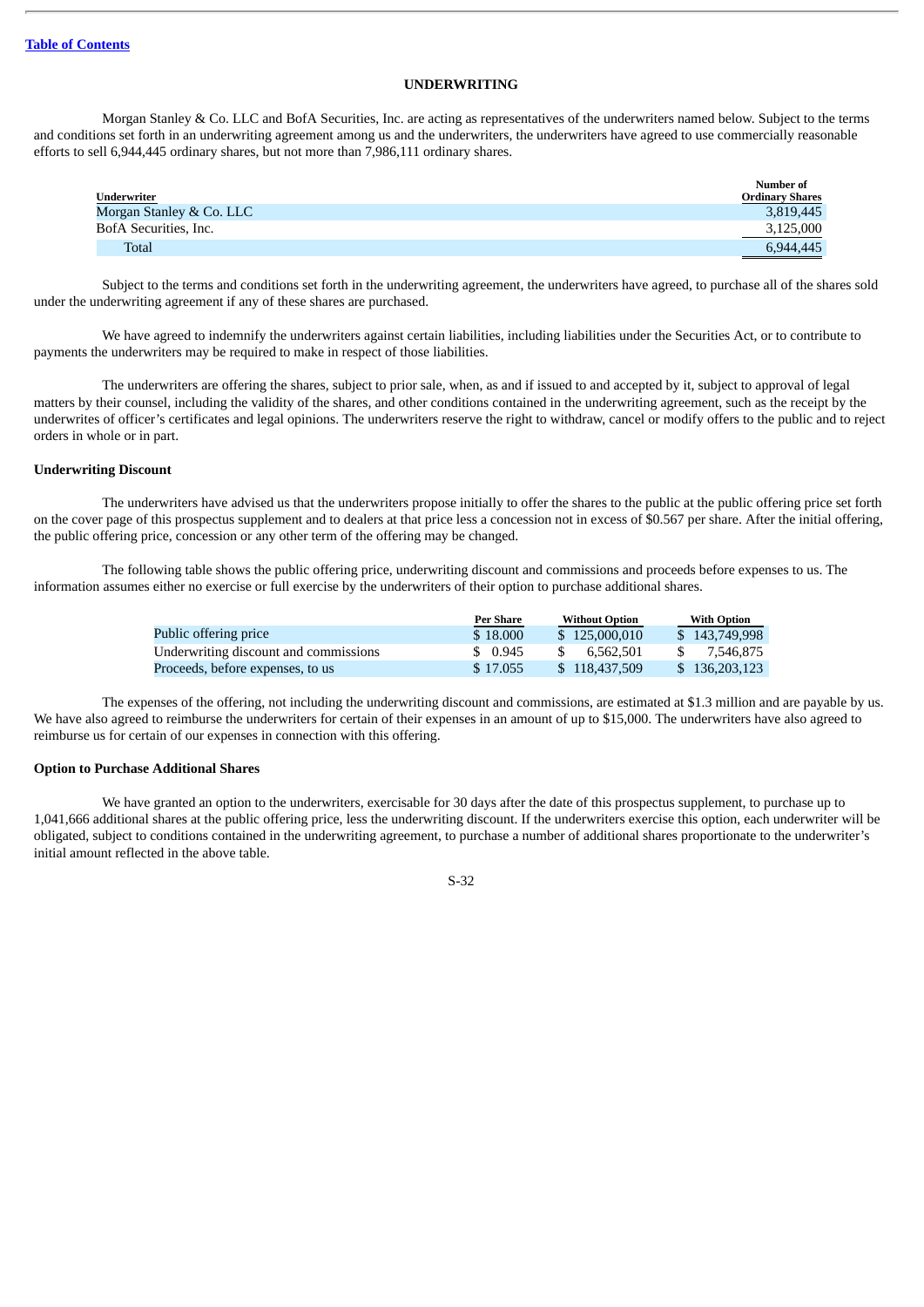## UNDERWRITING

Morgan Stanley & Co. LLC and BofA Securities, Inc. are acting as representatives of the underwriters named below. Subject to the terms and conditions set forth in an underwriting agreement among us and the underwriters, the underwriters have agreed to use commercially reasonable efforts to sell 6,944,445 ordinary shares, but not more than 7,986,111 ordinary shares.

| Underwriter | Number of Ordinary Shares |
|---|---|
| Morgan Stanley & Co. LLC | 3,819,445 |
| BofA Securities, Inc. | 3,125,000 |
| Total | 6,944,445 |

Subject to the terms and conditions set forth in the underwriting agreement, the underwriters have agreed, to purchase all of the shares sold under the underwriting agreement if any of these shares are purchased.

We have agreed to indemnify the underwriters against certain liabilities, including liabilities under the Securities Act, or to contribute to payments the underwriters may be required to make in respect of those liabilities.

The underwriters are offering the shares, subject to prior sale, when, as and if issued to and accepted by it, subject to approval of legal matters by their counsel, including the validity of the shares, and other conditions contained in the underwriting agreement, such as the receipt by the underwrites of officer's certificates and legal opinions. The underwriters reserve the right to withdraw, cancel or modify offers to the public and to reject orders in whole or in part.

### Underwriting Discount

The underwriters have advised us that the underwriters propose initially to offer the shares to the public at the public offering price set forth on the cover page of this prospectus supplement and to dealers at that price less a concession not in excess of $0.567 per share. After the initial offering, the public offering price, concession or any other term of the offering may be changed.

The following table shows the public offering price, underwriting discount and commissions and proceeds before expenses to us. The information assumes either no exercise or full exercise by the underwriters of their option to purchase additional shares.

| | Per Share | Without Option | With Option |
|---|---|---|---|
| Public offering price | $ 18.000 | $ 125,000,010 | $ 143,749,998 |
| Underwriting discount and commissions | $ 0.945 | $ 6,562,501 | $ 7,546,875 |
| Proceeds, before expenses, to us | $ 17.055 | $ 118,437,509 | $ 136,203,123 |

The expenses of the offering, not including the underwriting discount and commissions, are estimated at $1.3 million and are payable by us. We have also agreed to reimburse the underwriters for certain of their expenses in an amount of up to $15,000. The underwriters have also agreed to reimburse us for certain of our expenses in connection with this offering.

### Option to Purchase Additional Shares

We have granted an option to the underwriters, exercisable for 30 days after the date of this prospectus supplement, to purchase up to 1,041,666 additional shares at the public offering price, less the underwriting discount. If the underwriters exercise this option, each underwriter will be obligated, subject to conditions contained in the underwriting agreement, to purchase a number of additional shares proportionate to the underwriter's initial amount reflected in the above table.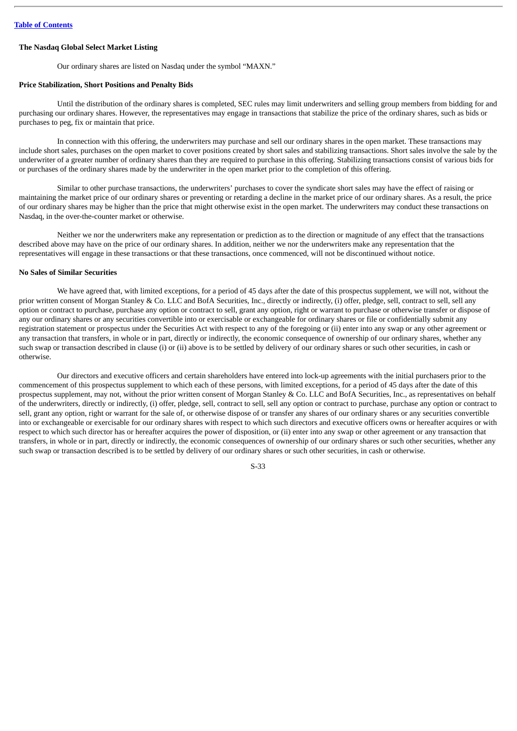### The Nasdaq Global Select Market Listing

Our ordinary shares are listed on Nasdaq under the symbol "MAXN."

### Price Stabilization, Short Positions and Penalty Bids

Until the distribution of the ordinary shares is completed, SEC rules may limit underwriters and selling group members from bidding for and purchasing our ordinary shares. However, the representatives may engage in transactions that stabilize the price of the ordinary shares, such as bids or purchases to peg, fix or maintain that price.

In connection with this offering, the underwriters may purchase and sell our ordinary shares in the open market. These transactions may include short sales, purchases on the open market to cover positions created by short sales and stabilizing transactions. Short sales involve the sale by the underwriter of a greater number of ordinary shares than they are required to purchase in this offering. Stabilizing transactions consist of various bids for or purchases of the ordinary shares made by the underwriter in the open market prior to the completion of this offering.

Similar to other purchase transactions, the underwriters' purchases to cover the syndicate short sales may have the effect of raising or maintaining the market price of our ordinary shares or preventing or retarding a decline in the market price of our ordinary shares. As a result, the price of our ordinary shares may be higher than the price that might otherwise exist in the open market. The underwriters may conduct these transactions on Nasdaq, in the over-the-counter market or otherwise.

Neither we nor the underwriters make any representation or prediction as to the direction or magnitude of any effect that the transactions described above may have on the price of our ordinary shares. In addition, neither we nor the underwriters make any representation that the representatives will engage in these transactions or that these transactions, once commenced, will not be discontinued without notice.

### No Sales of Similar Securities

We have agreed that, with limited exceptions, for a period of 45 days after the date of this prospectus supplement, we will not, without the prior written consent of Morgan Stanley & Co. LLC and BofA Securities, Inc., directly or indirectly, (i) offer, pledge, sell, contract to sell, sell any option or contract to purchase, purchase any option or contract to sell, grant any option, right or warrant to purchase or otherwise transfer or dispose of any our ordinary shares or any securities convertible into or exercisable or exchangeable for ordinary shares or file or confidentially submit any registration statement or prospectus under the Securities Act with respect to any of the foregoing or (ii) enter into any swap or any other agreement or any transaction that transfers, in whole or in part, directly or indirectly, the economic consequence of ownership of our ordinary shares, whether any such swap or transaction described in clause (i) or (ii) above is to be settled by delivery of our ordinary shares or such other securities, in cash or otherwise.

Our directors and executive officers and certain shareholders have entered into lock-up agreements with the initial purchasers prior to the commencement of this prospectus supplement to which each of these persons, with limited exceptions, for a period of 45 days after the date of this prospectus supplement, may not, without the prior written consent of Morgan Stanley & Co. LLC and BofA Securities, Inc., as representatives on behalf of the underwriters, directly or indirectly, (i) offer, pledge, sell, contract to sell, sell any option or contract to purchase, purchase any option or contract to sell, grant any option, right or warrant for the sale of, or otherwise dispose of or transfer any shares of our ordinary shares or any securities convertible into or exchangeable or exercisable for our ordinary shares with respect to which such directors and executive officers owns or hereafter acquires or with respect to which such director has or hereafter acquires the power of disposition, or (ii) enter into any swap or other agreement or any transaction that transfers, in whole or in part, directly or indirectly, the economic consequences of ownership of our ordinary shares or such other securities, whether any such swap or transaction described is to be settled by delivery of our ordinary shares or such other securities, in cash or otherwise.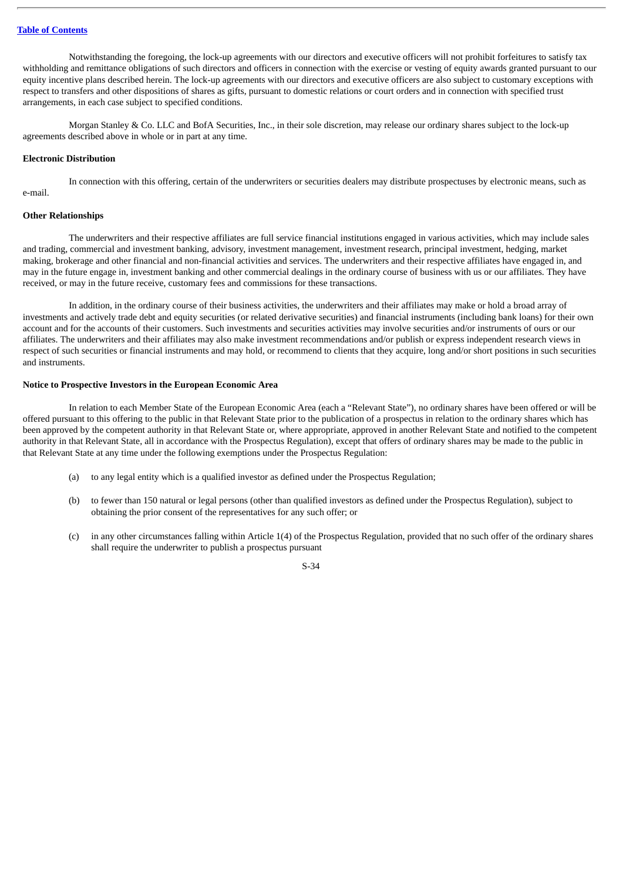Notwithstanding the foregoing, the lock-up agreements with our directors and executive officers will not prohibit forfeitures to satisfy tax withholding and remittance obligations of such directors and officers in connection with the exercise or vesting of equity awards granted pursuant to our equity incentive plans described herein. The lock-up agreements with our directors and executive officers are also subject to customary exceptions with respect to transfers and other dispositions of shares as gifts, pursuant to domestic relations or court orders and in connection with specified trust arrangements, in each case subject to specified conditions.

Morgan Stanley & Co. LLC and BofA Securities, Inc., in their sole discretion, may release our ordinary shares subject to the lock-up agreements described above in whole or in part at any time.

**Electronic Distribution**

In connection with this offering, certain of the underwriters or securities dealers may distribute prospectuses by electronic means, such as e-mail.

**Other Relationships**

The underwriters and their respective affiliates are full service financial institutions engaged in various activities, which may include sales and trading, commercial and investment banking, advisory, investment management, investment research, principal investment, hedging, market making, brokerage and other financial and non-financial activities and services. The underwriters and their respective affiliates have engaged in, and may in the future engage in, investment banking and other commercial dealings in the ordinary course of business with us or our affiliates. They have received, or may in the future receive, customary fees and commissions for these transactions.

In addition, in the ordinary course of their business activities, the underwriters and their affiliates may make or hold a broad array of investments and actively trade debt and equity securities (or related derivative securities) and financial instruments (including bank loans) for their own account and for the accounts of their customers. Such investments and securities activities may involve securities and/or instruments of ours or our affiliates. The underwriters and their affiliates may also make investment recommendations and/or publish or express independent research views in respect of such securities or financial instruments and may hold, or recommend to clients that they acquire, long and/or short positions in such securities and instruments.

**Notice to Prospective Investors in the European Economic Area**

In relation to each Member State of the European Economic Area (each a "Relevant State"), no ordinary shares have been offered or will be offered pursuant to this offering to the public in that Relevant State prior to the publication of a prospectus in relation to the ordinary shares which has been approved by the competent authority in that Relevant State or, where appropriate, approved in another Relevant State and notified to the competent authority in that Relevant State, all in accordance with the Prospectus Regulation), except that offers of ordinary shares may be made to the public in that Relevant State at any time under the following exemptions under the Prospectus Regulation:

(a) to any legal entity which is a qualified investor as defined under the Prospectus Regulation;

(b) to fewer than 150 natural or legal persons (other than qualified investors as defined under the Prospectus Regulation), subject to obtaining the prior consent of the representatives for any such offer; or

(c) in any other circumstances falling within Article 1(4) of the Prospectus Regulation, provided that no such offer of the ordinary shares shall require the underwriter to publish a prospectus pursuant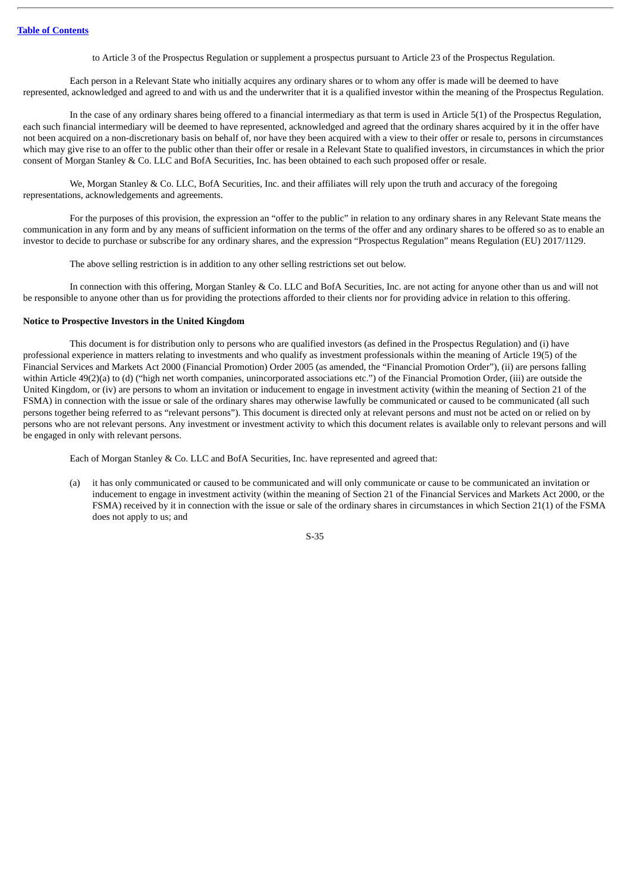to Article 3 of the Prospectus Regulation or supplement a prospectus pursuant to Article 23 of the Prospectus Regulation.

Each person in a Relevant State who initially acquires any ordinary shares or to whom any offer is made will be deemed to have represented, acknowledged and agreed to and with us and the underwriter that it is a qualified investor within the meaning of the Prospectus Regulation.

In the case of any ordinary shares being offered to a financial intermediary as that term is used in Article 5(1) of the Prospectus Regulation, each such financial intermediary will be deemed to have represented, acknowledged and agreed that the ordinary shares acquired by it in the offer have not been acquired on a non-discretionary basis on behalf of, nor have they been acquired with a view to their offer or resale to, persons in circumstances which may give rise to an offer to the public other than their offer or resale in a Relevant State to qualified investors, in circumstances in which the prior consent of Morgan Stanley & Co. LLC and BofA Securities, Inc. has been obtained to each such proposed offer or resale.

We, Morgan Stanley & Co. LLC, BofA Securities, Inc. and their affiliates will rely upon the truth and accuracy of the foregoing representations, acknowledgements and agreements.

For the purposes of this provision, the expression an "offer to the public" in relation to any ordinary shares in any Relevant State means the communication in any form and by any means of sufficient information on the terms of the offer and any ordinary shares to be offered so as to enable an investor to decide to purchase or subscribe for any ordinary shares, and the expression "Prospectus Regulation" means Regulation (EU) 2017/1129.

The above selling restriction is in addition to any other selling restrictions set out below.

In connection with this offering, Morgan Stanley & Co. LLC and BofA Securities, Inc. are not acting for anyone other than us and will not be responsible to anyone other than us for providing the protections afforded to their clients nor for providing advice in relation to this offering.

**Notice to Prospective Investors in the United Kingdom**

This document is for distribution only to persons who are qualified investors (as defined in the Prospectus Regulation) and (i) have professional experience in matters relating to investments and who qualify as investment professionals within the meaning of Article 19(5) of the Financial Services and Markets Act 2000 (Financial Promotion) Order 2005 (as amended, the "Financial Promotion Order"), (ii) are persons falling within Article 49(2)(a) to (d) ("high net worth companies, unincorporated associations etc.") of the Financial Promotion Order, (iii) are outside the United Kingdom, or (iv) are persons to whom an invitation or inducement to engage in investment activity (within the meaning of Section 21 of the FSMA) in connection with the issue or sale of the ordinary shares may otherwise lawfully be communicated or caused to be communicated (all such persons together being referred to as "relevant persons"). This document is directed only at relevant persons and must not be acted on or relied on by persons who are not relevant persons. Any investment or investment activity to which this document relates is available only to relevant persons and will be engaged in only with relevant persons.

Each of Morgan Stanley & Co. LLC and BofA Securities, Inc. have represented and agreed that:

(a) it has only communicated or caused to be communicated and will only communicate or cause to be communicated an invitation or inducement to engage in investment activity (within the meaning of Section 21 of the Financial Services and Markets Act 2000, or the FSMA) received by it in connection with the issue or sale of the ordinary shares in circumstances in which Section 21(1) of the FSMA does not apply to us; and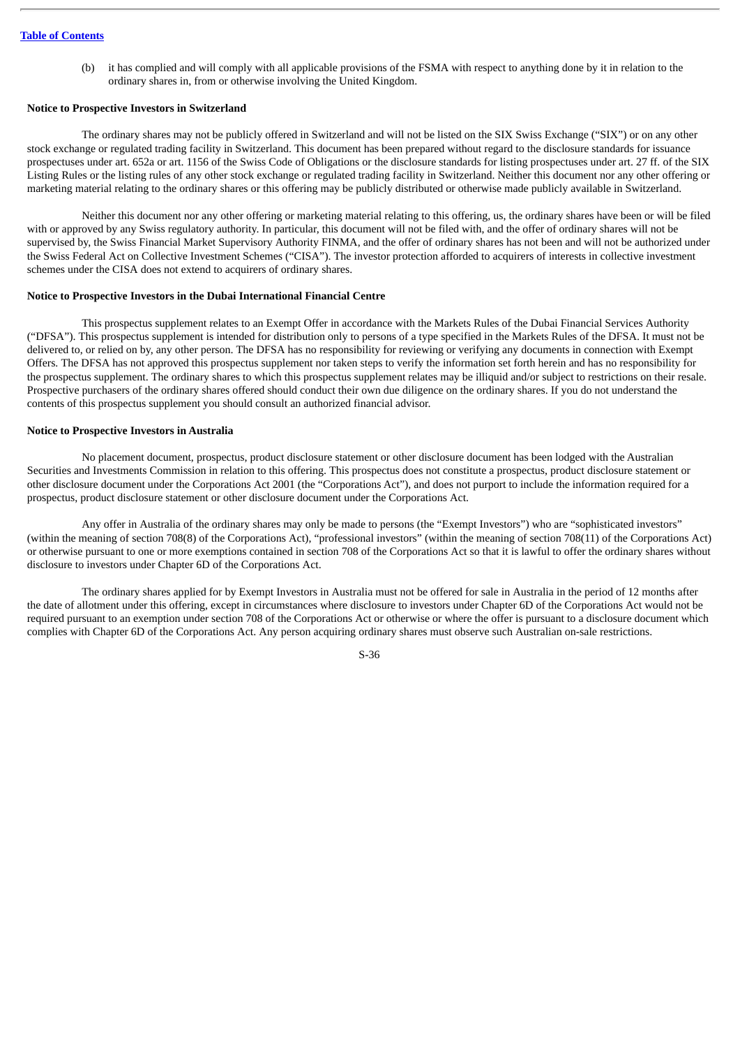(b) it has complied and will comply with all applicable provisions of the FSMA with respect to anything done by it in relation to the ordinary shares in, from or otherwise involving the United Kingdom.

**Notice to Prospective Investors in Switzerland**

The ordinary shares may not be publicly offered in Switzerland and will not be listed on the SIX Swiss Exchange ("SIX") or on any other stock exchange or regulated trading facility in Switzerland. This document has been prepared without regard to the disclosure standards for issuance prospectuses under art. 652a or art. 1156 of the Swiss Code of Obligations or the disclosure standards for listing prospectuses under art. 27 ff. of the SIX Listing Rules or the listing rules of any other stock exchange or regulated trading facility in Switzerland. Neither this document nor any other offering or marketing material relating to the ordinary shares or this offering may be publicly distributed or otherwise made publicly available in Switzerland.

Neither this document nor any other offering or marketing material relating to this offering, us, the ordinary shares have been or will be filed with or approved by any Swiss regulatory authority. In particular, this document will not be filed with, and the offer of ordinary shares will not be supervised by, the Swiss Financial Market Supervisory Authority FINMA, and the offer of ordinary shares has not been and will not be authorized under the Swiss Federal Act on Collective Investment Schemes ("CISA"). The investor protection afforded to acquirers of interests in collective investment schemes under the CISA does not extend to acquirers of ordinary shares.

**Notice to Prospective Investors in the Dubai International Financial Centre**

This prospectus supplement relates to an Exempt Offer in accordance with the Markets Rules of the Dubai Financial Services Authority ("DFSA"). This prospectus supplement is intended for distribution only to persons of a type specified in the Markets Rules of the DFSA. It must not be delivered to, or relied on by, any other person. The DFSA has no responsibility for reviewing or verifying any documents in connection with Exempt Offers. The DFSA has not approved this prospectus supplement nor taken steps to verify the information set forth herein and has no responsibility for the prospectus supplement. The ordinary shares to which this prospectus supplement relates may be illiquid and/or subject to restrictions on their resale. Prospective purchasers of the ordinary shares offered should conduct their own due diligence on the ordinary shares. If you do not understand the contents of this prospectus supplement you should consult an authorized financial advisor.

**Notice to Prospective Investors in Australia**

No placement document, prospectus, product disclosure statement or other disclosure document has been lodged with the Australian Securities and Investments Commission in relation to this offering. This prospectus does not constitute a prospectus, product disclosure statement or other disclosure document under the Corporations Act 2001 (the "Corporations Act"), and does not purport to include the information required for a prospectus, product disclosure statement or other disclosure document under the Corporations Act.

Any offer in Australia of the ordinary shares may only be made to persons (the "Exempt Investors") who are "sophisticated investors" (within the meaning of section 708(8) of the Corporations Act), "professional investors" (within the meaning of section 708(11) of the Corporations Act) or otherwise pursuant to one or more exemptions contained in section 708 of the Corporations Act so that it is lawful to offer the ordinary shares without disclosure to investors under Chapter 6D of the Corporations Act.

The ordinary shares applied for by Exempt Investors in Australia must not be offered for sale in Australia in the period of 12 months after the date of allotment under this offering, except in circumstances where disclosure to investors under Chapter 6D of the Corporations Act would not be required pursuant to an exemption under section 708 of the Corporations Act or otherwise or where the offer is pursuant to a disclosure document which complies with Chapter 6D of the Corporations Act. Any person acquiring ordinary shares must observe such Australian on-sale restrictions.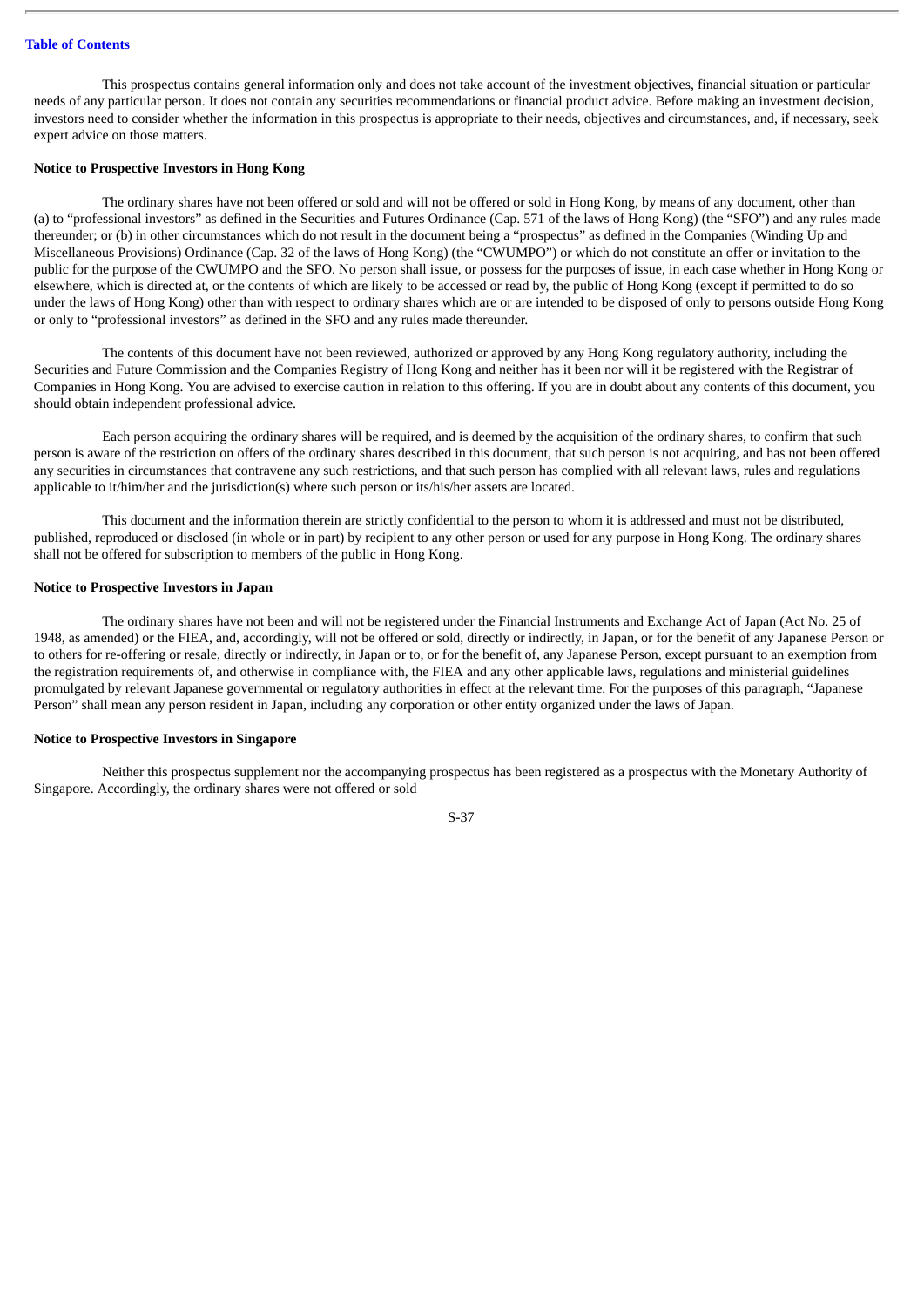This prospectus contains general information only and does not take account of the investment objectives, financial situation or particular needs of any particular person. It does not contain any securities recommendations or financial product advice. Before making an investment decision, investors need to consider whether the information in this prospectus is appropriate to their needs, objectives and circumstances, and, if necessary, seek expert advice on those matters.

**Notice to Prospective Investors in Hong Kong**

The ordinary shares have not been offered or sold and will not be offered or sold in Hong Kong, by means of any document, other than (a) to "professional investors" as defined in the Securities and Futures Ordinance (Cap. 571 of the laws of Hong Kong) (the "SFO") and any rules made thereunder; or (b) in other circumstances which do not result in the document being a "prospectus" as defined in the Companies (Winding Up and Miscellaneous Provisions) Ordinance (Cap. 32 of the laws of Hong Kong) (the "CWUMPO") or which do not constitute an offer or invitation to the public for the purpose of the CWUMPO and the SFO. No person shall issue, or possess for the purposes of issue, in each case whether in Hong Kong or elsewhere, which is directed at, or the contents of which are likely to be accessed or read by, the public of Hong Kong (except if permitted to do so under the laws of Hong Kong) other than with respect to ordinary shares which are or are intended to be disposed of only to persons outside Hong Kong or only to "professional investors" as defined in the SFO and any rules made thereunder.

The contents of this document have not been reviewed, authorized or approved by any Hong Kong regulatory authority, including the Securities and Future Commission and the Companies Registry of Hong Kong and neither has it been nor will it be registered with the Registrar of Companies in Hong Kong. You are advised to exercise caution in relation to this offering. If you are in doubt about any contents of this document, you should obtain independent professional advice.

Each person acquiring the ordinary shares will be required, and is deemed by the acquisition of the ordinary shares, to confirm that such person is aware of the restriction on offers of the ordinary shares described in this document, that such person is not acquiring, and has not been offered any securities in circumstances that contravene any such restrictions, and that such person has complied with all relevant laws, rules and regulations applicable to it/him/her and the jurisdiction(s) where such person or its/his/her assets are located.

This document and the information therein are strictly confidential to the person to whom it is addressed and must not be distributed, published, reproduced or disclosed (in whole or in part) by recipient to any other person or used for any purpose in Hong Kong. The ordinary shares shall not be offered for subscription to members of the public in Hong Kong.

**Notice to Prospective Investors in Japan**

The ordinary shares have not been and will not be registered under the Financial Instruments and Exchange Act of Japan (Act No. 25 of 1948, as amended) or the FIEA, and, accordingly, will not be offered or sold, directly or indirectly, in Japan, or for the benefit of any Japanese Person or to others for re-offering or resale, directly or indirectly, in Japan or to, or for the benefit of, any Japanese Person, except pursuant to an exemption from the registration requirements of, and otherwise in compliance with, the FIEA and any other applicable laws, regulations and ministerial guidelines promulgated by relevant Japanese governmental or regulatory authorities in effect at the relevant time. For the purposes of this paragraph, "Japanese Person" shall mean any person resident in Japan, including any corporation or other entity organized under the laws of Japan.

**Notice to Prospective Investors in Singapore**

Neither this prospectus supplement nor the accompanying prospectus has been registered as a prospectus with the Monetary Authority of Singapore. Accordingly, the ordinary shares were not offered or sold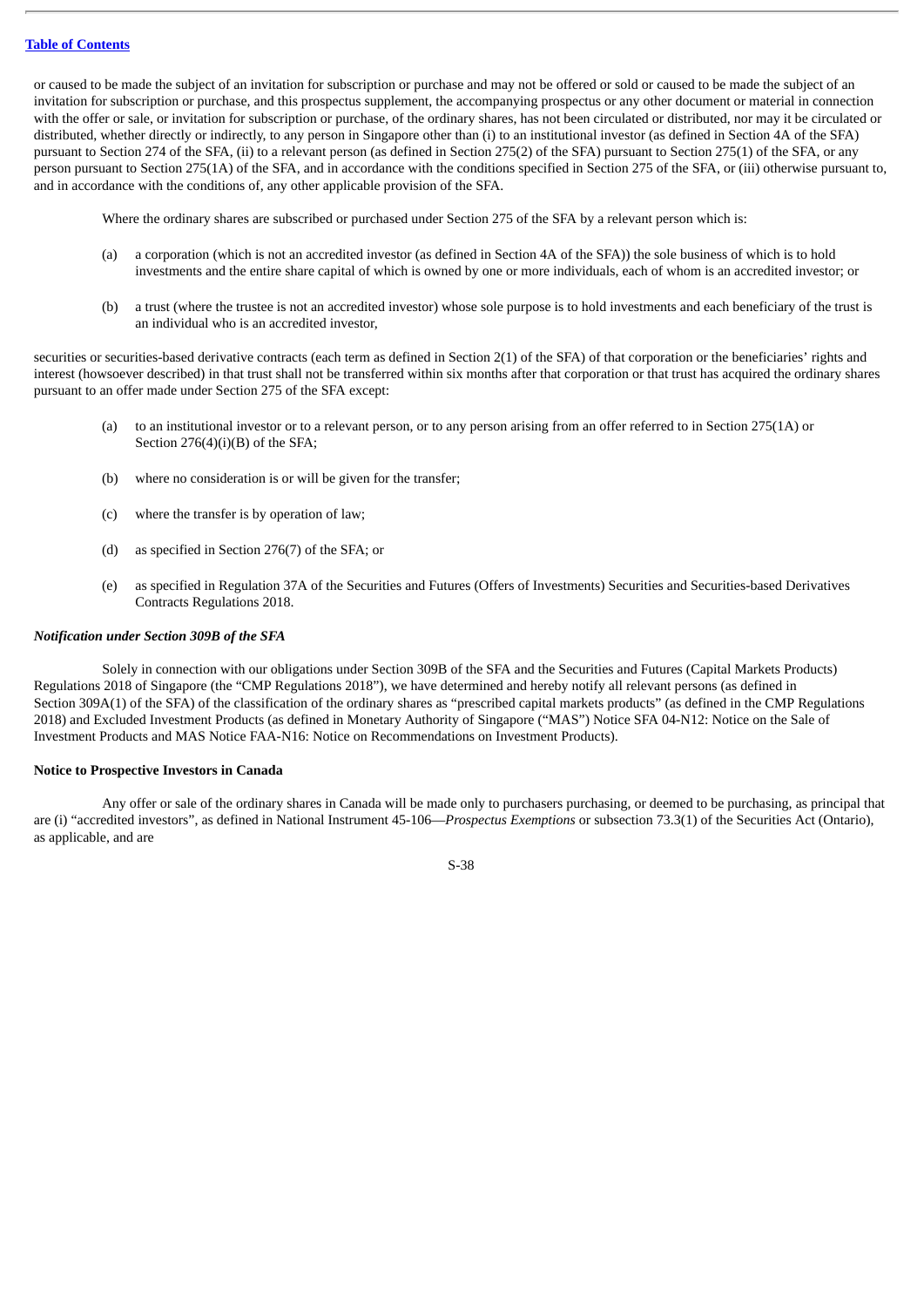or caused to be made the subject of an invitation for subscription or purchase and may not be offered or sold or caused to be made the subject of an invitation for subscription or purchase, and this prospectus supplement, the accompanying prospectus or any other document or material in connection with the offer or sale, or invitation for subscription or purchase, of the ordinary shares, has not been circulated or distributed, nor may it be circulated or distributed, whether directly or indirectly, to any person in Singapore other than (i) to an institutional investor (as defined in Section 4A of the SFA) pursuant to Section 274 of the SFA, (ii) to a relevant person (as defined in Section 275(2) of the SFA) pursuant to Section 275(1) of the SFA, or any person pursuant to Section 275(1A) of the SFA, and in accordance with the conditions specified in Section 275 of the SFA, or (iii) otherwise pursuant to, and in accordance with the conditions of, any other applicable provision of the SFA.

Where the ordinary shares are subscribed or purchased under Section 275 of the SFA by a relevant person which is:

(a) a corporation (which is not an accredited investor (as defined in Section 4A of the SFA)) the sole business of which is to hold investments and the entire share capital of which is owned by one or more individuals, each of whom is an accredited investor; or

(b) a trust (where the trustee is not an accredited investor) whose sole purpose is to hold investments and each beneficiary of the trust is an individual who is an accredited investor,

securities or securities-based derivative contracts (each term as defined in Section 2(1) of the SFA) of that corporation or the beneficiaries' rights and interest (howsoever described) in that trust shall not be transferred within six months after that corporation or that trust has acquired the ordinary shares pursuant to an offer made under Section 275 of the SFA except:

(a) to an institutional investor or to a relevant person, or to any person arising from an offer referred to in Section 275(1A) or Section 276(4)(i)(B) of the SFA;

(b) where no consideration is or will be given for the transfer;

(c) where the transfer is by operation of law;

(d) as specified in Section 276(7) of the SFA; or

(e) as specified in Regulation 37A of the Securities and Futures (Offers of Investments) Securities and Securities-based Derivatives Contracts Regulations 2018.

***Notification under Section 309B of the SFA***

Solely in connection with our obligations under Section 309B of the SFA and the Securities and Futures (Capital Markets Products) Regulations 2018 of Singapore (the "CMP Regulations 2018"), we have determined and hereby notify all relevant persons (as defined in Section 309A(1) of the SFA) of the classification of the ordinary shares as "prescribed capital markets products" (as defined in the CMP Regulations 2018) and Excluded Investment Products (as defined in Monetary Authority of Singapore ("MAS") Notice SFA 04-N12: Notice on the Sale of Investment Products and MAS Notice FAA-N16: Notice on Recommendations on Investment Products).

**Notice to Prospective Investors in Canada**

Any offer or sale of the ordinary shares in Canada will be made only to purchasers purchasing, or deemed to be purchasing, as principal that are (i) "accredited investors", as defined in National Instrument 45-106—*Prospectus Exemptions* or subsection 73.3(1) of the Securities Act (Ontario), as applicable, and are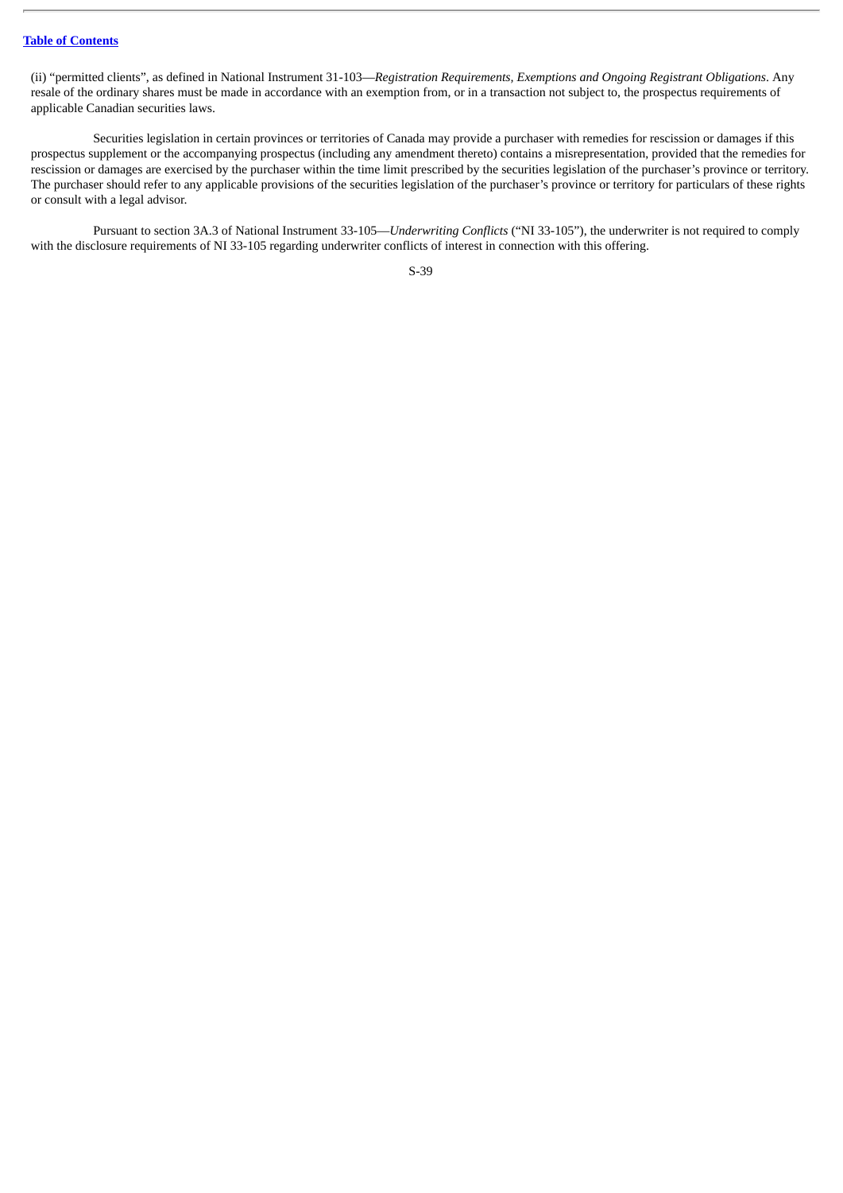(ii) "permitted clients", as defined in National Instrument 31-103—*Registration Requirements, Exemptions and Ongoing Registrant Obligations*. Any resale of the ordinary shares must be made in accordance with an exemption from, or in a transaction not subject to, the prospectus requirements of applicable Canadian securities laws.

Securities legislation in certain provinces or territories of Canada may provide a purchaser with remedies for rescission or damages if this prospectus supplement or the accompanying prospectus (including any amendment thereto) contains a misrepresentation, provided that the remedies for rescission or damages are exercised by the purchaser within the time limit prescribed by the securities legislation of the purchaser's province or territory. The purchaser should refer to any applicable provisions of the securities legislation of the purchaser's province or territory for particulars of these rights or consult with a legal advisor.

Pursuant to section 3A.3 of National Instrument 33-105—*Underwriting Conflicts* ("NI 33-105"), the underwriter is not required to comply with the disclosure requirements of NI 33-105 regarding underwriter conflicts of interest in connection with this offering.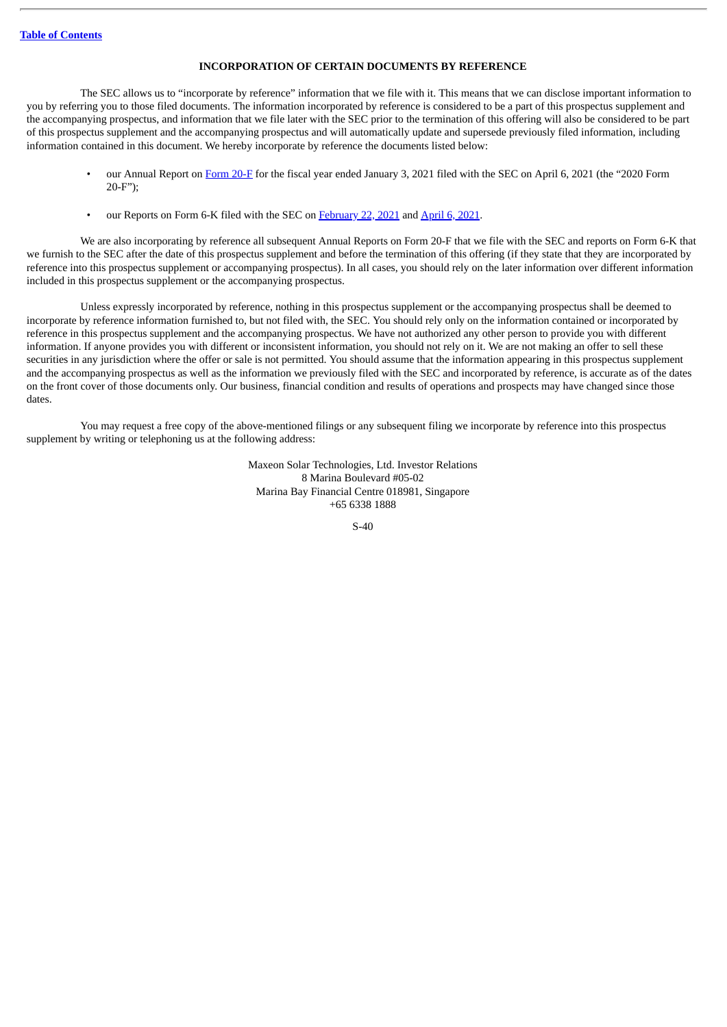## INCORPORATION OF CERTAIN DOCUMENTS BY REFERENCE

The SEC allows us to "incorporate by reference" information that we file with it. This means that we can disclose important information to you by referring you to those filed documents. The information incorporated by reference is considered to be a part of this prospectus supplement and the accompanying prospectus, and information that we file later with the SEC prior to the termination of this offering will also be considered to be part of this prospectus supplement and the accompanying prospectus and will automatically update and supersede previously filed information, including information contained in this document. We hereby incorporate by reference the documents listed below:

- our Annual Report on Form 20-F for the fiscal year ended January 3, 2021 filed with the SEC on April 6, 2021 (the "2020 Form 20-F");
- our Reports on Form 6-K filed with the SEC on February 22, 2021 and April 6, 2021.

We are also incorporating by reference all subsequent Annual Reports on Form 20-F that we file with the SEC and reports on Form 6-K that we furnish to the SEC after the date of this prospectus supplement and before the termination of this offering (if they state that they are incorporated by reference into this prospectus supplement or accompanying prospectus). In all cases, you should rely on the later information over different information included in this prospectus supplement or the accompanying prospectus.

Unless expressly incorporated by reference, nothing in this prospectus supplement or the accompanying prospectus shall be deemed to incorporate by reference information furnished to, but not filed with, the SEC. You should rely only on the information contained or incorporated by reference in this prospectus supplement and the accompanying prospectus. We have not authorized any other person to provide you with different information. If anyone provides you with different or inconsistent information, you should not rely on it. We are not making an offer to sell these securities in any jurisdiction where the offer or sale is not permitted. You should assume that the information appearing in this prospectus supplement and the accompanying prospectus as well as the information we previously filed with the SEC and incorporated by reference, is accurate as of the dates on the front cover of those documents only. Our business, financial condition and results of operations and prospects may have changed since those dates.

You may request a free copy of the above-mentioned filings or any subsequent filing we incorporate by reference into this prospectus supplement by writing or telephoning us at the following address:

Maxeon Solar Technologies, Ltd. Investor Relations
8 Marina Boulevard #05-02
Marina Bay Financial Centre 018981, Singapore
+65 6338 1888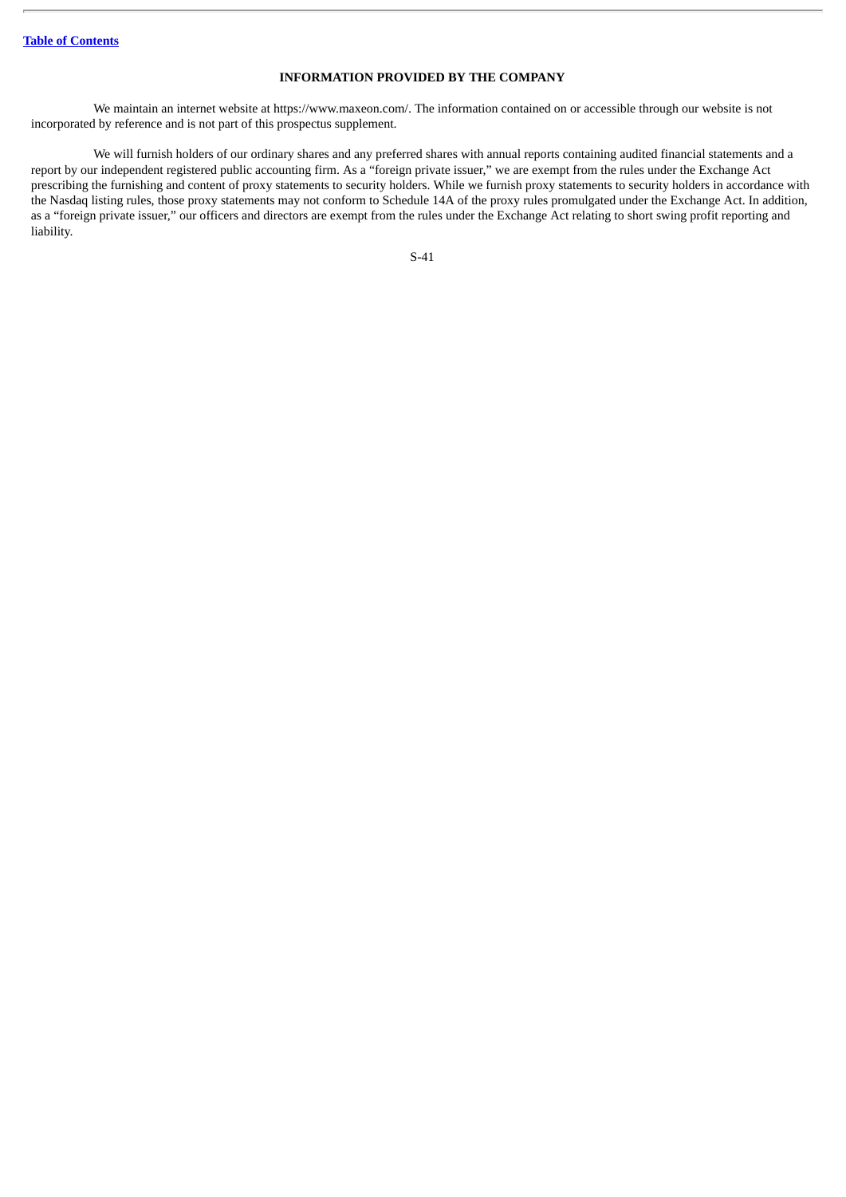## INFORMATION PROVIDED BY THE COMPANY

We maintain an internet website at https://www.maxeon.com/. The information contained on or accessible through our website is not incorporated by reference and is not part of this prospectus supplement.

We will furnish holders of our ordinary shares and any preferred shares with annual reports containing audited financial statements and a report by our independent registered public accounting firm. As a "foreign private issuer," we are exempt from the rules under the Exchange Act prescribing the furnishing and content of proxy statements to security holders. While we furnish proxy statements to security holders in accordance with the Nasdaq listing rules, those proxy statements may not conform to Schedule 14A of the proxy rules promulgated under the Exchange Act. In addition, as a "foreign private issuer," our officers and directors are exempt from the rules under the Exchange Act relating to short swing profit reporting and liability.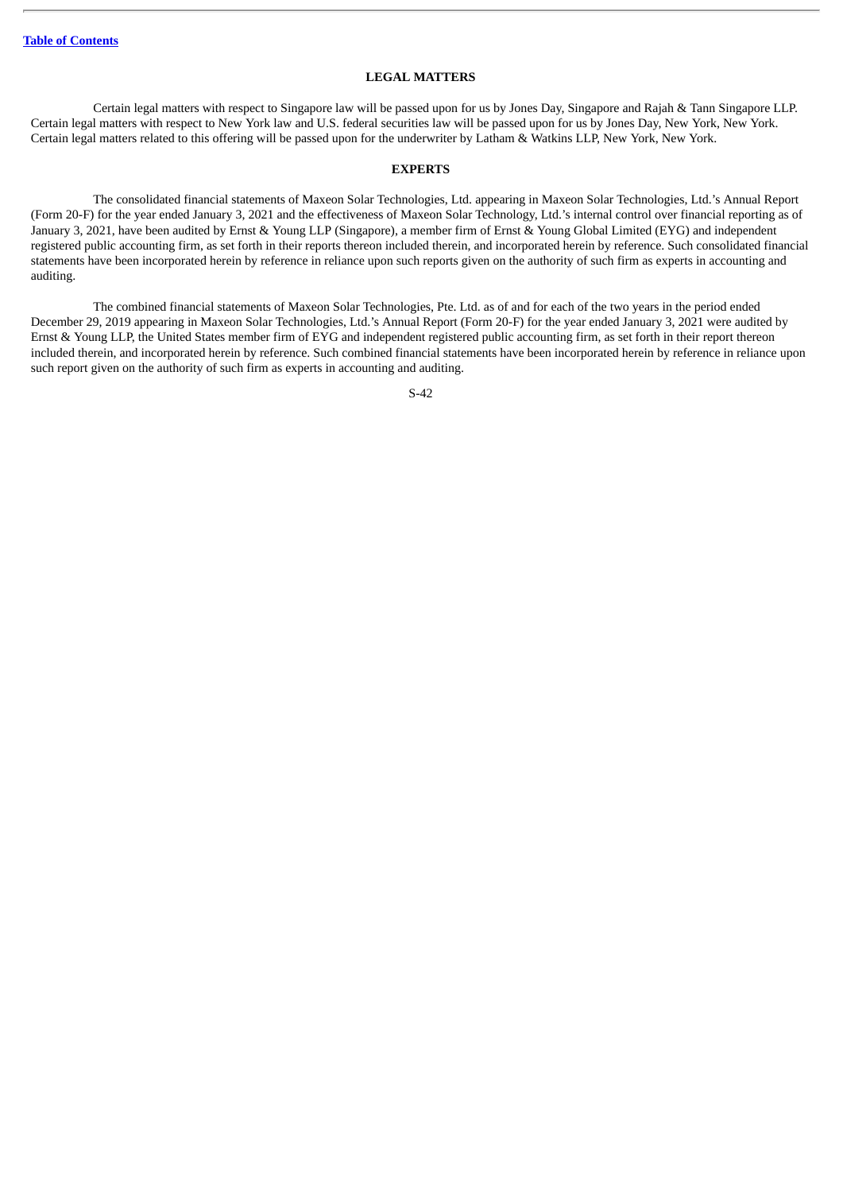## LEGAL MATTERS

Certain legal matters with respect to Singapore law will be passed upon for us by Jones Day, Singapore and Rajah & Tann Singapore LLP. Certain legal matters with respect to New York law and U.S. federal securities law will be passed upon for us by Jones Day, New York, New York. Certain legal matters related to this offering will be passed upon for the underwriter by Latham & Watkins LLP, New York, New York.

## EXPERTS

The consolidated financial statements of Maxeon Solar Technologies, Ltd. appearing in Maxeon Solar Technologies, Ltd.'s Annual Report (Form 20-F) for the year ended January 3, 2021 and the effectiveness of Maxeon Solar Technology, Ltd.'s internal control over financial reporting as of January 3, 2021, have been audited by Ernst & Young LLP (Singapore), a member firm of Ernst & Young Global Limited (EYG) and independent registered public accounting firm, as set forth in their reports thereon included therein, and incorporated herein by reference. Such consolidated financial statements have been incorporated herein by reference in reliance upon such reports given on the authority of such firm as experts in accounting and auditing.

The combined financial statements of Maxeon Solar Technologies, Pte. Ltd. as of and for each of the two years in the period ended December 29, 2019 appearing in Maxeon Solar Technologies, Ltd.'s Annual Report (Form 20-F) for the year ended January 3, 2021 were audited by Ernst & Young LLP, the United States member firm of EYG and independent registered public accounting firm, as set forth in their report thereon included therein, and incorporated herein by reference. Such combined financial statements have been incorporated herein by reference in reliance upon such report given on the authority of such firm as experts in accounting and auditing.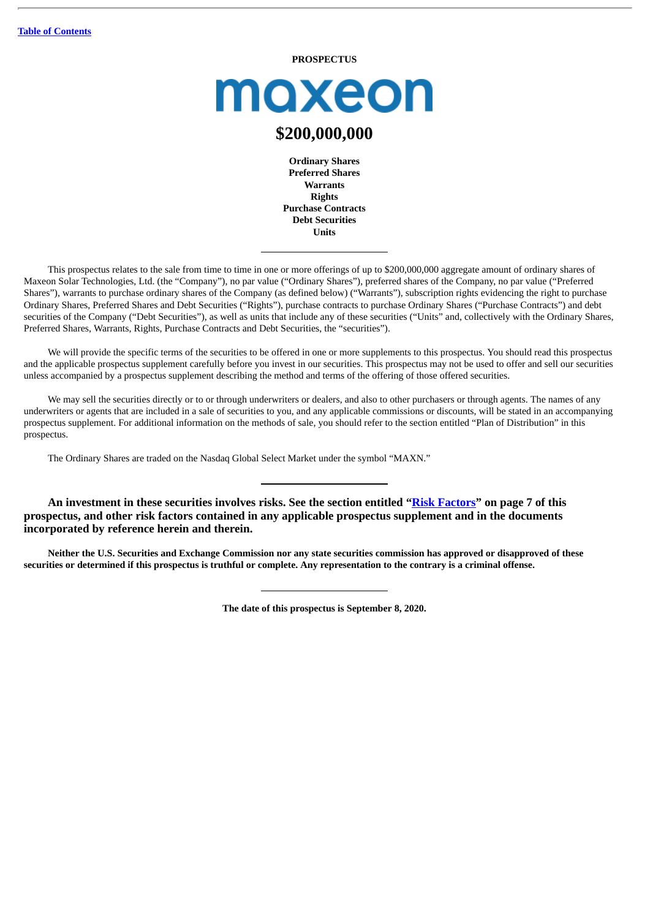[Table of Contents](#)

**PROSPECTUS**

# maxeon

# $200,000,000

**Ordinary Shares**
**Preferred Shares**
**Warrants**
**Rights**
**Purchase Contracts**
**Debt Securities**
**Units**

---

This prospectus relates to the sale from time to time in one or more offerings of up to $200,000,000 aggregate amount of ordinary shares of Maxeon Solar Technologies, Ltd. (the "Company"), no par value ("Ordinary Shares"), preferred shares of the Company, no par value ("Preferred Shares"), warrants to purchase ordinary shares of the Company (as defined below) ("Warrants"), subscription rights evidencing the right to purchase Ordinary Shares, Preferred Shares and Debt Securities ("Rights"), purchase contracts to purchase Ordinary Shares ("Purchase Contracts") and debt securities of the Company ("Debt Securities"), as well as units that include any of these securities ("Units" and, collectively with the Ordinary Shares, Preferred Shares, Warrants, Rights, Purchase Contracts and Debt Securities, the "securities").

We will provide the specific terms of the securities to be offered in one or more supplements to this prospectus. You should read this prospectus and the applicable prospectus supplement carefully before you invest in our securities. This prospectus may not be used to offer and sell our securities unless accompanied by a prospectus supplement describing the method and terms of the offering of those offered securities.

We may sell the securities directly or to or through underwriters or dealers, and also to other purchasers or through agents. The names of any underwriters or agents that are included in a sale of securities to you, and any applicable commissions or discounts, will be stated in an accompanying prospectus supplement. For additional information on the methods of sale, you should refer to the section entitled "Plan of Distribution" in this prospectus.

The Ordinary Shares are traded on the Nasdaq Global Select Market under the symbol "MAXN."

---

**An investment in these securities involves risks. See the section entitled "[Risk Factors](#)" on page 7 of this prospectus, and other risk factors contained in any applicable prospectus supplement and in the documents incorporated by reference herein and therein.**

**Neither the U.S. Securities and Exchange Commission nor any state securities commission has approved or disapproved of these securities or determined if this prospectus is truthful or complete. Any representation to the contrary is a criminal offense.**

---

**The date of this prospectus is September 8, 2020.**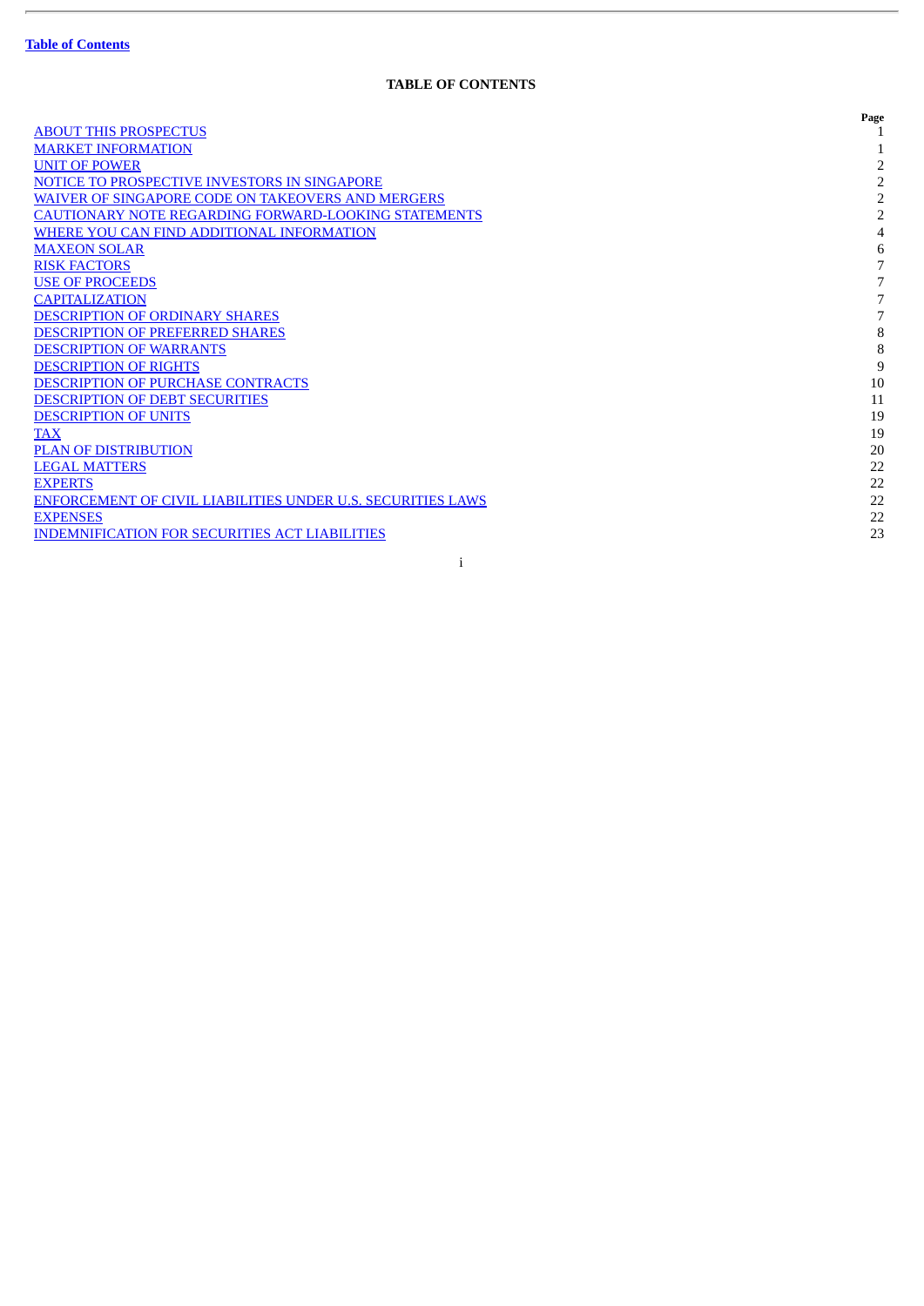Table of Contents

# TABLE OF CONTENTS

| | Page |
|---|---|
| ABOUT THIS PROSPECTUS | 1 |
| MARKET INFORMATION | 1 |
| UNIT OF POWER | 2 |
| NOTICE TO PROSPECTIVE INVESTORS IN SINGAPORE | 2 |
| WAIVER OF SINGAPORE CODE ON TAKEOVERS AND MERGERS | 2 |
| CAUTIONARY NOTE REGARDING FORWARD-LOOKING STATEMENTS | 2 |
| WHERE YOU CAN FIND ADDITIONAL INFORMATION | 4 |
| MAXEON SOLAR | 6 |
| RISK FACTORS | 7 |
| USE OF PROCEEDS | 7 |
| CAPITALIZATION | 7 |
| DESCRIPTION OF ORDINARY SHARES | 7 |
| DESCRIPTION OF PREFERRED SHARES | 8 |
| DESCRIPTION OF WARRANTS | 8 |
| DESCRIPTION OF RIGHTS | 9 |
| DESCRIPTION OF PURCHASE CONTRACTS | 10 |
| DESCRIPTION OF DEBT SECURITIES | 11 |
| DESCRIPTION OF UNITS | 19 |
| TAX | 19 |
| PLAN OF DISTRIBUTION | 20 |
| LEGAL MATTERS | 22 |
| EXPERTS | 22 |
| ENFORCEMENT OF CIVIL LIABILITIES UNDER U.S. SECURITIES LAWS | 22 |
| EXPENSES | 22 |
| INDEMNIFICATION FOR SECURITIES ACT LIABILITIES | 23 |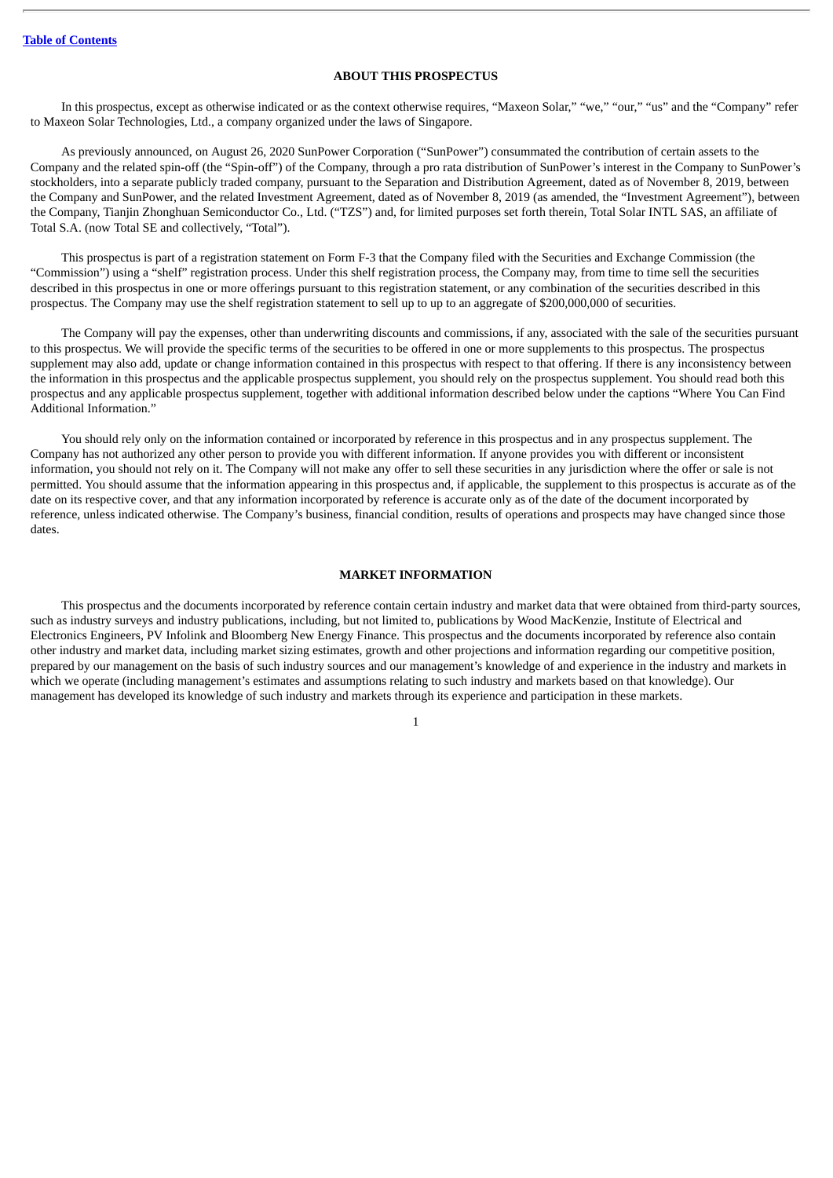## ABOUT THIS PROSPECTUS

In this prospectus, except as otherwise indicated or as the context otherwise requires, "Maxeon Solar," "we," "our," "us" and the "Company" refer to Maxeon Solar Technologies, Ltd., a company organized under the laws of Singapore.

As previously announced, on August 26, 2020 SunPower Corporation ("SunPower") consummated the contribution of certain assets to the Company and the related spin-off (the "Spin-off") of the Company, through a pro rata distribution of SunPower's interest in the Company to SunPower's stockholders, into a separate publicly traded company, pursuant to the Separation and Distribution Agreement, dated as of November 8, 2019, between the Company and SunPower, and the related Investment Agreement, dated as of November 8, 2019 (as amended, the "Investment Agreement"), between the Company, Tianjin Zhonghuan Semiconductor Co., Ltd. ("TZS") and, for limited purposes set forth therein, Total Solar INTL SAS, an affiliate of Total S.A. (now Total SE and collectively, "Total").

This prospectus is part of a registration statement on Form F-3 that the Company filed with the Securities and Exchange Commission (the "Commission") using a "shelf" registration process. Under this shelf registration process, the Company may, from time to time sell the securities described in this prospectus in one or more offerings pursuant to this registration statement, or any combination of the securities described in this prospectus. The Company may use the shelf registration statement to sell up to up to an aggregate of $200,000,000 of securities.

The Company will pay the expenses, other than underwriting discounts and commissions, if any, associated with the sale of the securities pursuant to this prospectus. We will provide the specific terms of the securities to be offered in one or more supplements to this prospectus. The prospectus supplement may also add, update or change information contained in this prospectus with respect to that offering. If there is any inconsistency between the information in this prospectus and the applicable prospectus supplement, you should rely on the prospectus supplement. You should read both this prospectus and any applicable prospectus supplement, together with additional information described below under the captions "Where You Can Find Additional Information."

You should rely only on the information contained or incorporated by reference in this prospectus and in any prospectus supplement. The Company has not authorized any other person to provide you with different information. If anyone provides you with different or inconsistent information, you should not rely on it. The Company will not make any offer to sell these securities in any jurisdiction where the offer or sale is not permitted. You should assume that the information appearing in this prospectus and, if applicable, the supplement to this prospectus is accurate as of the date on its respective cover, and that any information incorporated by reference is accurate only as of the date of the document incorporated by reference, unless indicated otherwise. The Company's business, financial condition, results of operations and prospects may have changed since those dates.

## MARKET INFORMATION

This prospectus and the documents incorporated by reference contain certain industry and market data that were obtained from third-party sources, such as industry surveys and industry publications, including, but not limited to, publications by Wood MacKenzie, Institute of Electrical and Electronics Engineers, PV Infolink and Bloomberg New Energy Finance. This prospectus and the documents incorporated by reference also contain other industry and market data, including market sizing estimates, growth and other projections and information regarding our competitive position, prepared by our management on the basis of such industry sources and our management's knowledge of and experience in the industry and markets in which we operate (including management's estimates and assumptions relating to such industry and markets based on that knowledge). Our management has developed its knowledge of such industry and markets through its experience and participation in these markets.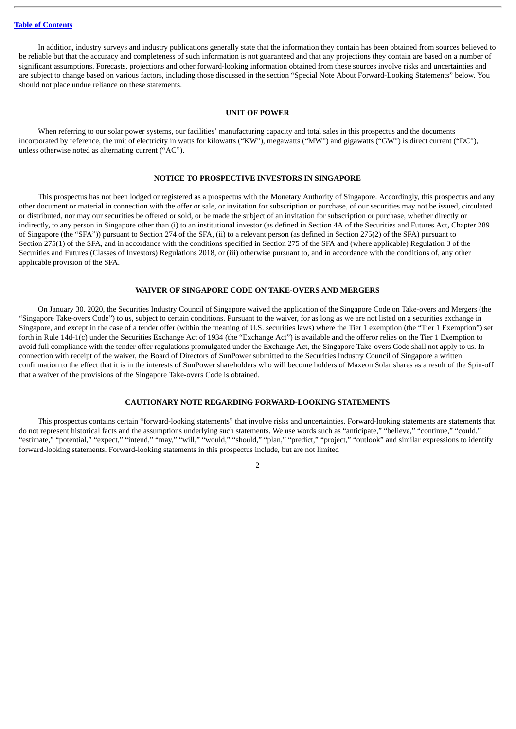In addition, industry surveys and industry publications generally state that the information they contain has been obtained from sources believed to be reliable but that the accuracy and completeness of such information is not guaranteed and that any projections they contain are based on a number of significant assumptions. Forecasts, projections and other forward-looking information obtained from these sources involve risks and uncertainties and are subject to change based on various factors, including those discussed in the section "Special Note About Forward-Looking Statements" below. You should not place undue reliance on these statements.

## UNIT OF POWER

When referring to our solar power systems, our facilities' manufacturing capacity and total sales in this prospectus and the documents incorporated by reference, the unit of electricity in watts for kilowatts ("KW"), megawatts ("MW") and gigawatts ("GW") is direct current ("DC"), unless otherwise noted as alternating current ("AC").

## NOTICE TO PROSPECTIVE INVESTORS IN SINGAPORE

This prospectus has not been lodged or registered as a prospectus with the Monetary Authority of Singapore. Accordingly, this prospectus and any other document or material in connection with the offer or sale, or invitation for subscription or purchase, of our securities may not be issued, circulated or distributed, nor may our securities be offered or sold, or be made the subject of an invitation for subscription or purchase, whether directly or indirectly, to any person in Singapore other than (i) to an institutional investor (as defined in Section 4A of the Securities and Futures Act, Chapter 289 of Singapore (the "SFA")) pursuant to Section 274 of the SFA, (ii) to a relevant person (as defined in Section 275(2) of the SFA) pursuant to Section 275(1) of the SFA, and in accordance with the conditions specified in Section 275 of the SFA and (where applicable) Regulation 3 of the Securities and Futures (Classes of Investors) Regulations 2018, or (iii) otherwise pursuant to, and in accordance with the conditions of, any other applicable provision of the SFA.

## WAIVER OF SINGAPORE CODE ON TAKE-OVERS AND MERGERS

On January 30, 2020, the Securities Industry Council of Singapore waived the application of the Singapore Code on Take-overs and Mergers (the "Singapore Take-overs Code") to us, subject to certain conditions. Pursuant to the waiver, for as long as we are not listed on a securities exchange in Singapore, and except in the case of a tender offer (within the meaning of U.S. securities laws) where the Tier 1 exemption (the "Tier 1 Exemption") set forth in Rule 14d-1(c) under the Securities Exchange Act of 1934 (the "Exchange Act") is available and the offeror relies on the Tier 1 Exemption to avoid full compliance with the tender offer regulations promulgated under the Exchange Act, the Singapore Take-overs Code shall not apply to us. In connection with receipt of the waiver, the Board of Directors of SunPower submitted to the Securities Industry Council of Singapore a written confirmation to the effect that it is in the interests of SunPower shareholders who will become holders of Maxeon Solar shares as a result of the Spin-off that a waiver of the provisions of the Singapore Take-overs Code is obtained.

## CAUTIONARY NOTE REGARDING FORWARD-LOOKING STATEMENTS

This prospectus contains certain "forward-looking statements" that involve risks and uncertainties. Forward-looking statements are statements that do not represent historical facts and the assumptions underlying such statements. We use words such as "anticipate," "believe," "continue," "could," "estimate," "potential," "expect," "intend," "may," "will," "would," "should," "plan," "predict," "project," "outlook" and similar expressions to identify forward-looking statements. Forward-looking statements in this prospectus include, but are not limited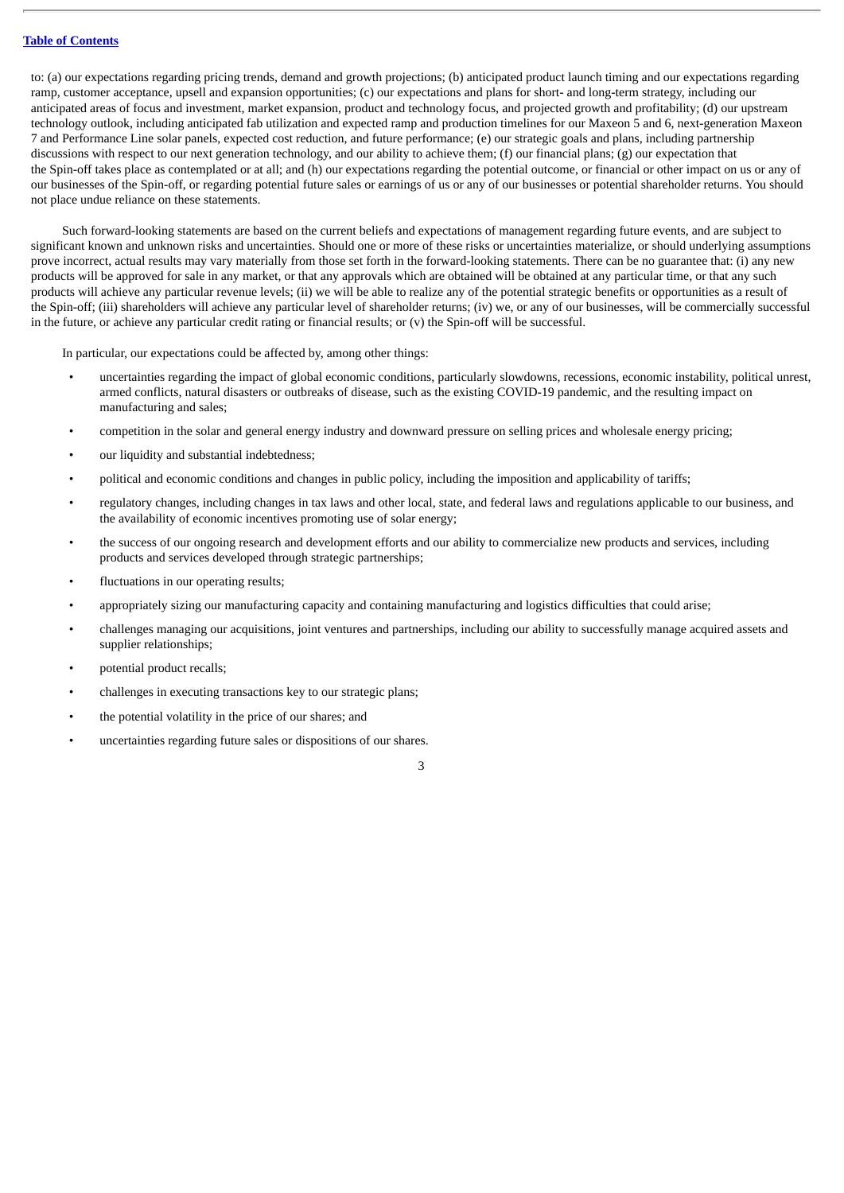to: (a) our expectations regarding pricing trends, demand and growth projections; (b) anticipated product launch timing and our expectations regarding ramp, customer acceptance, upsell and expansion opportunities; (c) our expectations and plans for short- and long-term strategy, including our anticipated areas of focus and investment, market expansion, product and technology focus, and projected growth and profitability; (d) our upstream technology outlook, including anticipated fab utilization and expected ramp and production timelines for our Maxeon 5 and 6, next-generation Maxeon 7 and Performance Line solar panels, expected cost reduction, and future performance; (e) our strategic goals and plans, including partnership discussions with respect to our next generation technology, and our ability to achieve them; (f) our financial plans; (g) our expectation that the Spin-off takes place as contemplated or at all; and (h) our expectations regarding the potential outcome, or financial or other impact on us or any of our businesses of the Spin-off, or regarding potential future sales or earnings of us or any of our businesses or potential shareholder returns. You should not place undue reliance on these statements.

Such forward-looking statements are based on the current beliefs and expectations of management regarding future events, and are subject to significant known and unknown risks and uncertainties. Should one or more of these risks or uncertainties materialize, or should underlying assumptions prove incorrect, actual results may vary materially from those set forth in the forward-looking statements. There can be no guarantee that: (i) any new products will be approved for sale in any market, or that any approvals which are obtained will be obtained at any particular time, or that any such products will achieve any particular revenue levels; (ii) we will be able to realize any of the potential strategic benefits or opportunities as a result of the Spin-off; (iii) shareholders will achieve any particular level of shareholder returns; (iv) we, or any of our businesses, will be commercially successful in the future, or achieve any particular credit rating or financial results; or (v) the Spin-off will be successful.

In particular, our expectations could be affected by, among other things:

- uncertainties regarding the impact of global economic conditions, particularly slowdowns, recessions, economic instability, political unrest, armed conflicts, natural disasters or outbreaks of disease, such as the existing COVID-19 pandemic, and the resulting impact on manufacturing and sales;
- competition in the solar and general energy industry and downward pressure on selling prices and wholesale energy pricing;
- our liquidity and substantial indebtedness;
- political and economic conditions and changes in public policy, including the imposition and applicability of tariffs;
- regulatory changes, including changes in tax laws and other local, state, and federal laws and regulations applicable to our business, and the availability of economic incentives promoting use of solar energy;
- the success of our ongoing research and development efforts and our ability to commercialize new products and services, including products and services developed through strategic partnerships;
- fluctuations in our operating results;
- appropriately sizing our manufacturing capacity and containing manufacturing and logistics difficulties that could arise;
- challenges managing our acquisitions, joint ventures and partnerships, including our ability to successfully manage acquired assets and supplier relationships;
- potential product recalls;
- challenges in executing transactions key to our strategic plans;
- the potential volatility in the price of our shares; and
- uncertainties regarding future sales or dispositions of our shares.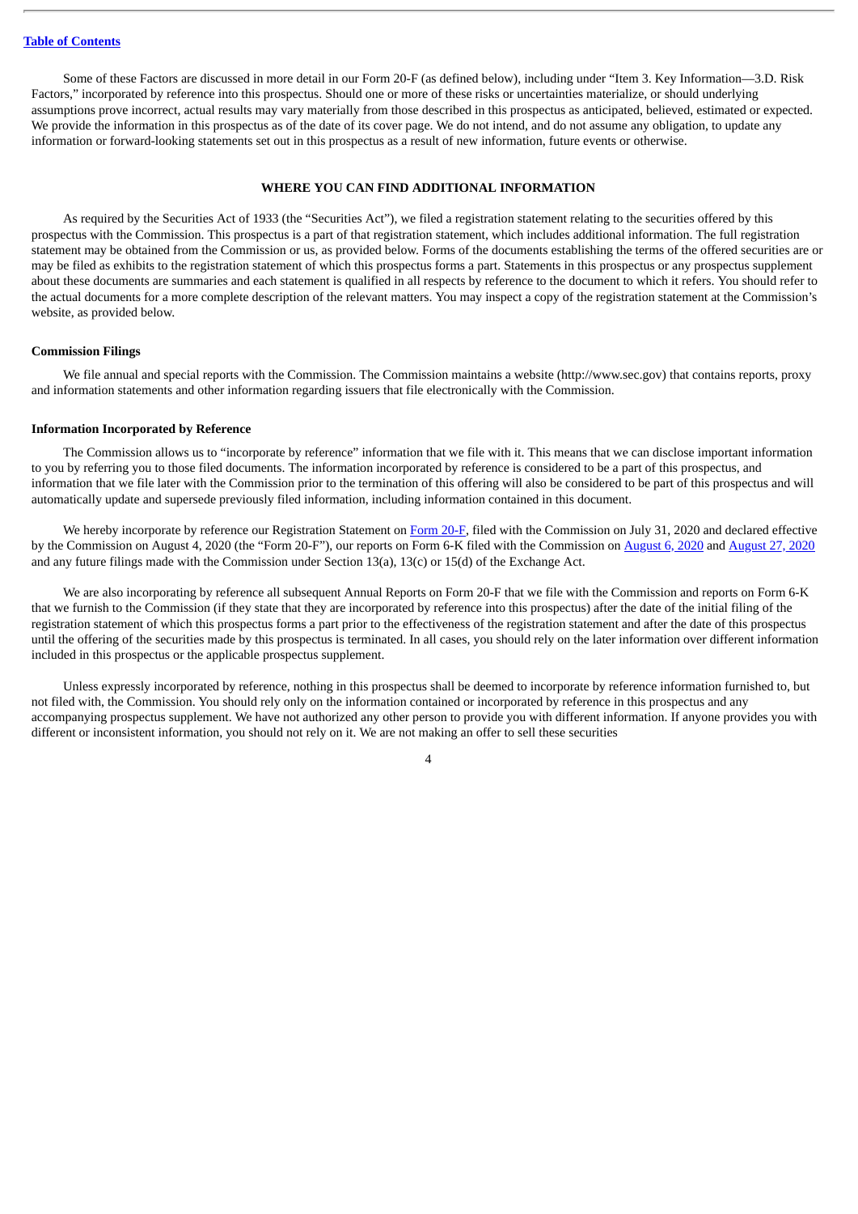Some of these Factors are discussed in more detail in our Form 20-F (as defined below), including under "Item 3. Key Information—3.D. Risk Factors," incorporated by reference into this prospectus. Should one or more of these risks or uncertainties materialize, or should underlying assumptions prove incorrect, actual results may vary materially from those described in this prospectus as anticipated, believed, estimated or expected. We provide the information in this prospectus as of the date of its cover page. We do not intend, and do not assume any obligation, to update any information or forward-looking statements set out in this prospectus as a result of new information, future events or otherwise.

## WHERE YOU CAN FIND ADDITIONAL INFORMATION

As required by the Securities Act of 1933 (the "Securities Act"), we filed a registration statement relating to the securities offered by this prospectus with the Commission. This prospectus is a part of that registration statement, which includes additional information. The full registration statement may be obtained from the Commission or us, as provided below. Forms of the documents establishing the terms of the offered securities are or may be filed as exhibits to the registration statement of which this prospectus forms a part. Statements in this prospectus or any prospectus supplement about these documents are summaries and each statement is qualified in all respects by reference to the document to which it refers. You should refer to the actual documents for a more complete description of the relevant matters. You may inspect a copy of the registration statement at the Commission's website, as provided below.

### Commission Filings

We file annual and special reports with the Commission. The Commission maintains a website (http://www.sec.gov) that contains reports, proxy and information statements and other information regarding issuers that file electronically with the Commission.

### Information Incorporated by Reference

The Commission allows us to "incorporate by reference" information that we file with it. This means that we can disclose important information to you by referring you to those filed documents. The information incorporated by reference is considered to be a part of this prospectus, and information that we file later with the Commission prior to the termination of this offering will also be considered to be part of this prospectus and will automatically update and supersede previously filed information, including information contained in this document.

We hereby incorporate by reference our Registration Statement on Form 20-F, filed with the Commission on July 31, 2020 and declared effective by the Commission on August 4, 2020 (the "Form 20-F"), our reports on Form 6-K filed with the Commission on August 6, 2020 and August 27, 2020 and any future filings made with the Commission under Section 13(a), 13(c) or 15(d) of the Exchange Act.

We are also incorporating by reference all subsequent Annual Reports on Form 20-F that we file with the Commission and reports on Form 6-K that we furnish to the Commission (if they state that they are incorporated by reference into this prospectus) after the date of the initial filing of the registration statement of which this prospectus forms a part prior to the effectiveness of the registration statement and after the date of this prospectus until the offering of the securities made by this prospectus is terminated. In all cases, you should rely on the later information over different information included in this prospectus or the applicable prospectus supplement.

Unless expressly incorporated by reference, nothing in this prospectus shall be deemed to incorporate by reference information furnished to, but not filed with, the Commission. You should rely only on the information contained or incorporated by reference in this prospectus and any accompanying prospectus supplement. We have not authorized any other person to provide you with different information. If anyone provides you with different or inconsistent information, you should not rely on it. We are not making an offer to sell these securities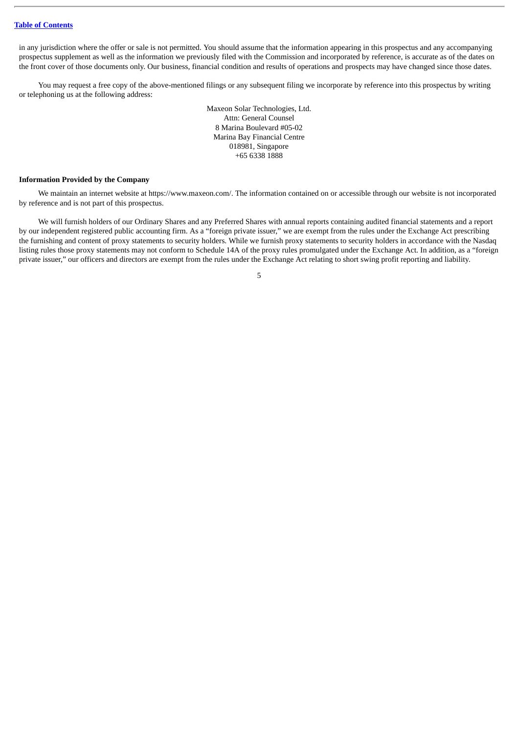in any jurisdiction where the offer or sale is not permitted. You should assume that the information appearing in this prospectus and any accompanying prospectus supplement as well as the information we previously filed with the Commission and incorporated by reference, is accurate as of the dates on the front cover of those documents only. Our business, financial condition and results of operations and prospects may have changed since those dates.

You may request a free copy of the above-mentioned filings or any subsequent filing we incorporate by reference into this prospectus by writing or telephoning us at the following address:

Maxeon Solar Technologies, Ltd.
Attn: General Counsel
8 Marina Boulevard #05-02
Marina Bay Financial Centre
018981, Singapore
+65 6338 1888

**Information Provided by the Company**

We maintain an internet website at https://www.maxeon.com/. The information contained on or accessible through our website is not incorporated by reference and is not part of this prospectus.

We will furnish holders of our Ordinary Shares and any Preferred Shares with annual reports containing audited financial statements and a report by our independent registered public accounting firm. As a "foreign private issuer," we are exempt from the rules under the Exchange Act prescribing the furnishing and content of proxy statements to security holders. While we furnish proxy statements to security holders in accordance with the Nasdaq listing rules those proxy statements may not conform to Schedule 14A of the proxy rules promulgated under the Exchange Act. In addition, as a "foreign private issuer," our officers and directors are exempt from the rules under the Exchange Act relating to short swing profit reporting and liability.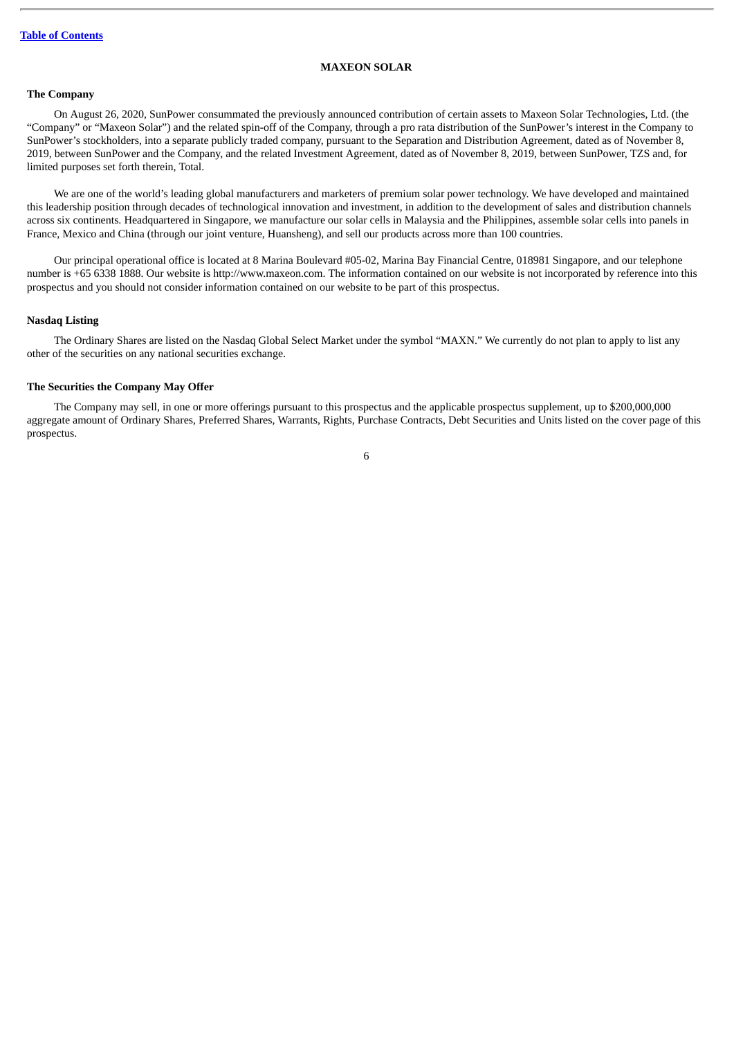## MAXEON SOLAR

### The Company

On August 26, 2020, SunPower consummated the previously announced contribution of certain assets to Maxeon Solar Technologies, Ltd. (the "Company" or "Maxeon Solar") and the related spin-off of the Company, through a pro rata distribution of the SunPower's interest in the Company to SunPower's stockholders, into a separate publicly traded company, pursuant to the Separation and Distribution Agreement, dated as of November 8, 2019, between SunPower and the Company, and the related Investment Agreement, dated as of November 8, 2019, between SunPower, TZS and, for limited purposes set forth therein, Total.

We are one of the world's leading global manufacturers and marketers of premium solar power technology. We have developed and maintained this leadership position through decades of technological innovation and investment, in addition to the development of sales and distribution channels across six continents. Headquartered in Singapore, we manufacture our solar cells in Malaysia and the Philippines, assemble solar cells into panels in France, Mexico and China (through our joint venture, Huansheng), and sell our products across more than 100 countries.

Our principal operational office is located at 8 Marina Boulevard #05-02, Marina Bay Financial Centre, 018981 Singapore, and our telephone number is +65 6338 1888. Our website is http://www.maxeon.com. The information contained on our website is not incorporated by reference into this prospectus and you should not consider information contained on our website to be part of this prospectus.

### Nasdaq Listing

The Ordinary Shares are listed on the Nasdaq Global Select Market under the symbol "MAXN." We currently do not plan to apply to list any other of the securities on any national securities exchange.

### The Securities the Company May Offer

The Company may sell, in one or more offerings pursuant to this prospectus and the applicable prospectus supplement, up to $200,000,000 aggregate amount of Ordinary Shares, Preferred Shares, Warrants, Rights, Purchase Contracts, Debt Securities and Units listed on the cover page of this prospectus.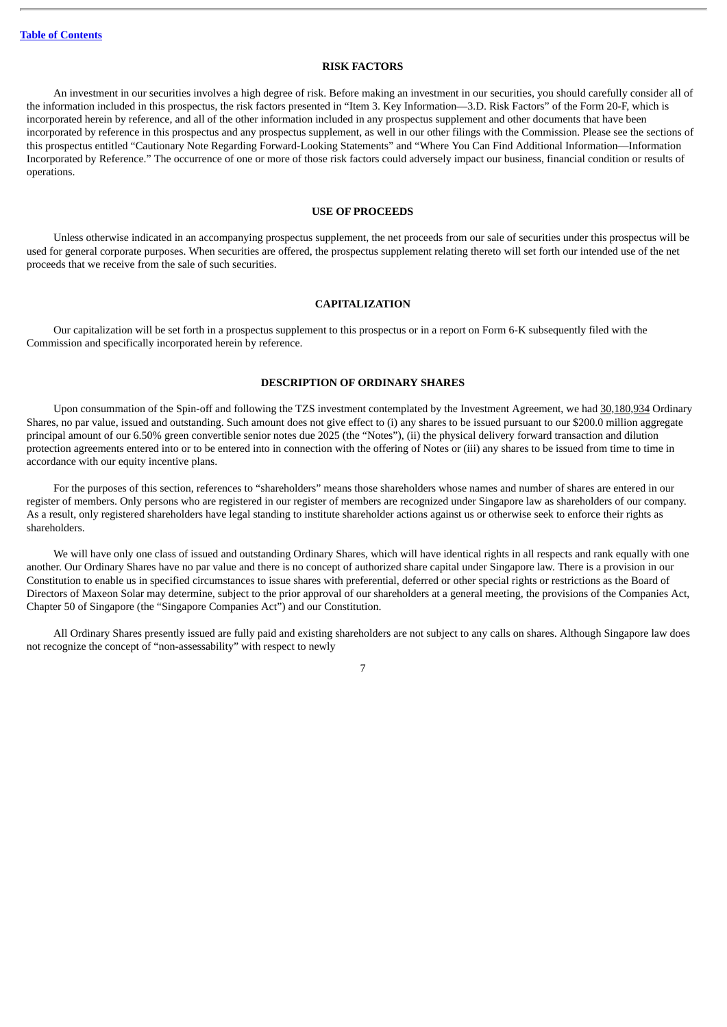## RISK FACTORS

An investment in our securities involves a high degree of risk. Before making an investment in our securities, you should carefully consider all of the information included in this prospectus, the risk factors presented in "Item 3. Key Information—3.D. Risk Factors" of the Form 20-F, which is incorporated herein by reference, and all of the other information included in any prospectus supplement and other documents that have been incorporated by reference in this prospectus and any prospectus supplement, as well in our other filings with the Commission. Please see the sections of this prospectus entitled "Cautionary Note Regarding Forward-Looking Statements" and "Where You Can Find Additional Information—Information Incorporated by Reference." The occurrence of one or more of those risk factors could adversely impact our business, financial condition or results of operations.

## USE OF PROCEEDS

Unless otherwise indicated in an accompanying prospectus supplement, the net proceeds from our sale of securities under this prospectus will be used for general corporate purposes. When securities are offered, the prospectus supplement relating thereto will set forth our intended use of the net proceeds that we receive from the sale of such securities.

## CAPITALIZATION

Our capitalization will be set forth in a prospectus supplement to this prospectus or in a report on Form 6-K subsequently filed with the Commission and specifically incorporated herein by reference.

## DESCRIPTION OF ORDINARY SHARES

Upon consummation of the Spin-off and following the TZS investment contemplated by the Investment Agreement, we had 30,180,934 Ordinary Shares, no par value, issued and outstanding. Such amount does not give effect to (i) any shares to be issued pursuant to our $200.0 million aggregate principal amount of our 6.50% green convertible senior notes due 2025 (the "Notes"), (ii) the physical delivery forward transaction and dilution protection agreements entered into or to be entered into in connection with the offering of Notes or (iii) any shares to be issued from time to time in accordance with our equity incentive plans.

For the purposes of this section, references to "shareholders" means those shareholders whose names and number of shares are entered in our register of members. Only persons who are registered in our register of members are recognized under Singapore law as shareholders of our company. As a result, only registered shareholders have legal standing to institute shareholder actions against us or otherwise seek to enforce their rights as shareholders.

We will have only one class of issued and outstanding Ordinary Shares, which will have identical rights in all respects and rank equally with one another. Our Ordinary Shares have no par value and there is no concept of authorized share capital under Singapore law. There is a provision in our Constitution to enable us in specified circumstances to issue shares with preferential, deferred or other special rights or restrictions as the Board of Directors of Maxeon Solar may determine, subject to the prior approval of our shareholders at a general meeting, the provisions of the Companies Act, Chapter 50 of Singapore (the "Singapore Companies Act") and our Constitution.

All Ordinary Shares presently issued are fully paid and existing shareholders are not subject to any calls on shares. Although Singapore law does not recognize the concept of "non-assessability" with respect to newly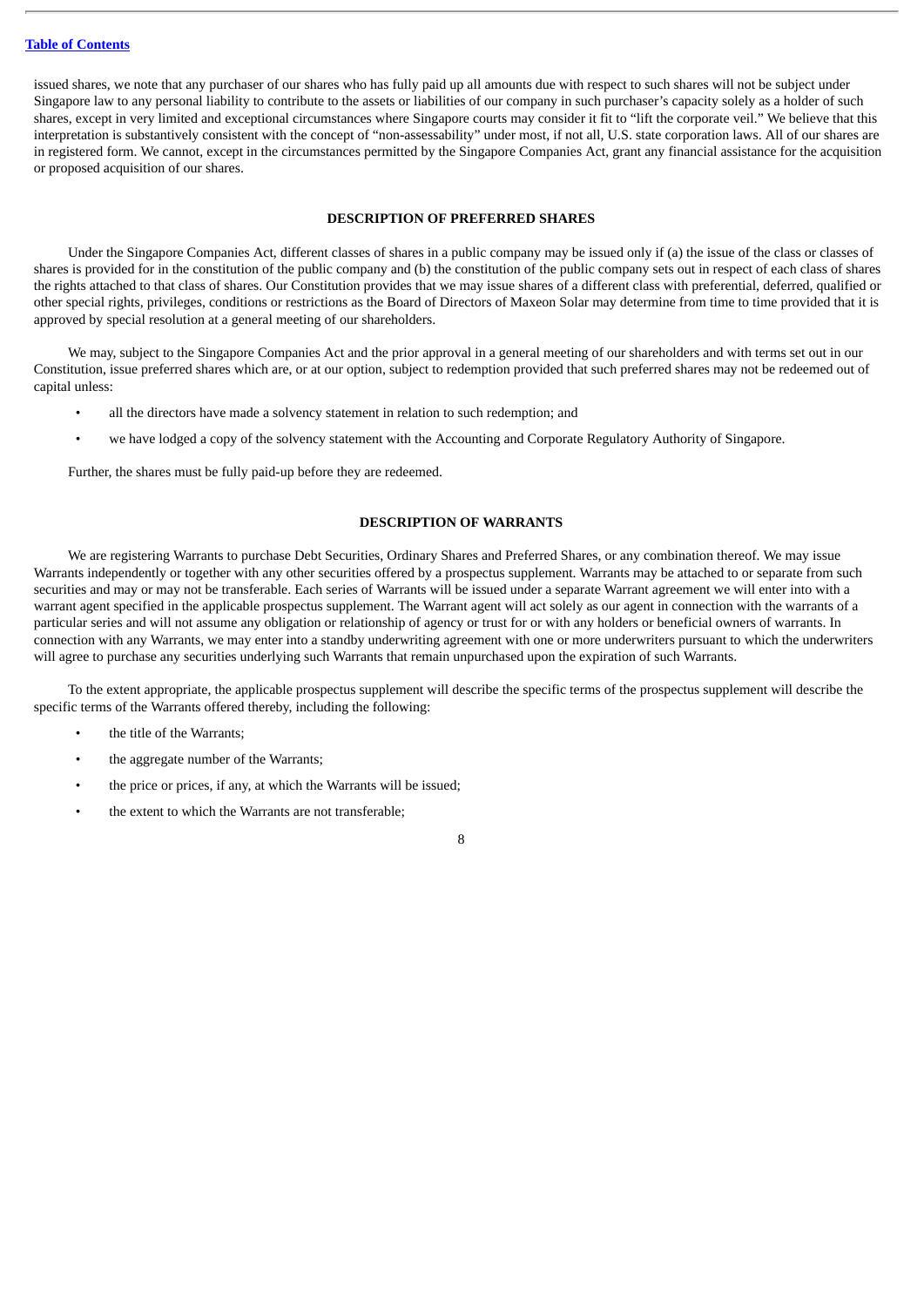issued shares, we note that any purchaser of our shares who has fully paid up all amounts due with respect to such shares will not be subject under Singapore law to any personal liability to contribute to the assets or liabilities of our company in such purchaser's capacity solely as a holder of such shares, except in very limited and exceptional circumstances where Singapore courts may consider it fit to "lift the corporate veil." We believe that this interpretation is substantively consistent with the concept of "non-assessability" under most, if not all, U.S. state corporation laws. All of our shares are in registered form. We cannot, except in the circumstances permitted by the Singapore Companies Act, grant any financial assistance for the acquisition or proposed acquisition of our shares.

## DESCRIPTION OF PREFERRED SHARES

Under the Singapore Companies Act, different classes of shares in a public company may be issued only if (a) the issue of the class or classes of shares is provided for in the constitution of the public company and (b) the constitution of the public company sets out in respect of each class of shares the rights attached to that class of shares. Our Constitution provides that we may issue shares of a different class with preferential, deferred, qualified or other special rights, privileges, conditions or restrictions as the Board of Directors of Maxeon Solar may determine from time to time provided that it is approved by special resolution at a general meeting of our shareholders.

We may, subject to the Singapore Companies Act and the prior approval in a general meeting of our shareholders and with terms set out in our Constitution, issue preferred shares which are, or at our option, subject to redemption provided that such preferred shares may not be redeemed out of capital unless:

- all the directors have made a solvency statement in relation to such redemption; and
- we have lodged a copy of the solvency statement with the Accounting and Corporate Regulatory Authority of Singapore.

Further, the shares must be fully paid-up before they are redeemed.

## DESCRIPTION OF WARRANTS

We are registering Warrants to purchase Debt Securities, Ordinary Shares and Preferred Shares, or any combination thereof. We may issue Warrants independently or together with any other securities offered by a prospectus supplement. Warrants may be attached to or separate from such securities and may or may not be transferable. Each series of Warrants will be issued under a separate Warrant agreement we will enter into with a warrant agent specified in the applicable prospectus supplement. The Warrant agent will act solely as our agent in connection with the warrants of a particular series and will not assume any obligation or relationship of agency or trust for or with any holders or beneficial owners of warrants. In connection with any Warrants, we may enter into a standby underwriting agreement with one or more underwriters pursuant to which the underwriters will agree to purchase any securities underlying such Warrants that remain unpurchased upon the expiration of such Warrants.

To the extent appropriate, the applicable prospectus supplement will describe the specific terms of the prospectus supplement will describe the specific terms of the Warrants offered thereby, including the following:

- the title of the Warrants;
- the aggregate number of the Warrants;
- the price or prices, if any, at which the Warrants will be issued;
- the extent to which the Warrants are not transferable;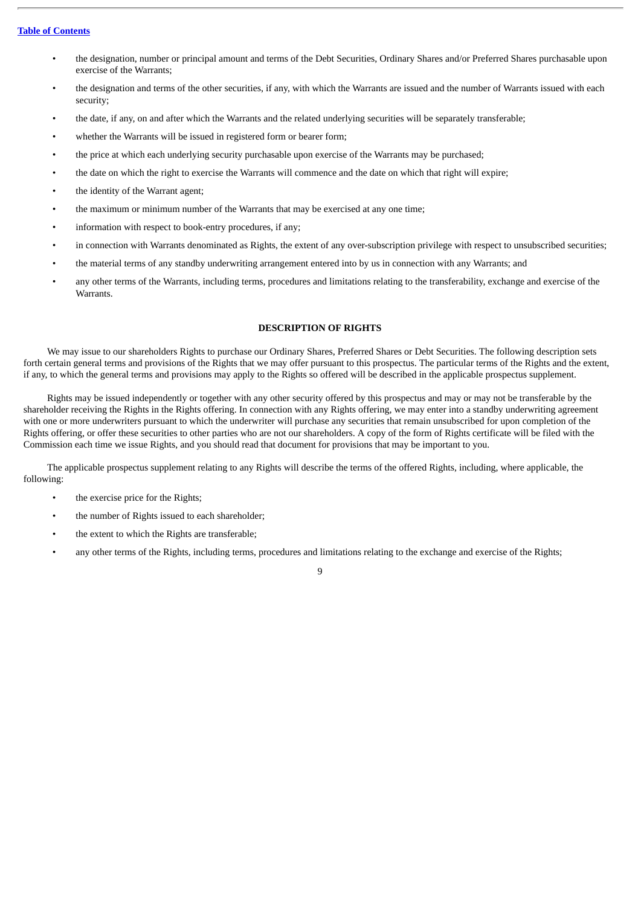- the designation, number or principal amount and terms of the Debt Securities, Ordinary Shares and/or Preferred Shares purchasable upon exercise of the Warrants;
- the designation and terms of the other securities, if any, with which the Warrants are issued and the number of Warrants issued with each security;
- the date, if any, on and after which the Warrants and the related underlying securities will be separately transferable;
- whether the Warrants will be issued in registered form or bearer form;
- the price at which each underlying security purchasable upon exercise of the Warrants may be purchased;
- the date on which the right to exercise the Warrants will commence and the date on which that right will expire;
- the identity of the Warrant agent;
- the maximum or minimum number of the Warrants that may be exercised at any one time;
- information with respect to book-entry procedures, if any;
- in connection with Warrants denominated as Rights, the extent of any over-subscription privilege with respect to unsubscribed securities;
- the material terms of any standby underwriting arrangement entered into by us in connection with any Warrants; and
- any other terms of the Warrants, including terms, procedures and limitations relating to the transferability, exchange and exercise of the Warrants.

## DESCRIPTION OF RIGHTS

We may issue to our shareholders Rights to purchase our Ordinary Shares, Preferred Shares or Debt Securities. The following description sets forth certain general terms and provisions of the Rights that we may offer pursuant to this prospectus. The particular terms of the Rights and the extent, if any, to which the general terms and provisions may apply to the Rights so offered will be described in the applicable prospectus supplement.

Rights may be issued independently or together with any other security offered by this prospectus and may or may not be transferable by the shareholder receiving the Rights in the Rights offering. In connection with any Rights offering, we may enter into a standby underwriting agreement with one or more underwriters pursuant to which the underwriter will purchase any securities that remain unsubscribed for upon completion of the Rights offering, or offer these securities to other parties who are not our shareholders. A copy of the form of Rights certificate will be filed with the Commission each time we issue Rights, and you should read that document for provisions that may be important to you.

The applicable prospectus supplement relating to any Rights will describe the terms of the offered Rights, including, where applicable, the following:

- the exercise price for the Rights;
- the number of Rights issued to each shareholder;
- the extent to which the Rights are transferable;
- any other terms of the Rights, including terms, procedures and limitations relating to the exchange and exercise of the Rights;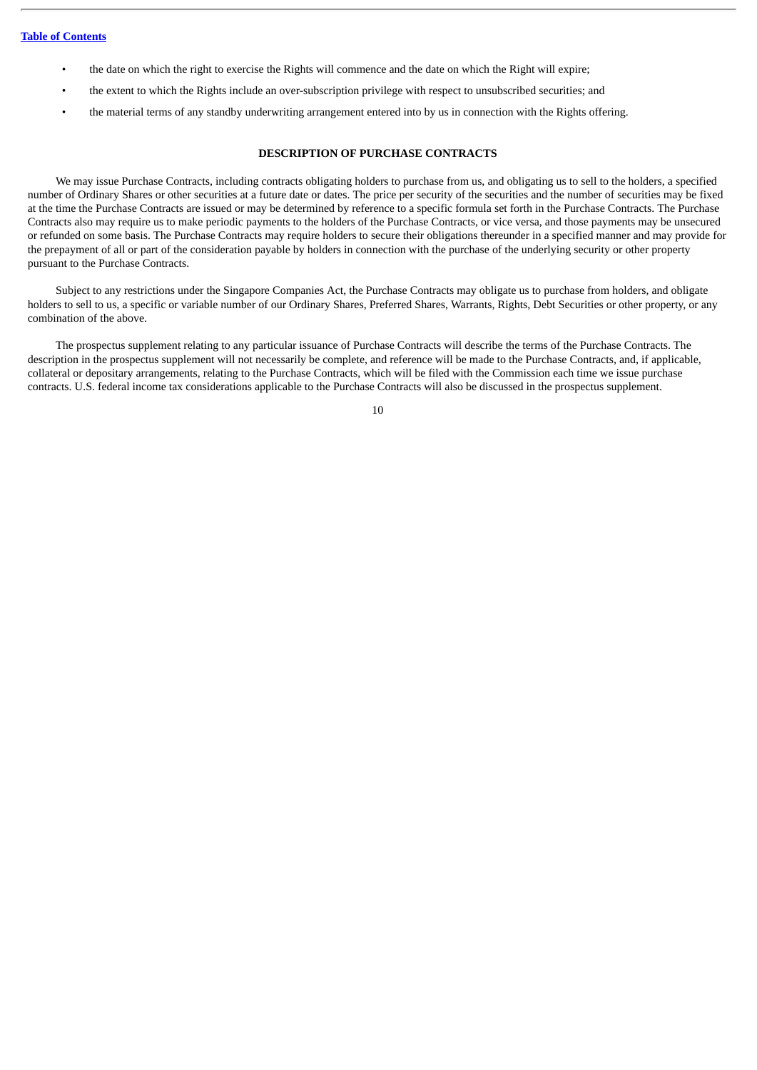- the date on which the right to exercise the Rights will commence and the date on which the Right will expire;
- the extent to which the Rights include an over-subscription privilege with respect to unsubscribed securities; and
- the material terms of any standby underwriting arrangement entered into by us in connection with the Rights offering.

## DESCRIPTION OF PURCHASE CONTRACTS

We may issue Purchase Contracts, including contracts obligating holders to purchase from us, and obligating us to sell to the holders, a specified number of Ordinary Shares or other securities at a future date or dates. The price per security of the securities and the number of securities may be fixed at the time the Purchase Contracts are issued or may be determined by reference to a specific formula set forth in the Purchase Contracts. The Purchase Contracts also may require us to make periodic payments to the holders of the Purchase Contracts, or vice versa, and those payments may be unsecured or refunded on some basis. The Purchase Contracts may require holders to secure their obligations thereunder in a specified manner and may provide for the prepayment of all or part of the consideration payable by holders in connection with the purchase of the underlying security or other property pursuant to the Purchase Contracts.

Subject to any restrictions under the Singapore Companies Act, the Purchase Contracts may obligate us to purchase from holders, and obligate holders to sell to us, a specific or variable number of our Ordinary Shares, Preferred Shares, Warrants, Rights, Debt Securities or other property, or any combination of the above.

The prospectus supplement relating to any particular issuance of Purchase Contracts will describe the terms of the Purchase Contracts. The description in the prospectus supplement will not necessarily be complete, and reference will be made to the Purchase Contracts, and, if applicable, collateral or depositary arrangements, relating to the Purchase Contracts, which will be filed with the Commission each time we issue purchase contracts. U.S. federal income tax considerations applicable to the Purchase Contracts will also be discussed in the prospectus supplement.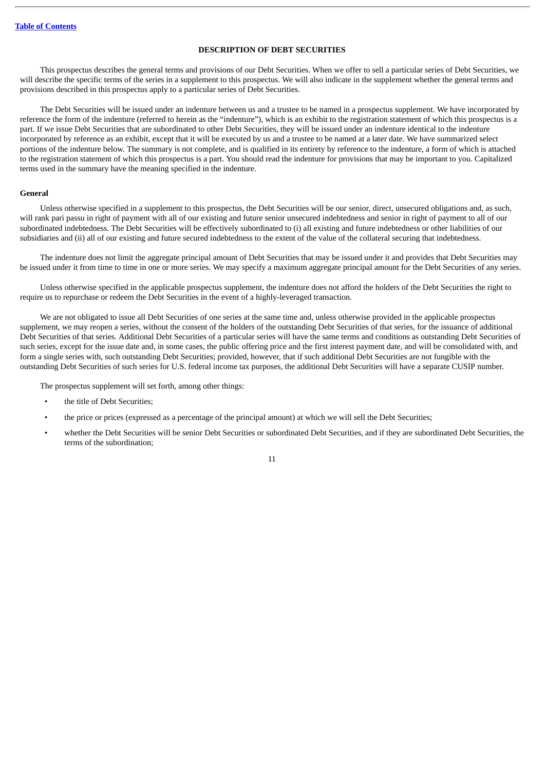## DESCRIPTION OF DEBT SECURITIES

This prospectus describes the general terms and provisions of our Debt Securities. When we offer to sell a particular series of Debt Securities, we will describe the specific terms of the series in a supplement to this prospectus. We will also indicate in the supplement whether the general terms and provisions described in this prospectus apply to a particular series of Debt Securities.

The Debt Securities will be issued under an indenture between us and a trustee to be named in a prospectus supplement. We have incorporated by reference the form of the indenture (referred to herein as the "indenture"), which is an exhibit to the registration statement of which this prospectus is a part. If we issue Debt Securities that are subordinated to other Debt Securities, they will be issued under an indenture identical to the indenture incorporated by reference as an exhibit, except that it will be executed by us and a trustee to be named at a later date. We have summarized select portions of the indenture below. The summary is not complete, and is qualified in its entirety by reference to the indenture, a form of which is attached to the registration statement of which this prospectus is a part. You should read the indenture for provisions that may be important to you. Capitalized terms used in the summary have the meaning specified in the indenture.

### General

Unless otherwise specified in a supplement to this prospectus, the Debt Securities will be our senior, direct, unsecured obligations and, as such, will rank pari passu in right of payment with all of our existing and future senior unsecured indebtedness and senior in right of payment to all of our subordinated indebtedness. The Debt Securities will be effectively subordinated to (i) all existing and future indebtedness or other liabilities of our subsidiaries and (ii) all of our existing and future secured indebtedness to the extent of the value of the collateral securing that indebtedness.

The indenture does not limit the aggregate principal amount of Debt Securities that may be issued under it and provides that Debt Securities may be issued under it from time to time in one or more series. We may specify a maximum aggregate principal amount for the Debt Securities of any series.

Unless otherwise specified in the applicable prospectus supplement, the indenture does not afford the holders of the Debt Securities the right to require us to repurchase or redeem the Debt Securities in the event of a highly-leveraged transaction.

We are not obligated to issue all Debt Securities of one series at the same time and, unless otherwise provided in the applicable prospectus supplement, we may reopen a series, without the consent of the holders of the outstanding Debt Securities of that series, for the issuance of additional Debt Securities of that series. Additional Debt Securities of a particular series will have the same terms and conditions as outstanding Debt Securities of such series, except for the issue date and, in some cases, the public offering price and the first interest payment date, and will be consolidated with, and form a single series with, such outstanding Debt Securities; provided, however, that if such additional Debt Securities are not fungible with the outstanding Debt Securities of such series for U.S. federal income tax purposes, the additional Debt Securities will have a separate CUSIP number.

The prospectus supplement will set forth, among other things:

- the title of Debt Securities;
- the price or prices (expressed as a percentage of the principal amount) at which we will sell the Debt Securities;
- whether the Debt Securities will be senior Debt Securities or subordinated Debt Securities, and if they are subordinated Debt Securities, the terms of the subordination;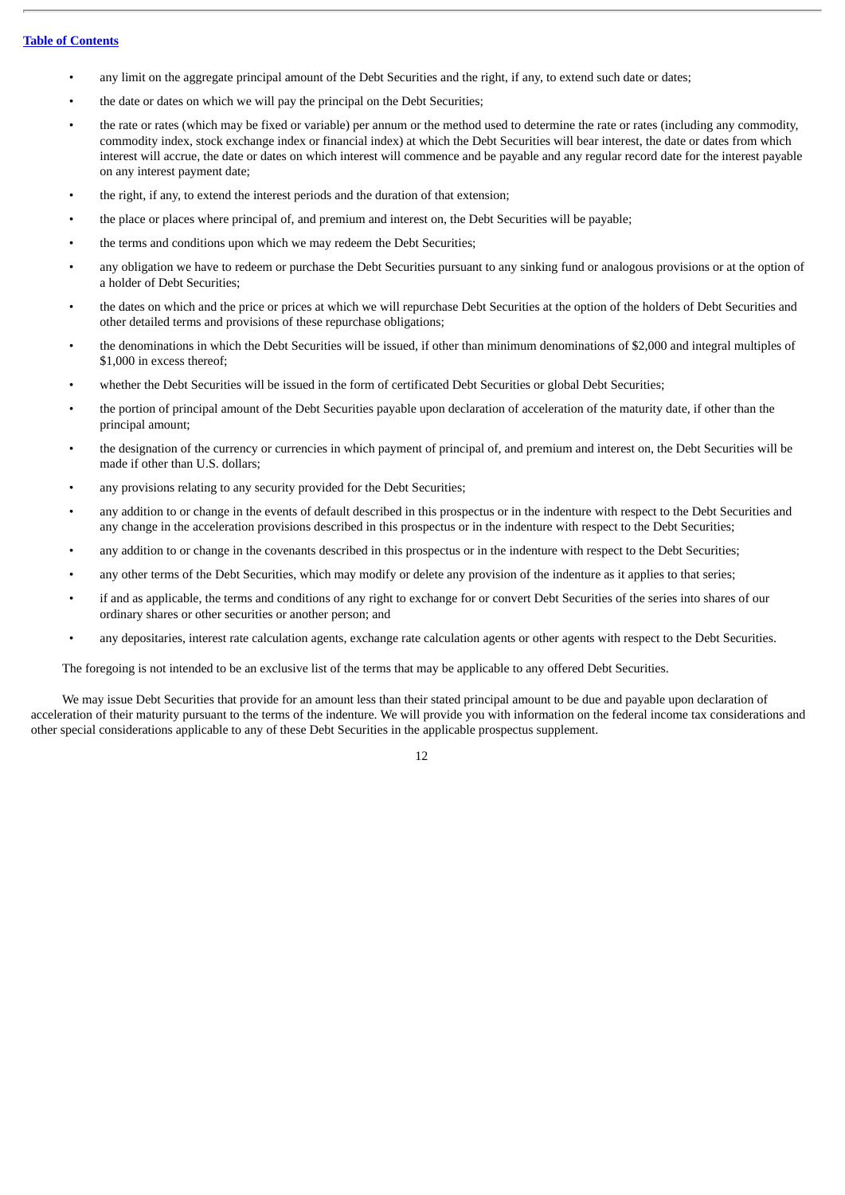- any limit on the aggregate principal amount of the Debt Securities and the right, if any, to extend such date or dates;
- the date or dates on which we will pay the principal on the Debt Securities;
- the rate or rates (which may be fixed or variable) per annum or the method used to determine the rate or rates (including any commodity, commodity index, stock exchange index or financial index) at which the Debt Securities will bear interest, the date or dates from which interest will accrue, the date or dates on which interest will commence and be payable and any regular record date for the interest payable on any interest payment date;
- the right, if any, to extend the interest periods and the duration of that extension;
- the place or places where principal of, and premium and interest on, the Debt Securities will be payable;
- the terms and conditions upon which we may redeem the Debt Securities;
- any obligation we have to redeem or purchase the Debt Securities pursuant to any sinking fund or analogous provisions or at the option of a holder of Debt Securities;
- the dates on which and the price or prices at which we will repurchase Debt Securities at the option of the holders of Debt Securities and other detailed terms and provisions of these repurchase obligations;
- the denominations in which the Debt Securities will be issued, if other than minimum denominations of $2,000 and integral multiples of $1,000 in excess thereof;
- whether the Debt Securities will be issued in the form of certificated Debt Securities or global Debt Securities;
- the portion of principal amount of the Debt Securities payable upon declaration of acceleration of the maturity date, if other than the principal amount;
- the designation of the currency or currencies in which payment of principal of, and premium and interest on, the Debt Securities will be made if other than U.S. dollars;
- any provisions relating to any security provided for the Debt Securities;
- any addition to or change in the events of default described in this prospectus or in the indenture with respect to the Debt Securities and any change in the acceleration provisions described in this prospectus or in the indenture with respect to the Debt Securities;
- any addition to or change in the covenants described in this prospectus or in the indenture with respect to the Debt Securities;
- any other terms of the Debt Securities, which may modify or delete any provision of the indenture as it applies to that series;
- if and as applicable, the terms and conditions of any right to exchange for or convert Debt Securities of the series into shares of our ordinary shares or other securities or another person; and
- any depositaries, interest rate calculation agents, exchange rate calculation agents or other agents with respect to the Debt Securities.

The foregoing is not intended to be an exclusive list of the terms that may be applicable to any offered Debt Securities.

We may issue Debt Securities that provide for an amount less than their stated principal amount to be due and payable upon declaration of acceleration of their maturity pursuant to the terms of the indenture. We will provide you with information on the federal income tax considerations and other special considerations applicable to any of these Debt Securities in the applicable prospectus supplement.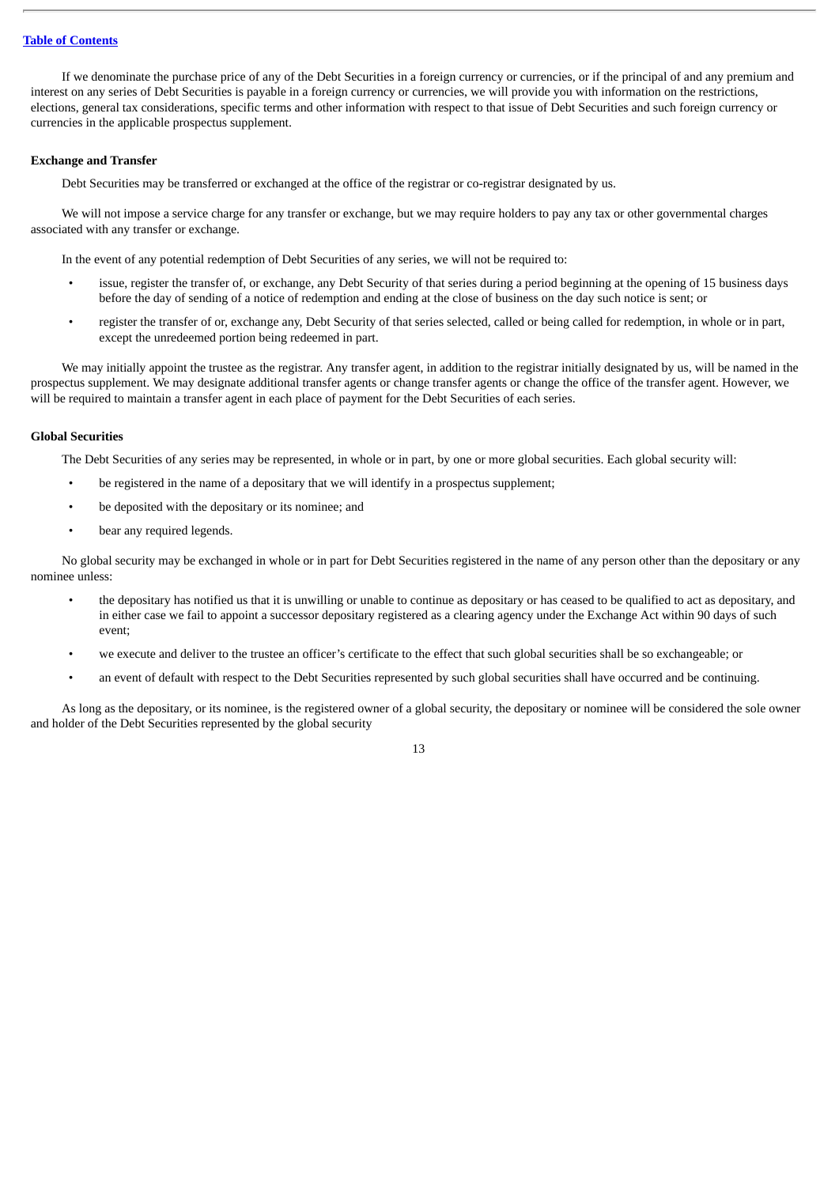If we denominate the purchase price of any of the Debt Securities in a foreign currency or currencies, or if the principal of and any premium and interest on any series of Debt Securities is payable in a foreign currency or currencies, we will provide you with information on the restrictions, elections, general tax considerations, specific terms and other information with respect to that issue of Debt Securities and such foreign currency or currencies in the applicable prospectus supplement.

**Exchange and Transfer**

Debt Securities may be transferred or exchanged at the office of the registrar or co-registrar designated by us.

We will not impose a service charge for any transfer or exchange, but we may require holders to pay any tax or other governmental charges associated with any transfer or exchange.

In the event of any potential redemption of Debt Securities of any series, we will not be required to:

- issue, register the transfer of, or exchange, any Debt Security of that series during a period beginning at the opening of 15 business days before the day of sending of a notice of redemption and ending at the close of business on the day such notice is sent; or
- register the transfer of or, exchange any, Debt Security of that series selected, called or being called for redemption, in whole or in part, except the unredeemed portion being redeemed in part.

We may initially appoint the trustee as the registrar. Any transfer agent, in addition to the registrar initially designated by us, will be named in the prospectus supplement. We may designate additional transfer agents or change transfer agents or change the office of the transfer agent. However, we will be required to maintain a transfer agent in each place of payment for the Debt Securities of each series.

**Global Securities**

The Debt Securities of any series may be represented, in whole or in part, by one or more global securities. Each global security will:

- be registered in the name of a depositary that we will identify in a prospectus supplement;
- be deposited with the depositary or its nominee; and
- bear any required legends.

No global security may be exchanged in whole or in part for Debt Securities registered in the name of any person other than the depositary or any nominee unless:

- the depositary has notified us that it is unwilling or unable to continue as depositary or has ceased to be qualified to act as depositary, and in either case we fail to appoint a successor depositary registered as a clearing agency under the Exchange Act within 90 days of such event;
- we execute and deliver to the trustee an officer's certificate to the effect that such global securities shall be so exchangeable; or
- an event of default with respect to the Debt Securities represented by such global securities shall have occurred and be continuing.

As long as the depositary, or its nominee, is the registered owner of a global security, the depositary or nominee will be considered the sole owner and holder of the Debt Securities represented by the global security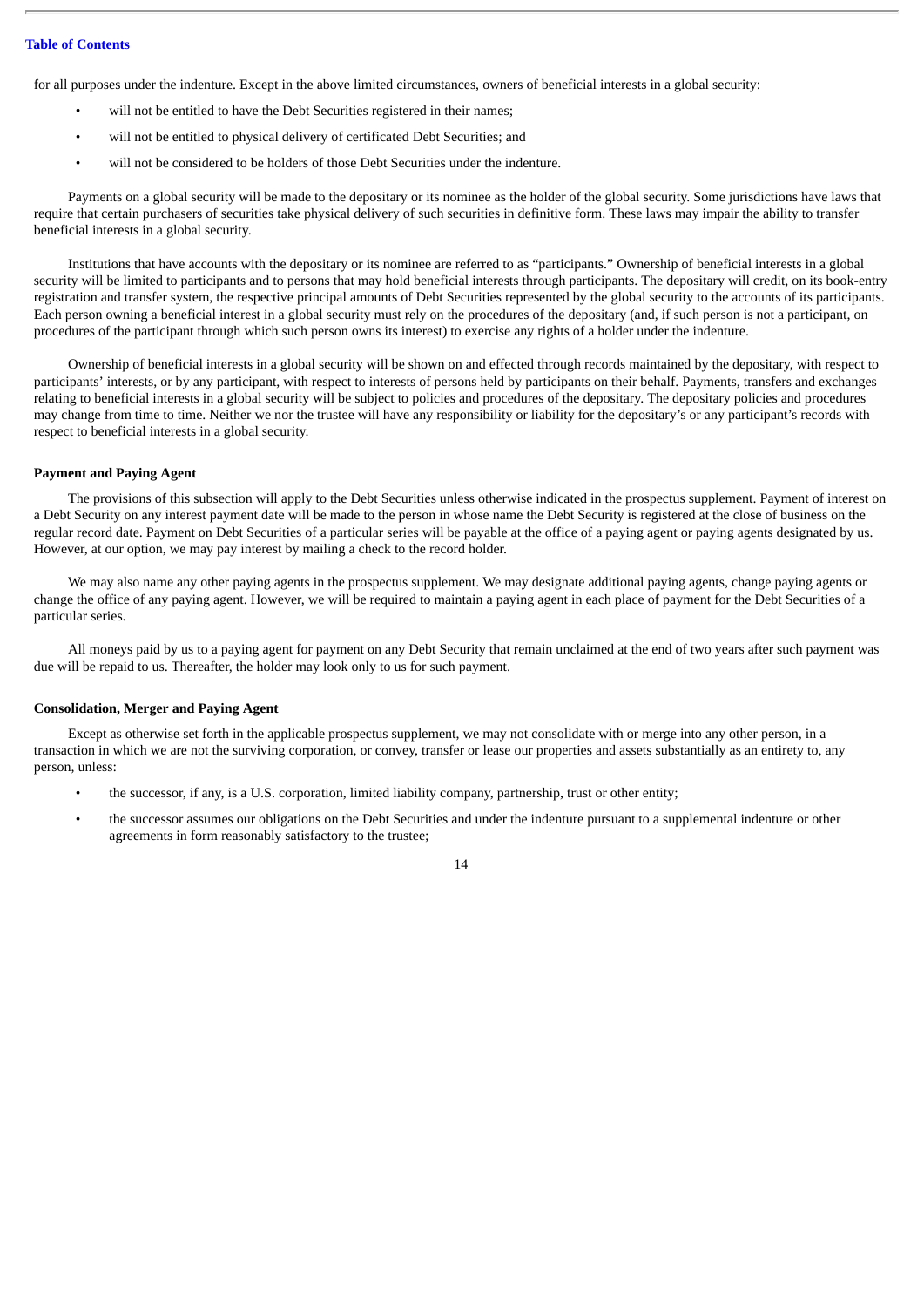for all purposes under the indenture. Except in the above limited circumstances, owners of beneficial interests in a global security:

- will not be entitled to have the Debt Securities registered in their names;
- will not be entitled to physical delivery of certificated Debt Securities; and
- will not be considered to be holders of those Debt Securities under the indenture.

Payments on a global security will be made to the depositary or its nominee as the holder of the global security. Some jurisdictions have laws that require that certain purchasers of securities take physical delivery of such securities in definitive form. These laws may impair the ability to transfer beneficial interests in a global security.

Institutions that have accounts with the depositary or its nominee are referred to as "participants." Ownership of beneficial interests in a global security will be limited to participants and to persons that may hold beneficial interests through participants. The depositary will credit, on its book-entry registration and transfer system, the respective principal amounts of Debt Securities represented by the global security to the accounts of its participants. Each person owning a beneficial interest in a global security must rely on the procedures of the depositary (and, if such person is not a participant, on procedures of the participant through which such person owns its interest) to exercise any rights of a holder under the indenture.

Ownership of beneficial interests in a global security will be shown on and effected through records maintained by the depositary, with respect to participants' interests, or by any participant, with respect to interests of persons held by participants on their behalf. Payments, transfers and exchanges relating to beneficial interests in a global security will be subject to policies and procedures of the depositary. The depositary policies and procedures may change from time to time. Neither we nor the trustee will have any responsibility or liability for the depositary's or any participant's records with respect to beneficial interests in a global security.

**Payment and Paying Agent**

The provisions of this subsection will apply to the Debt Securities unless otherwise indicated in the prospectus supplement. Payment of interest on a Debt Security on any interest payment date will be made to the person in whose name the Debt Security is registered at the close of business on the regular record date. Payment on Debt Securities of a particular series will be payable at the office of a paying agent or paying agents designated by us. However, at our option, we may pay interest by mailing a check to the record holder.

We may also name any other paying agents in the prospectus supplement. We may designate additional paying agents, change paying agents or change the office of any paying agent. However, we will be required to maintain a paying agent in each place of payment for the Debt Securities of a particular series.

All moneys paid by us to a paying agent for payment on any Debt Security that remain unclaimed at the end of two years after such payment was due will be repaid to us. Thereafter, the holder may look only to us for such payment.

**Consolidation, Merger and Paying Agent**

Except as otherwise set forth in the applicable prospectus supplement, we may not consolidate with or merge into any other person, in a transaction in which we are not the surviving corporation, or convey, transfer or lease our properties and assets substantially as an entirety to, any person, unless:

- the successor, if any, is a U.S. corporation, limited liability company, partnership, trust or other entity;
- the successor assumes our obligations on the Debt Securities and under the indenture pursuant to a supplemental indenture or other agreements in form reasonably satisfactory to the trustee;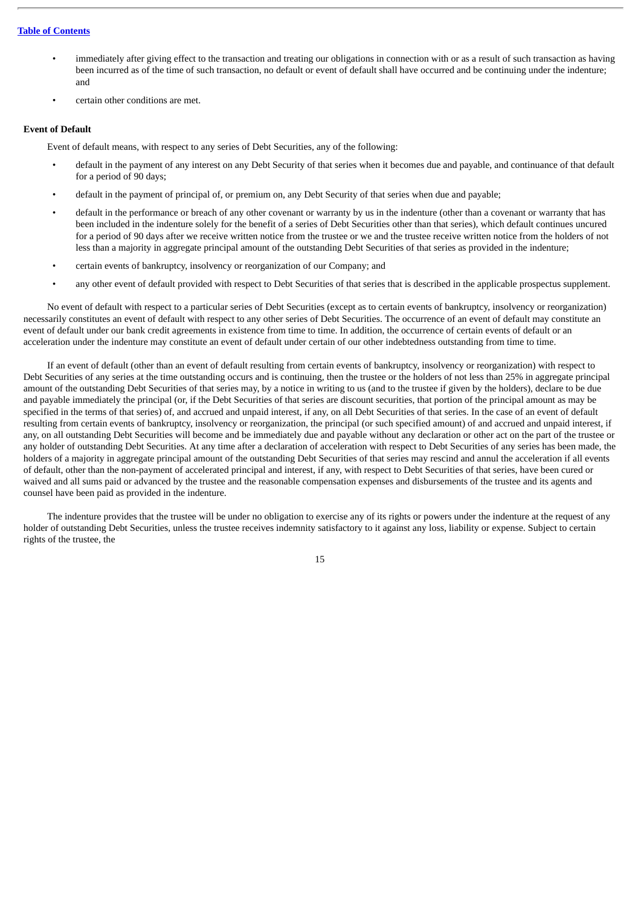- immediately after giving effect to the transaction and treating our obligations in connection with or as a result of such transaction as having been incurred as of the time of such transaction, no default or event of default shall have occurred and be continuing under the indenture; and
- certain other conditions are met.

**Event of Default**

Event of default means, with respect to any series of Debt Securities, any of the following:

- default in the payment of any interest on any Debt Security of that series when it becomes due and payable, and continuance of that default for a period of 90 days;
- default in the payment of principal of, or premium on, any Debt Security of that series when due and payable;
- default in the performance or breach of any other covenant or warranty by us in the indenture (other than a covenant or warranty that has been included in the indenture solely for the benefit of a series of Debt Securities other than that series), which default continues uncured for a period of 90 days after we receive written notice from the trustee or we and the trustee receive written notice from the holders of not less than a majority in aggregate principal amount of the outstanding Debt Securities of that series as provided in the indenture;
- certain events of bankruptcy, insolvency or reorganization of our Company; and
- any other event of default provided with respect to Debt Securities of that series that is described in the applicable prospectus supplement.

No event of default with respect to a particular series of Debt Securities (except as to certain events of bankruptcy, insolvency or reorganization) necessarily constitutes an event of default with respect to any other series of Debt Securities. The occurrence of an event of default may constitute an event of default under our bank credit agreements in existence from time to time. In addition, the occurrence of certain events of default or an acceleration under the indenture may constitute an event of default under certain of our other indebtedness outstanding from time to time.

If an event of default (other than an event of default resulting from certain events of bankruptcy, insolvency or reorganization) with respect to Debt Securities of any series at the time outstanding occurs and is continuing, then the trustee or the holders of not less than 25% in aggregate principal amount of the outstanding Debt Securities of that series may, by a notice in writing to us (and to the trustee if given by the holders), declare to be due and payable immediately the principal (or, if the Debt Securities of that series are discount securities, that portion of the principal amount as may be specified in the terms of that series) of, and accrued and unpaid interest, if any, on all Debt Securities of that series. In the case of an event of default resulting from certain events of bankruptcy, insolvency or reorganization, the principal (or such specified amount) of and accrued and unpaid interest, if any, on all outstanding Debt Securities will become and be immediately due and payable without any declaration or other act on the part of the trustee or any holder of outstanding Debt Securities. At any time after a declaration of acceleration with respect to Debt Securities of any series has been made, the holders of a majority in aggregate principal amount of the outstanding Debt Securities of that series may rescind and annul the acceleration if all events of default, other than the non-payment of accelerated principal and interest, if any, with respect to Debt Securities of that series, have been cured or waived and all sums paid or advanced by the trustee and the reasonable compensation expenses and disbursements of the trustee and its agents and counsel have been paid as provided in the indenture.

The indenture provides that the trustee will be under no obligation to exercise any of its rights or powers under the indenture at the request of any holder of outstanding Debt Securities, unless the trustee receives indemnity satisfactory to it against any loss, liability or expense. Subject to certain rights of the trustee, the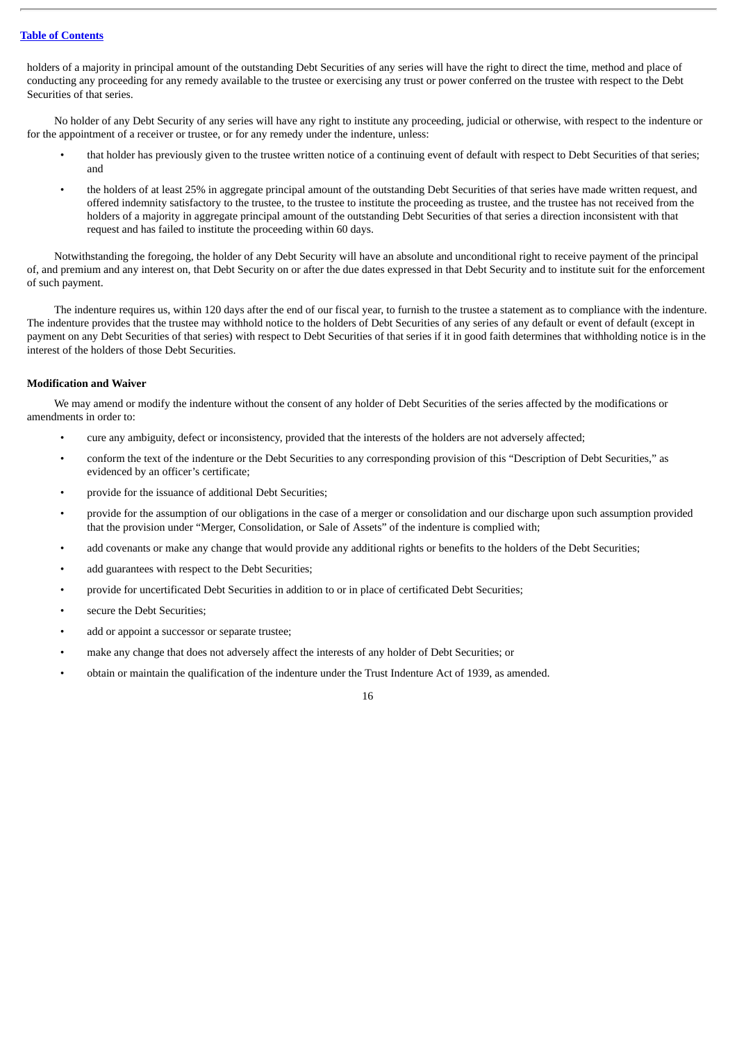holders of a majority in principal amount of the outstanding Debt Securities of any series will have the right to direct the time, method and place of conducting any proceeding for any remedy available to the trustee or exercising any trust or power conferred on the trustee with respect to the Debt Securities of that series.

No holder of any Debt Security of any series will have any right to institute any proceeding, judicial or otherwise, with respect to the indenture or for the appointment of a receiver or trustee, or for any remedy under the indenture, unless:

- that holder has previously given to the trustee written notice of a continuing event of default with respect to Debt Securities of that series; and
- the holders of at least 25% in aggregate principal amount of the outstanding Debt Securities of that series have made written request, and offered indemnity satisfactory to the trustee, to the trustee to institute the proceeding as trustee, and the trustee has not received from the holders of a majority in aggregate principal amount of the outstanding Debt Securities of that series a direction inconsistent with that request and has failed to institute the proceeding within 60 days.

Notwithstanding the foregoing, the holder of any Debt Security will have an absolute and unconditional right to receive payment of the principal of, and premium and any interest on, that Debt Security on or after the due dates expressed in that Debt Security and to institute suit for the enforcement of such payment.

The indenture requires us, within 120 days after the end of our fiscal year, to furnish to the trustee a statement as to compliance with the indenture. The indenture provides that the trustee may withhold notice to the holders of Debt Securities of any series of any default or event of default (except in payment on any Debt Securities of that series) with respect to Debt Securities of that series if it in good faith determines that withholding notice is in the interest of the holders of those Debt Securities.

**Modification and Waiver**

We may amend or modify the indenture without the consent of any holder of Debt Securities of the series affected by the modifications or amendments in order to:

- cure any ambiguity, defect or inconsistency, provided that the interests of the holders are not adversely affected;
- conform the text of the indenture or the Debt Securities to any corresponding provision of this "Description of Debt Securities," as evidenced by an officer's certificate;
- provide for the issuance of additional Debt Securities;
- provide for the assumption of our obligations in the case of a merger or consolidation and our discharge upon such assumption provided that the provision under "Merger, Consolidation, or Sale of Assets" of the indenture is complied with;
- add covenants or make any change that would provide any additional rights or benefits to the holders of the Debt Securities;
- add guarantees with respect to the Debt Securities;
- provide for uncertificated Debt Securities in addition to or in place of certificated Debt Securities;
- secure the Debt Securities;
- add or appoint a successor or separate trustee;
- make any change that does not adversely affect the interests of any holder of Debt Securities; or
- obtain or maintain the qualification of the indenture under the Trust Indenture Act of 1939, as amended.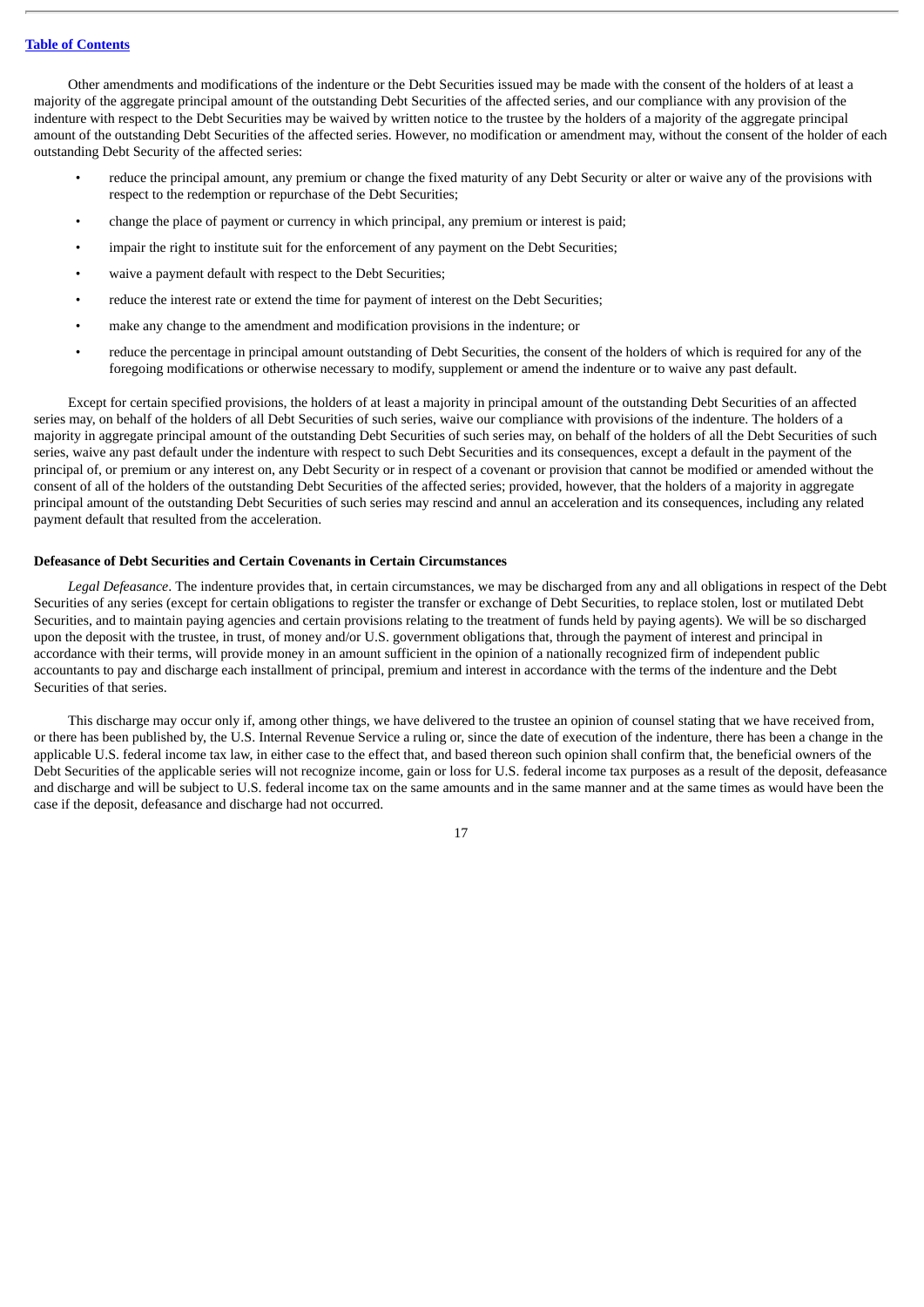Other amendments and modifications of the indenture or the Debt Securities issued may be made with the consent of the holders of at least a majority of the aggregate principal amount of the outstanding Debt Securities of the affected series, and our compliance with any provision of the indenture with respect to the Debt Securities may be waived by written notice to the trustee by the holders of a majority of the aggregate principal amount of the outstanding Debt Securities of the affected series. However, no modification or amendment may, without the consent of the holder of each outstanding Debt Security of the affected series:

- reduce the principal amount, any premium or change the fixed maturity of any Debt Security or alter or waive any of the provisions with respect to the redemption or repurchase of the Debt Securities;
- change the place of payment or currency in which principal, any premium or interest is paid;
- impair the right to institute suit for the enforcement of any payment on the Debt Securities;
- waive a payment default with respect to the Debt Securities;
- reduce the interest rate or extend the time for payment of interest on the Debt Securities;
- make any change to the amendment and modification provisions in the indenture; or
- reduce the percentage in principal amount outstanding of Debt Securities, the consent of the holders of which is required for any of the foregoing modifications or otherwise necessary to modify, supplement or amend the indenture or to waive any past default.

Except for certain specified provisions, the holders of at least a majority in principal amount of the outstanding Debt Securities of an affected series may, on behalf of the holders of all Debt Securities of such series, waive our compliance with provisions of the indenture. The holders of a majority in aggregate principal amount of the outstanding Debt Securities of such series may, on behalf of the holders of all the Debt Securities of such series, waive any past default under the indenture with respect to such Debt Securities and its consequences, except a default in the payment of the principal of, or premium or any interest on, any Debt Security or in respect of a covenant or provision that cannot be modified or amended without the consent of all of the holders of the outstanding Debt Securities of the affected series; provided, however, that the holders of a majority in aggregate principal amount of the outstanding Debt Securities of such series may rescind and annul an acceleration and its consequences, including any related payment default that resulted from the acceleration.

**Defeasance of Debt Securities and Certain Covenants in Certain Circumstances**

*Legal Defeasance*. The indenture provides that, in certain circumstances, we may be discharged from any and all obligations in respect of the Debt Securities of any series (except for certain obligations to register the transfer or exchange of Debt Securities, to replace stolen, lost or mutilated Debt Securities, and to maintain paying agencies and certain provisions relating to the treatment of funds held by paying agents). We will be so discharged upon the deposit with the trustee, in trust, of money and/or U.S. government obligations that, through the payment of interest and principal in accordance with their terms, will provide money in an amount sufficient in the opinion of a nationally recognized firm of independent public accountants to pay and discharge each installment of principal, premium and interest in accordance with the terms of the indenture and the Debt Securities of that series.

This discharge may occur only if, among other things, we have delivered to the trustee an opinion of counsel stating that we have received from, or there has been published by, the U.S. Internal Revenue Service a ruling or, since the date of execution of the indenture, there has been a change in the applicable U.S. federal income tax law, in either case to the effect that, and based thereon such opinion shall confirm that, the beneficial owners of the Debt Securities of the applicable series will not recognize income, gain or loss for U.S. federal income tax purposes as a result of the deposit, defeasance and discharge and will be subject to U.S. federal income tax on the same amounts and in the same manner and at the same times as would have been the case if the deposit, defeasance and discharge had not occurred.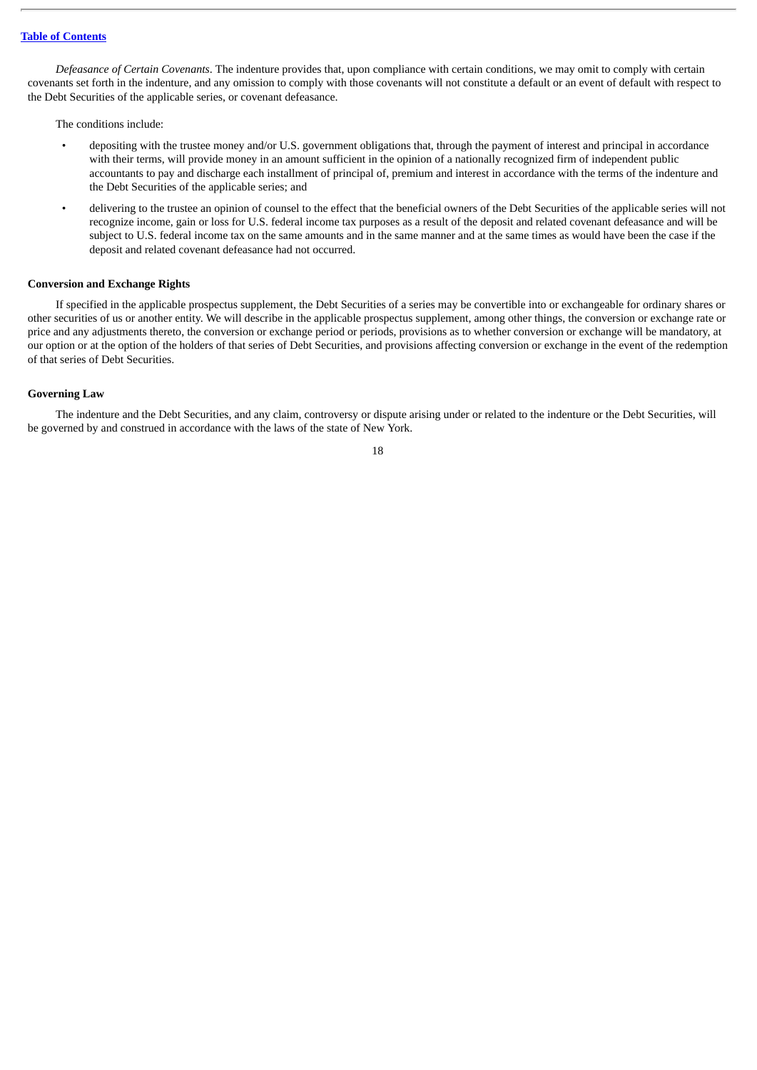*Defeasance of Certain Covenants*. The indenture provides that, upon compliance with certain conditions, we may omit to comply with certain covenants set forth in the indenture, and any omission to comply with those covenants will not constitute a default or an event of default with respect to the Debt Securities of the applicable series, or covenant defeasance.

The conditions include:

- depositing with the trustee money and/or U.S. government obligations that, through the payment of interest and principal in accordance with their terms, will provide money in an amount sufficient in the opinion of a nationally recognized firm of independent public accountants to pay and discharge each installment of principal of, premium and interest in accordance with the terms of the indenture and the Debt Securities of the applicable series; and
- delivering to the trustee an opinion of counsel to the effect that the beneficial owners of the Debt Securities of the applicable series will not recognize income, gain or loss for U.S. federal income tax purposes as a result of the deposit and related covenant defeasance and will be subject to U.S. federal income tax on the same amounts and in the same manner and at the same times as would have been the case if the deposit and related covenant defeasance had not occurred.

**Conversion and Exchange Rights**

If specified in the applicable prospectus supplement, the Debt Securities of a series may be convertible into or exchangeable for ordinary shares or other securities of us or another entity. We will describe in the applicable prospectus supplement, among other things, the conversion or exchange rate or price and any adjustments thereto, the conversion or exchange period or periods, provisions as to whether conversion or exchange will be mandatory, at our option or at the option of the holders of that series of Debt Securities, and provisions affecting conversion or exchange in the event of the redemption of that series of Debt Securities.

**Governing Law**

The indenture and the Debt Securities, and any claim, controversy or dispute arising under or related to the indenture or the Debt Securities, will be governed by and construed in accordance with the laws of the state of New York.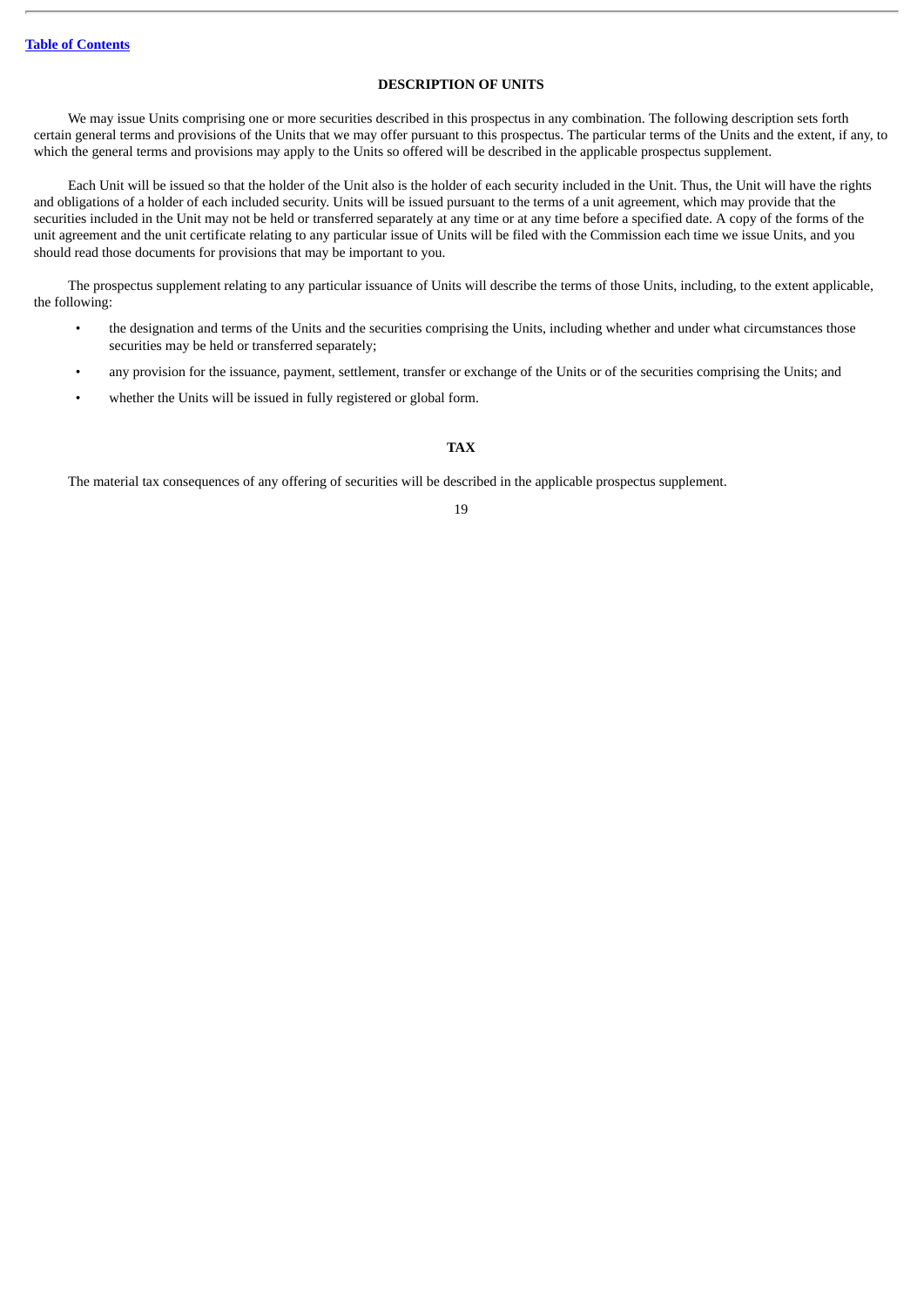## DESCRIPTION OF UNITS

We may issue Units comprising one or more securities described in this prospectus in any combination. The following description sets forth certain general terms and provisions of the Units that we may offer pursuant to this prospectus. The particular terms of the Units and the extent, if any, to which the general terms and provisions may apply to the Units so offered will be described in the applicable prospectus supplement.

Each Unit will be issued so that the holder of the Unit also is the holder of each security included in the Unit. Thus, the Unit will have the rights and obligations of a holder of each included security. Units will be issued pursuant to the terms of a unit agreement, which may provide that the securities included in the Unit may not be held or transferred separately at any time or at any time before a specified date. A copy of the forms of the unit agreement and the unit certificate relating to any particular issue of Units will be filed with the Commission each time we issue Units, and you should read those documents for provisions that may be important to you.

The prospectus supplement relating to any particular issuance of Units will describe the terms of those Units, including, to the extent applicable, the following:

- the designation and terms of the Units and the securities comprising the Units, including whether and under what circumstances those securities may be held or transferred separately;
- any provision for the issuance, payment, settlement, transfer or exchange of the Units or of the securities comprising the Units; and
- whether the Units will be issued in fully registered or global form.

## TAX

The material tax consequences of any offering of securities will be described in the applicable prospectus supplement.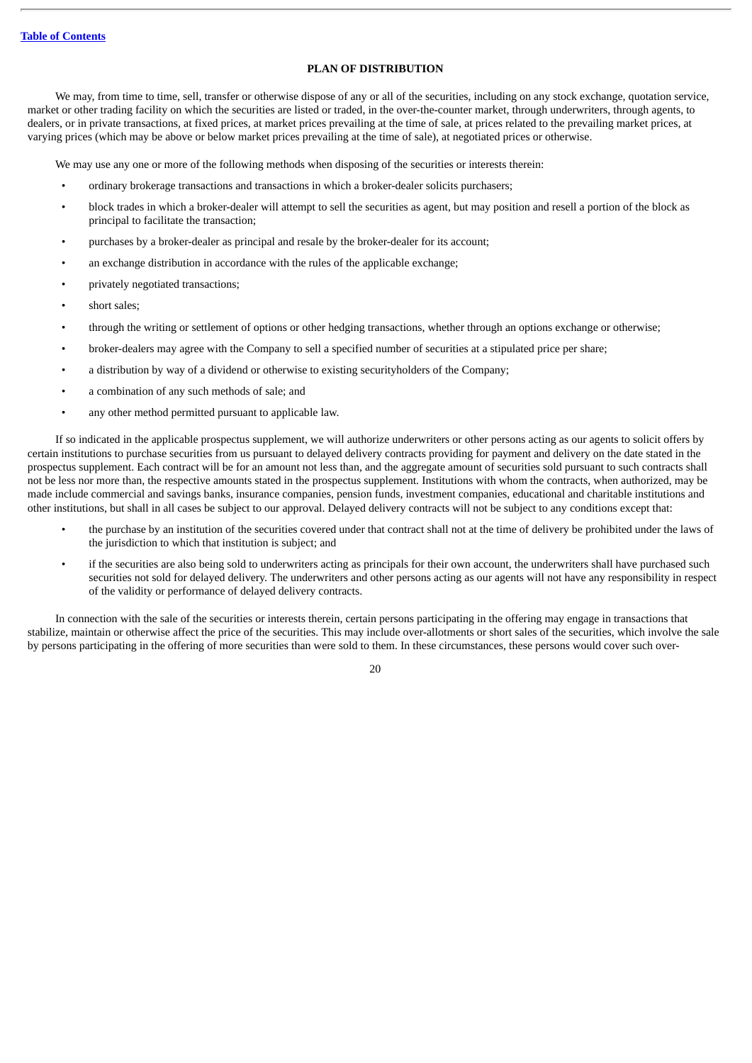## PLAN OF DISTRIBUTION

We may, from time to time, sell, transfer or otherwise dispose of any or all of the securities, including on any stock exchange, quotation service, market or other trading facility on which the securities are listed or traded, in the over-the-counter market, through underwriters, through agents, to dealers, or in private transactions, at fixed prices, at market prices prevailing at the time of sale, at prices related to the prevailing market prices, at varying prices (which may be above or below market prices prevailing at the time of sale), at negotiated prices or otherwise.

We may use any one or more of the following methods when disposing of the securities or interests therein:

- ordinary brokerage transactions and transactions in which a broker-dealer solicits purchasers;
- block trades in which a broker-dealer will attempt to sell the securities as agent, but may position and resell a portion of the block as principal to facilitate the transaction;
- purchases by a broker-dealer as principal and resale by the broker-dealer for its account;
- an exchange distribution in accordance with the rules of the applicable exchange;
- privately negotiated transactions;
- short sales;
- through the writing or settlement of options or other hedging transactions, whether through an options exchange or otherwise;
- broker-dealers may agree with the Company to sell a specified number of securities at a stipulated price per share;
- a distribution by way of a dividend or otherwise to existing securityholders of the Company;
- a combination of any such methods of sale; and
- any other method permitted pursuant to applicable law.

If so indicated in the applicable prospectus supplement, we will authorize underwriters or other persons acting as our agents to solicit offers by certain institutions to purchase securities from us pursuant to delayed delivery contracts providing for payment and delivery on the date stated in the prospectus supplement. Each contract will be for an amount not less than, and the aggregate amount of securities sold pursuant to such contracts shall not be less nor more than, the respective amounts stated in the prospectus supplement. Institutions with whom the contracts, when authorized, may be made include commercial and savings banks, insurance companies, pension funds, investment companies, educational and charitable institutions and other institutions, but shall in all cases be subject to our approval. Delayed delivery contracts will not be subject to any conditions except that:

- the purchase by an institution of the securities covered under that contract shall not at the time of delivery be prohibited under the laws of the jurisdiction to which that institution is subject; and
- if the securities are also being sold to underwriters acting as principals for their own account, the underwriters shall have purchased such securities not sold for delayed delivery. The underwriters and other persons acting as our agents will not have any responsibility in respect of the validity or performance of delayed delivery contracts.

In connection with the sale of the securities or interests therein, certain persons participating in the offering may engage in transactions that stabilize, maintain or otherwise affect the price of the securities. This may include over-allotments or short sales of the securities, which involve the sale by persons participating in the offering of more securities than were sold to them. In these circumstances, these persons would cover such over-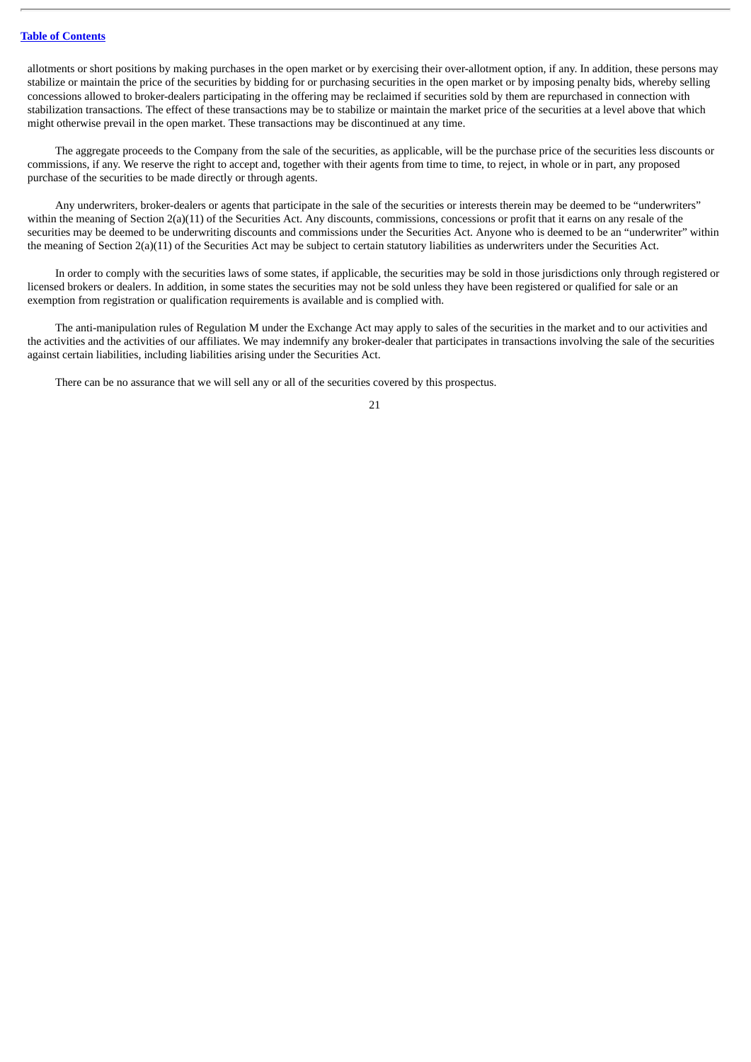allotments or short positions by making purchases in the open market or by exercising their over-allotment option, if any. In addition, these persons may stabilize or maintain the price of the securities by bidding for or purchasing securities in the open market or by imposing penalty bids, whereby selling concessions allowed to broker-dealers participating in the offering may be reclaimed if securities sold by them are repurchased in connection with stabilization transactions. The effect of these transactions may be to stabilize or maintain the market price of the securities at a level above that which might otherwise prevail in the open market. These transactions may be discontinued at any time.

The aggregate proceeds to the Company from the sale of the securities, as applicable, will be the purchase price of the securities less discounts or commissions, if any. We reserve the right to accept and, together with their agents from time to time, to reject, in whole or in part, any proposed purchase of the securities to be made directly or through agents.

Any underwriters, broker-dealers or agents that participate in the sale of the securities or interests therein may be deemed to be "underwriters" within the meaning of Section 2(a)(11) of the Securities Act. Any discounts, commissions, concessions or profit that it earns on any resale of the securities may be deemed to be underwriting discounts and commissions under the Securities Act. Anyone who is deemed to be an "underwriter" within the meaning of Section 2(a)(11) of the Securities Act may be subject to certain statutory liabilities as underwriters under the Securities Act.

In order to comply with the securities laws of some states, if applicable, the securities may be sold in those jurisdictions only through registered or licensed brokers or dealers. In addition, in some states the securities may not be sold unless they have been registered or qualified for sale or an exemption from registration or qualification requirements is available and is complied with.

The anti-manipulation rules of Regulation M under the Exchange Act may apply to sales of the securities in the market and to our activities and the activities and the activities of our affiliates. We may indemnify any broker-dealer that participates in transactions involving the sale of the securities against certain liabilities, including liabilities arising under the Securities Act.

There can be no assurance that we will sell any or all of the securities covered by this prospectus.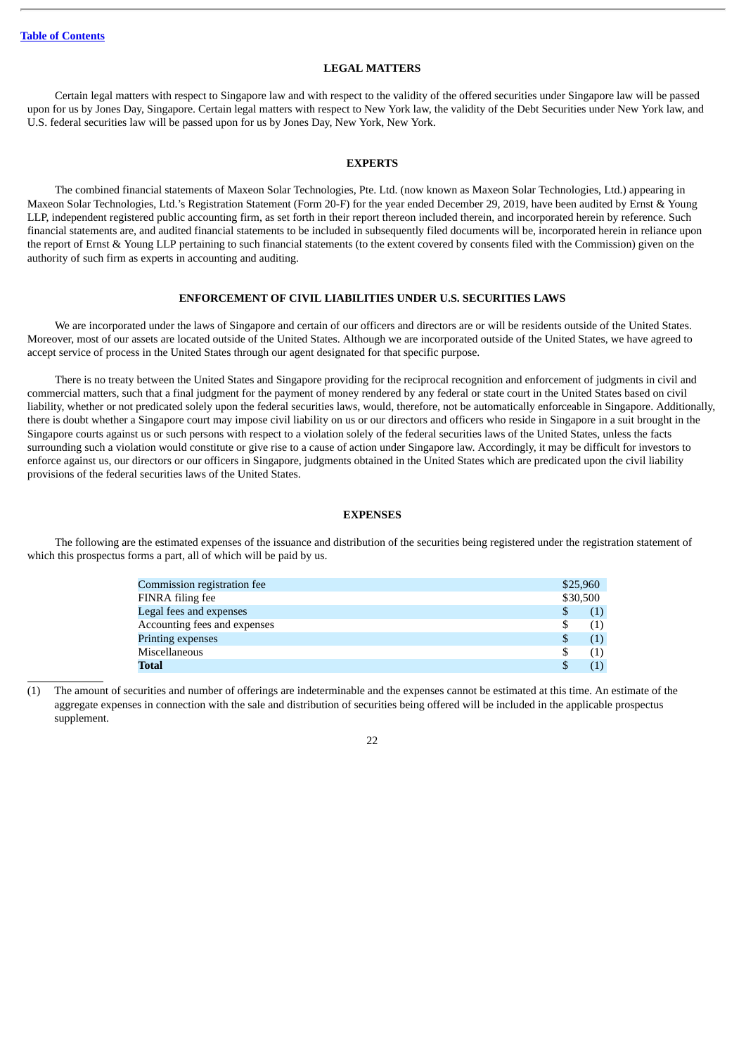[Table of Contents](#)

## LEGAL MATTERS

Certain legal matters with respect to Singapore law and with respect to the validity of the offered securities under Singapore law will be passed upon for us by Jones Day, Singapore. Certain legal matters with respect to New York law, the validity of the Debt Securities under New York law, and U.S. federal securities law will be passed upon for us by Jones Day, New York, New York.

## EXPERTS

The combined financial statements of Maxeon Solar Technologies, Pte. Ltd. (now known as Maxeon Solar Technologies, Ltd.) appearing in Maxeon Solar Technologies, Ltd.'s Registration Statement (Form 20-F) for the year ended December 29, 2019, have been audited by Ernst & Young LLP, independent registered public accounting firm, as set forth in their report thereon included therein, and incorporated herein by reference. Such financial statements are, and audited financial statements to be included in subsequently filed documents will be, incorporated herein in reliance upon the report of Ernst & Young LLP pertaining to such financial statements (to the extent covered by consents filed with the Commission) given on the authority of such firm as experts in accounting and auditing.

## ENFORCEMENT OF CIVIL LIABILITIES UNDER U.S. SECURITIES LAWS

We are incorporated under the laws of Singapore and certain of our officers and directors are or will be residents outside of the United States. Moreover, most of our assets are located outside of the United States. Although we are incorporated outside of the United States, we have agreed to accept service of process in the United States through our agent designated for that specific purpose.

There is no treaty between the United States and Singapore providing for the reciprocal recognition and enforcement of judgments in civil and commercial matters, such that a final judgment for the payment of money rendered by any federal or state court in the United States based on civil liability, whether or not predicated solely upon the federal securities laws, would, therefore, not be automatically enforceable in Singapore. Additionally, there is doubt whether a Singapore court may impose civil liability on us or our directors and officers who reside in Singapore in a suit brought in the Singapore courts against us or such persons with respect to a violation solely of the federal securities laws of the United States, unless the facts surrounding such a violation would constitute or give rise to a cause of action under Singapore law. Accordingly, it may be difficult for investors to enforce against us, our directors or our officers in Singapore, judgments obtained in the United States which are predicated upon the civil liability provisions of the federal securities laws of the United States.

## EXPENSES

The following are the estimated expenses of the issuance and distribution of the securities being registered under the registration statement of which this prospectus forms a part, all of which will be paid by us.

| | |
|---|---|
| Commission registration fee | $25,960 |
| FINRA filing fee | $30,500 |
| Legal fees and expenses | $ (1) |
| Accounting fees and expenses | $ (1) |
| Printing expenses | $ (1) |
| Miscellaneous | $ (1) |
| **Total** | $ (1) |

(1) The amount of securities and number of offerings are indeterminable and the expenses cannot be estimated at this time. An estimate of the aggregate expenses in connection with the sale and distribution of securities being offered will be included in the applicable prospectus supplement.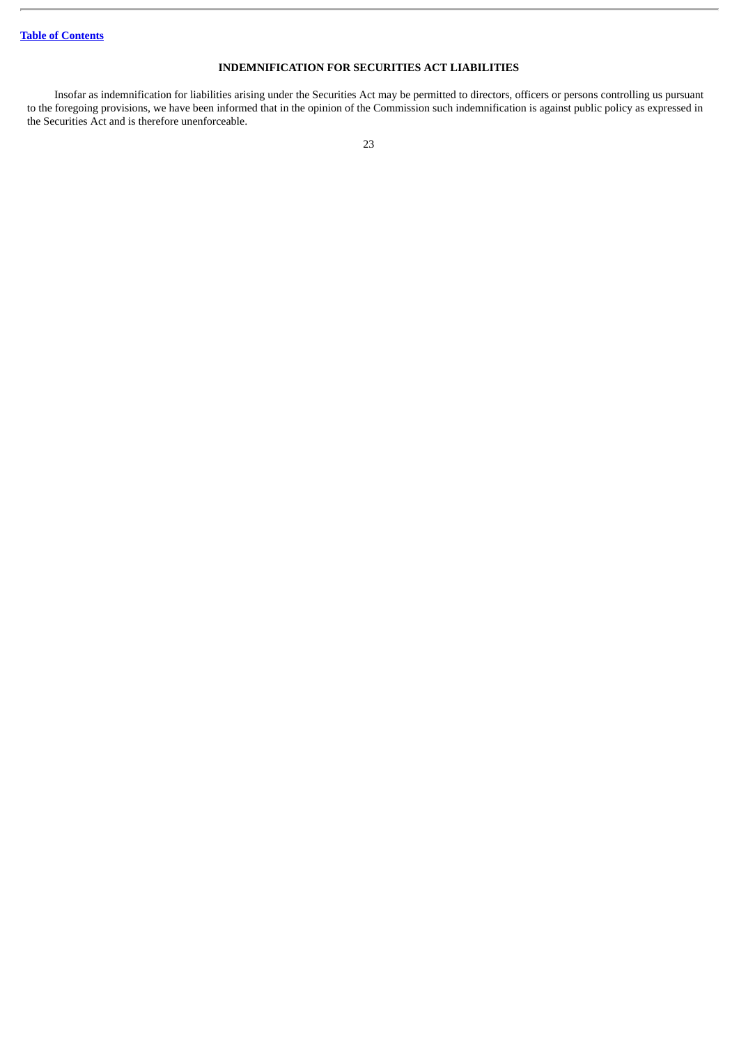## INDEMNIFICATION FOR SECURITIES ACT LIABILITIES

Insofar as indemnification for liabilities arising under the Securities Act may be permitted to directors, officers or persons controlling us pursuant to the foregoing provisions, we have been informed that in the opinion of the Commission such indemnification is against public policy as expressed in the Securities Act and is therefore unenforceable.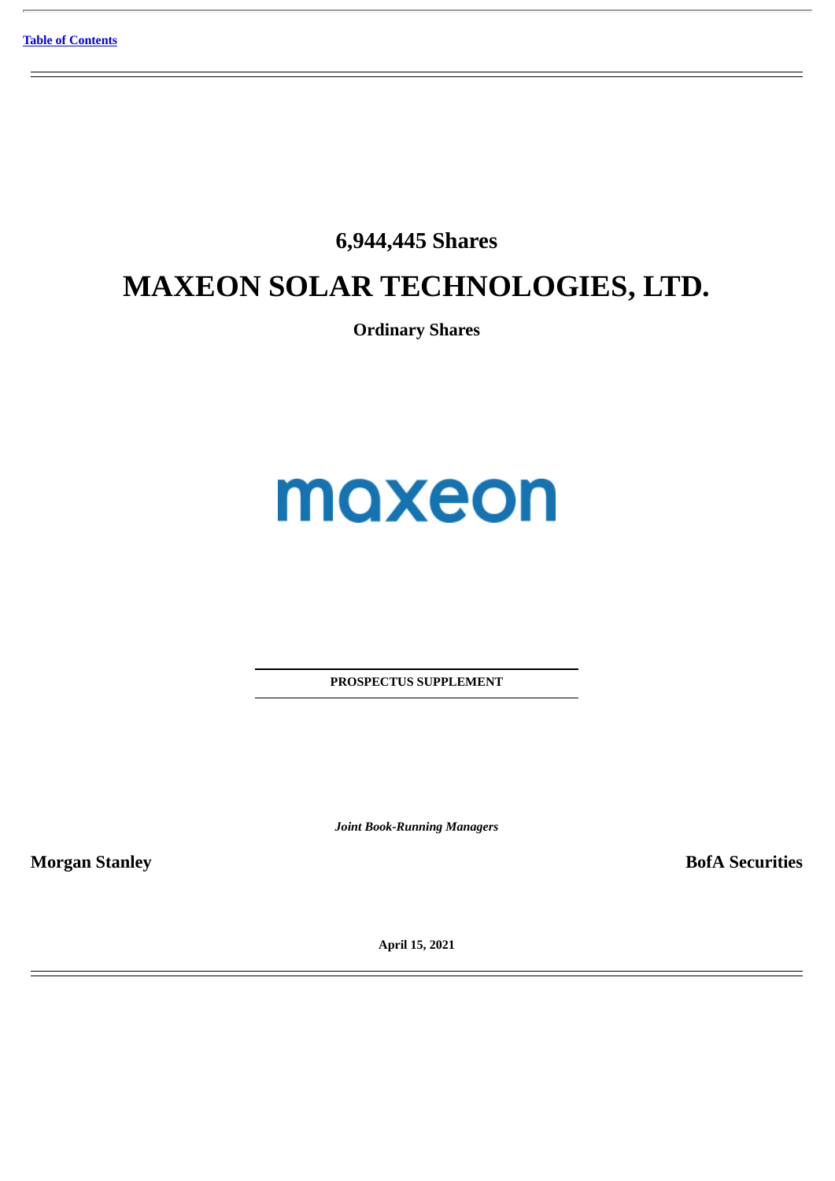[Table of Contents](#)

# 6,944,445 Shares

# MAXEON SOLAR TECHNOLOGIES, LTD.

**Ordinary Shares**

maxeon

**PROSPECTUS SUPPLEMENT**

***Joint Book-Running Managers***

**Morgan Stanley** **BofA Securities**

**April 15, 2021**